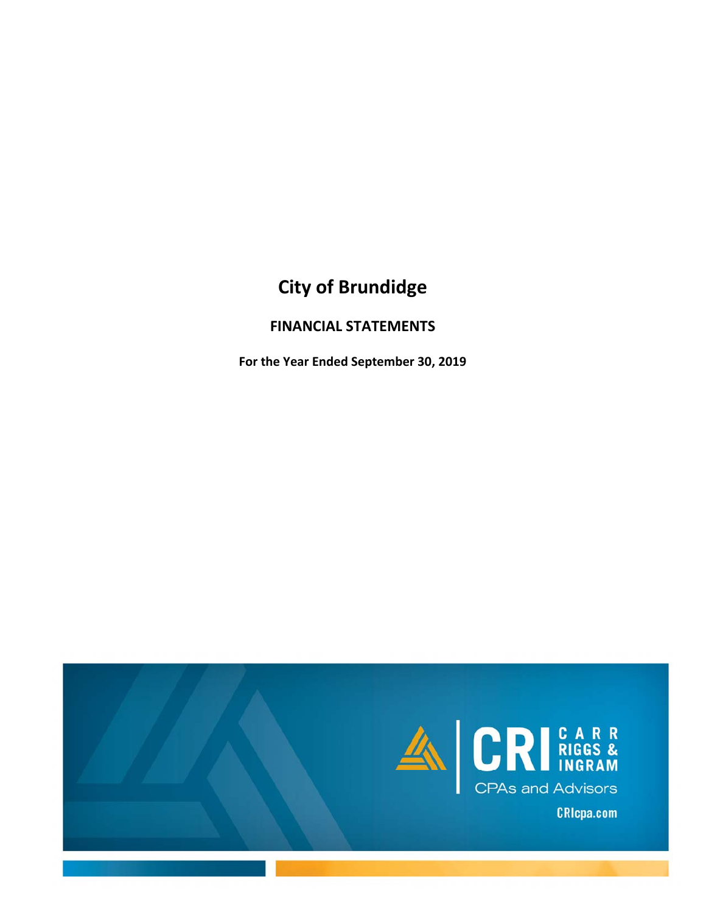# City of Brundidge

## FINANCIAL STATEMENTS

**For the Year Ended September 30, 2019**

CRI CARR RIGGS & INGRAM

CPAs and Advisors

CRIcpa.com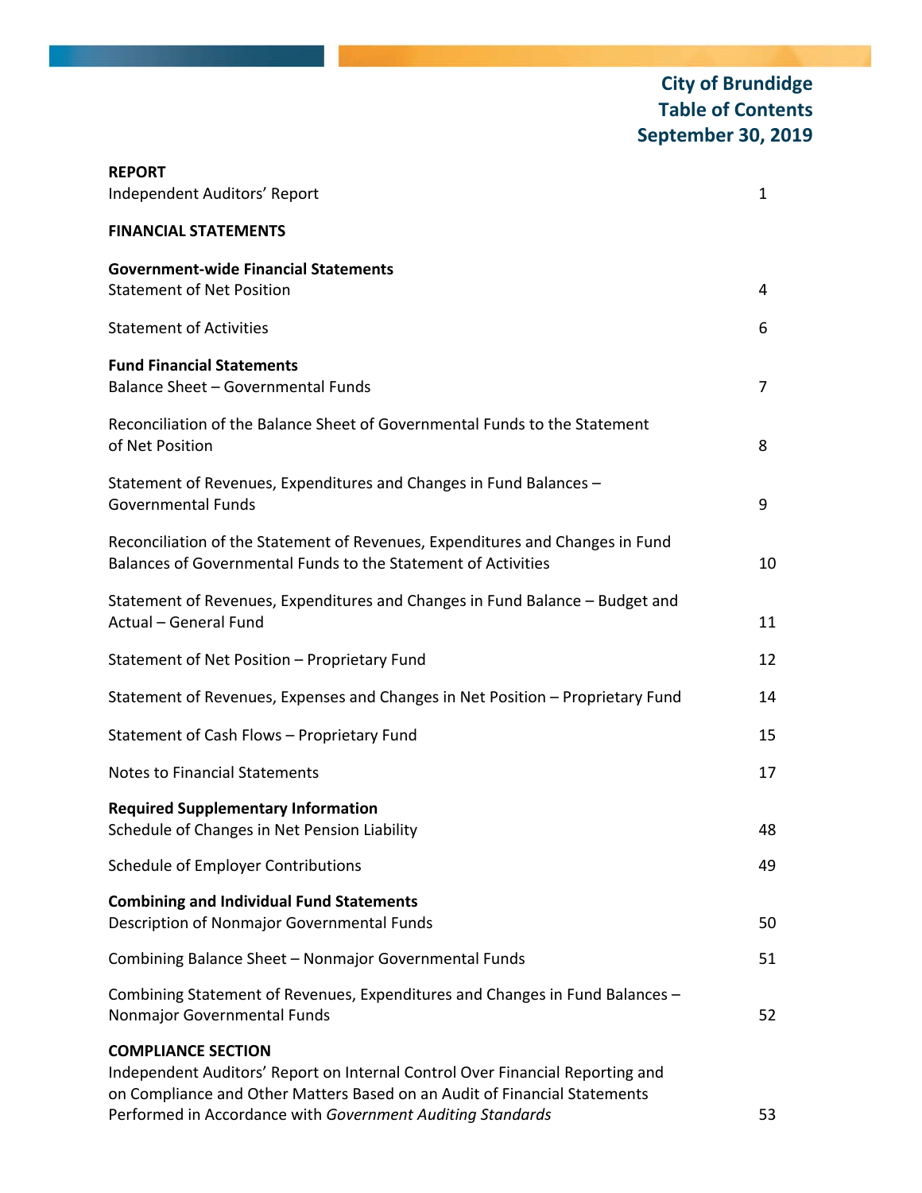# City of Brundidge
# Table of Contents
# September 30, 2019

| | |
|---|---|
| **REPORT** | |
| Independent Auditors' Report | 1 |
| **FINANCIAL STATEMENTS** | |
| **Government-wide Financial Statements** | |
| Statement of Net Position | 4 |
| Statement of Activities | 6 |
| **Fund Financial Statements** | |
| Balance Sheet – Governmental Funds | 7 |
| Reconciliation of the Balance Sheet of Governmental Funds to the Statement of Net Position | 8 |
| Statement of Revenues, Expenditures and Changes in Fund Balances – Governmental Funds | 9 |
| Reconciliation of the Statement of Revenues, Expenditures and Changes in Fund Balances of Governmental Funds to the Statement of Activities | 10 |
| Statement of Revenues, Expenditures and Changes in Fund Balance – Budget and Actual – General Fund | 11 |
| Statement of Net Position – Proprietary Fund | 12 |
| Statement of Revenues, Expenses and Changes in Net Position – Proprietary Fund | 14 |
| Statement of Cash Flows – Proprietary Fund | 15 |
| Notes to Financial Statements | 17 |
| **Required Supplementary Information** | |
| Schedule of Changes in Net Pension Liability | 48 |
| Schedule of Employer Contributions | 49 |
| **Combining and Individual Fund Statements** | |
| Description of Nonmajor Governmental Funds | 50 |
| Combining Balance Sheet – Nonmajor Governmental Funds | 51 |
| Combining Statement of Revenues, Expenditures and Changes in Fund Balances – Nonmajor Governmental Funds | 52 |
| **COMPLIANCE SECTION** | |
| Independent Auditors' Report on Internal Control Over Financial Reporting and on Compliance and Other Matters Based on an Audit of Financial Statements Performed in Accordance with *Government Auditing Standards* | 53 |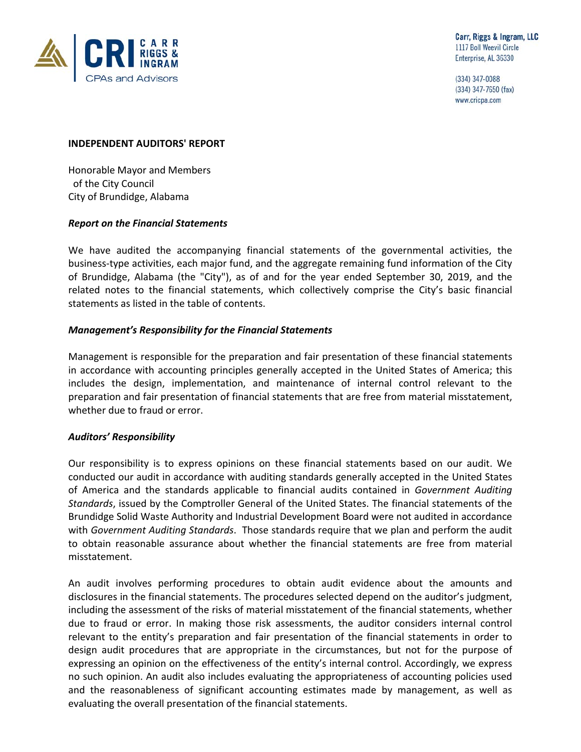Carr, Riggs & Ingram, LLC
1117 Boll Weevil Circle
Enterprise, AL 36330

(334) 347-0088
(334) 347-7650 (fax)
www.cricpa.com

**INDEPENDENT AUDITORS' REPORT**

Honorable Mayor and Members
of the City Council
City of Brundidge, Alabama

***Report on the Financial Statements***

We have audited the accompanying financial statements of the governmental activities, the business-type activities, each major fund, and the aggregate remaining fund information of the City of Brundidge, Alabama (the "City"), as of and for the year ended September 30, 2019, and the related notes to the financial statements, which collectively comprise the City's basic financial statements as listed in the table of contents.

***Management's Responsibility for the Financial Statements***

Management is responsible for the preparation and fair presentation of these financial statements in accordance with accounting principles generally accepted in the United States of America; this includes the design, implementation, and maintenance of internal control relevant to the preparation and fair presentation of financial statements that are free from material misstatement, whether due to fraud or error.

***Auditors' Responsibility***

Our responsibility is to express opinions on these financial statements based on our audit. We conducted our audit in accordance with auditing standards generally accepted in the United States of America and the standards applicable to financial audits contained in *Government Auditing Standards*, issued by the Comptroller General of the United States. The financial statements of the Brundidge Solid Waste Authority and Industrial Development Board were not audited in accordance with *Government Auditing Standards*. Those standards require that we plan and perform the audit to obtain reasonable assurance about whether the financial statements are free from material misstatement.

An audit involves performing procedures to obtain audit evidence about the amounts and disclosures in the financial statements. The procedures selected depend on the auditor's judgment, including the assessment of the risks of material misstatement of the financial statements, whether due to fraud or error. In making those risk assessments, the auditor considers internal control relevant to the entity's preparation and fair presentation of the financial statements in order to design audit procedures that are appropriate in the circumstances, but not for the purpose of expressing an opinion on the effectiveness of the entity's internal control. Accordingly, we express no such opinion. An audit also includes evaluating the appropriateness of accounting policies used and the reasonableness of significant accounting estimates made by management, as well as evaluating the overall presentation of the financial statements.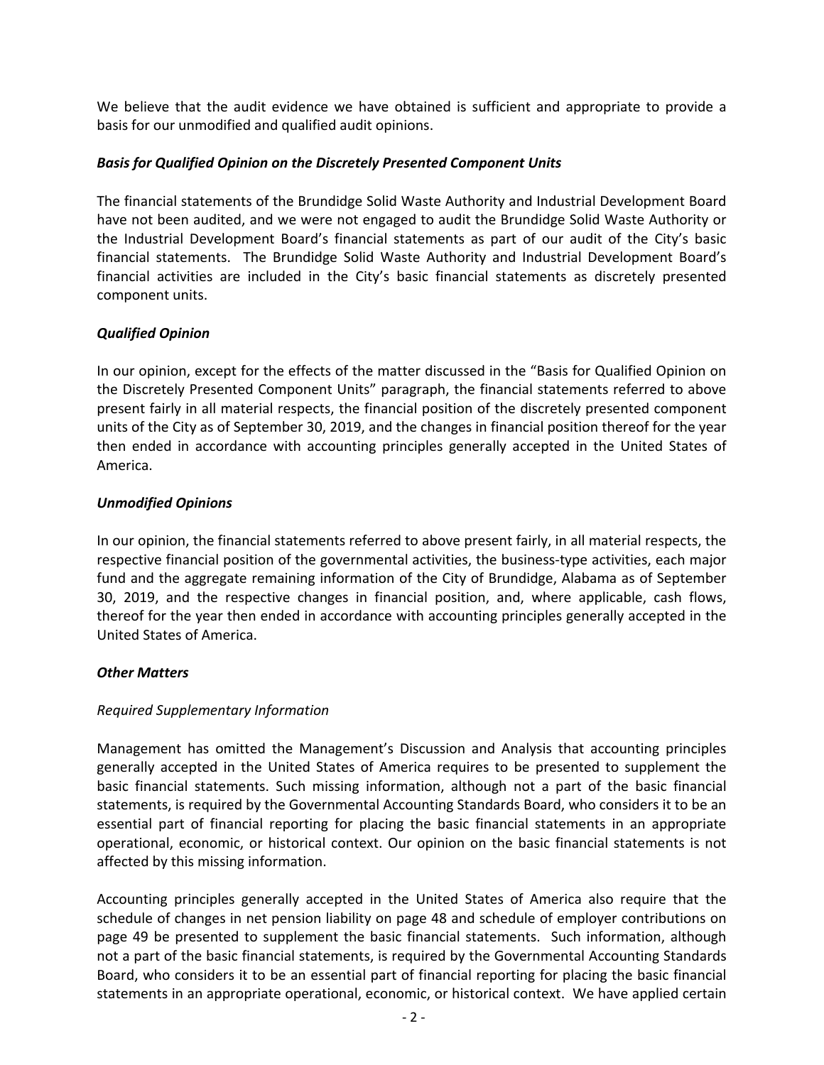We believe that the audit evidence we have obtained is sufficient and appropriate to provide a basis for our unmodified and qualified audit opinions.

***Basis for Qualified Opinion on the Discretely Presented Component Units***

The financial statements of the Brundidge Solid Waste Authority and Industrial Development Board have not been audited, and we were not engaged to audit the Brundidge Solid Waste Authority or the Industrial Development Board's financial statements as part of our audit of the City's basic financial statements. The Brundidge Solid Waste Authority and Industrial Development Board's financial activities are included in the City's basic financial statements as discretely presented component units.

***Qualified Opinion***

In our opinion, except for the effects of the matter discussed in the "Basis for Qualified Opinion on the Discretely Presented Component Units" paragraph, the financial statements referred to above present fairly in all material respects, the financial position of the discretely presented component units of the City as of September 30, 2019, and the changes in financial position thereof for the year then ended in accordance with accounting principles generally accepted in the United States of America.

***Unmodified Opinions***

In our opinion, the financial statements referred to above present fairly, in all material respects, the respective financial position of the governmental activities, the business-type activities, each major fund and the aggregate remaining information of the City of Brundidge, Alabama as of September 30, 2019, and the respective changes in financial position, and, where applicable, cash flows, thereof for the year then ended in accordance with accounting principles generally accepted in the United States of America.

***Other Matters***

*Required Supplementary Information*

Management has omitted the Management's Discussion and Analysis that accounting principles generally accepted in the United States of America requires to be presented to supplement the basic financial statements. Such missing information, although not a part of the basic financial statements, is required by the Governmental Accounting Standards Board, who considers it to be an essential part of financial reporting for placing the basic financial statements in an appropriate operational, economic, or historical context. Our opinion on the basic financial statements is not affected by this missing information.

Accounting principles generally accepted in the United States of America also require that the schedule of changes in net pension liability on page 48 and schedule of employer contributions on page 49 be presented to supplement the basic financial statements. Such information, although not a part of the basic financial statements, is required by the Governmental Accounting Standards Board, who considers it to be an essential part of financial reporting for placing the basic financial statements in an appropriate operational, economic, or historical context. We have applied certain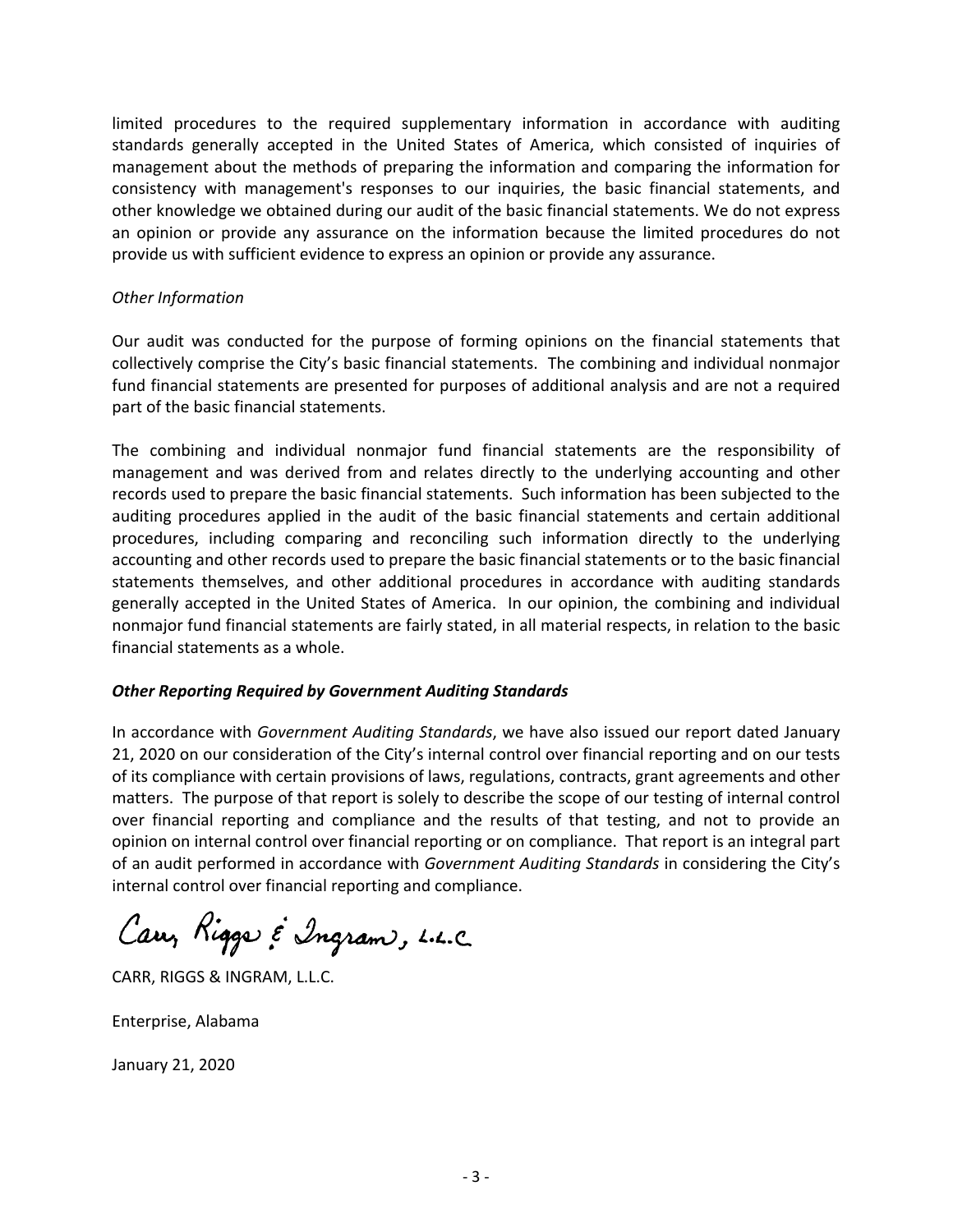limited procedures to the required supplementary information in accordance with auditing standards generally accepted in the United States of America, which consisted of inquiries of management about the methods of preparing the information and comparing the information for consistency with management's responses to our inquiries, the basic financial statements, and other knowledge we obtained during our audit of the basic financial statements. We do not express an opinion or provide any assurance on the information because the limited procedures do not provide us with sufficient evidence to express an opinion or provide any assurance.

*Other Information*

Our audit was conducted for the purpose of forming opinions on the financial statements that collectively comprise the City's basic financial statements. The combining and individual nonmajor fund financial statements are presented for purposes of additional analysis and are not a required part of the basic financial statements.

The combining and individual nonmajor fund financial statements are the responsibility of management and was derived from and relates directly to the underlying accounting and other records used to prepare the basic financial statements. Such information has been subjected to the auditing procedures applied in the audit of the basic financial statements and certain additional procedures, including comparing and reconciling such information directly to the underlying accounting and other records used to prepare the basic financial statements or to the basic financial statements themselves, and other additional procedures in accordance with auditing standards generally accepted in the United States of America. In our opinion, the combining and individual nonmajor fund financial statements are fairly stated, in all material respects, in relation to the basic financial statements as a whole.

***Other Reporting Required by Government Auditing Standards***

In accordance with *Government Auditing Standards*, we have also issued our report dated January 21, 2020 on our consideration of the City's internal control over financial reporting and on our tests of its compliance with certain provisions of laws, regulations, contracts, grant agreements and other matters. The purpose of that report is solely to describe the scope of our testing of internal control over financial reporting and compliance and the results of that testing, and not to provide an opinion on internal control over financial reporting or on compliance. That report is an integral part of an audit performed in accordance with *Government Auditing Standards* in considering the City's internal control over financial reporting and compliance.

Carr, Riggs & Ingram, L.L.C.

CARR, RIGGS & INGRAM, L.L.C.

Enterprise, Alabama

January 21, 2020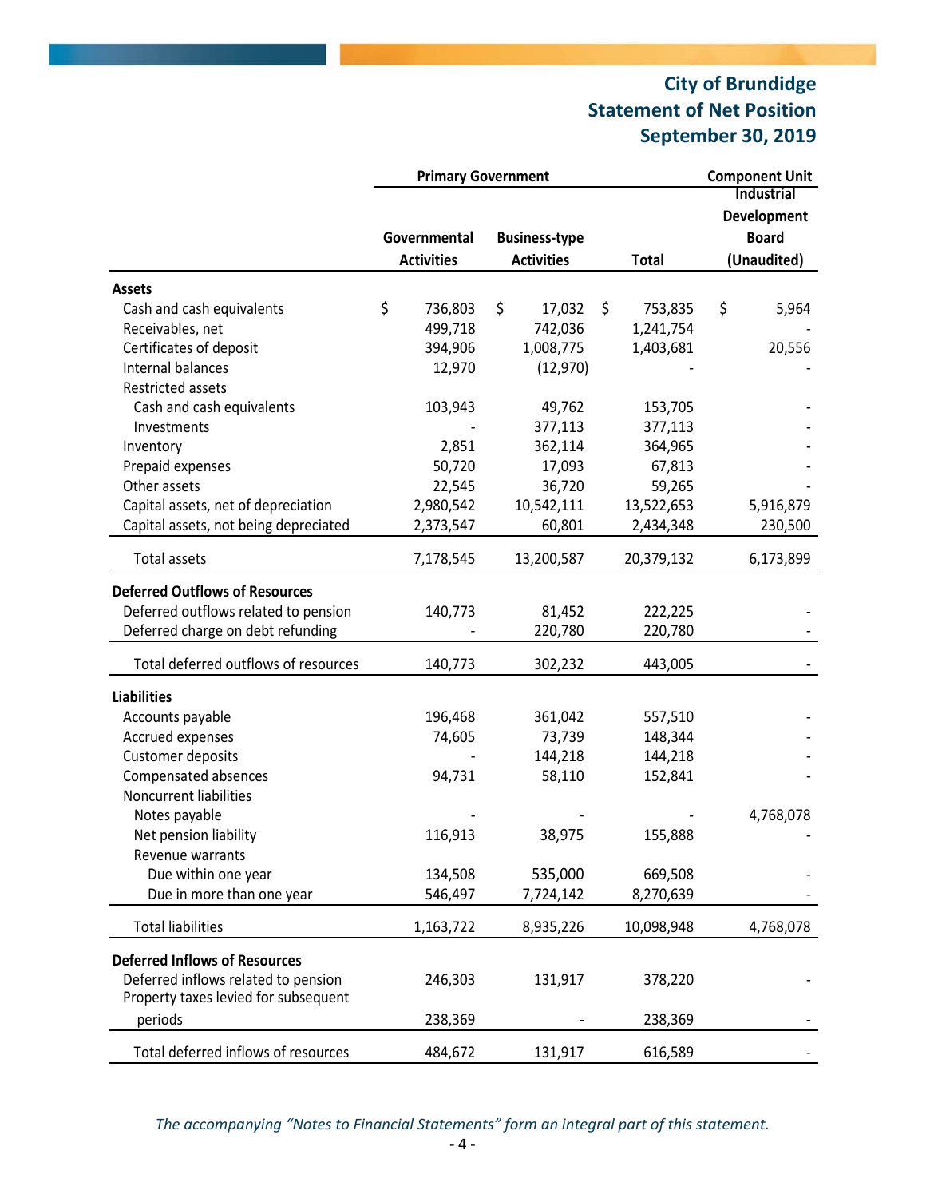# City of Brundidge
## Statement of Net Position
## September 30, 2019

| | Primary Government | | | Component Unit |
|---|---|---|---|---|
| | Governmental Activities | Business-type Activities | Total | Industrial Development Board (Unaudited) |
| **Assets** | | | | |
| Cash and cash equivalents | $ 736,803 | $ 17,032 | $ 753,835 | $ 5,964 |
| Receivables, net | 499,718 | 742,036 | 1,241,754 | - |
| Certificates of deposit | 394,906 | 1,008,775 | 1,403,681 | 20,556 |
| Internal balances | 12,970 | (12,970) | - | - |
| Restricted assets | | | | |
| Cash and cash equivalents | 103,943 | 49,762 | 153,705 | - |
| Investments | - | 377,113 | 377,113 | - |
| Inventory | 2,851 | 362,114 | 364,965 | - |
| Prepaid expenses | 50,720 | 17,093 | 67,813 | - |
| Other assets | 22,545 | 36,720 | 59,265 | - |
| Capital assets, net of depreciation | 2,980,542 | 10,542,111 | 13,522,653 | 5,916,879 |
| Capital assets, not being depreciated | 2,373,547 | 60,801 | 2,434,348 | 230,500 |
| Total assets | 7,178,545 | 13,200,587 | 20,379,132 | 6,173,899 |
| **Deferred Outflows of Resources** | | | | |
| Deferred outflows related to pension | 140,773 | 81,452 | 222,225 | - |
| Deferred charge on debt refunding | - | 220,780 | 220,780 | - |
| Total deferred outflows of resources | 140,773 | 302,232 | 443,005 | - |
| **Liabilities** | | | | |
| Accounts payable | 196,468 | 361,042 | 557,510 | - |
| Accrued expenses | 74,605 | 73,739 | 148,344 | - |
| Customer deposits | - | 144,218 | 144,218 | - |
| Compensated absences | 94,731 | 58,110 | 152,841 | - |
| Noncurrent liabilities | | | | |
| Notes payable | - | - | - | 4,768,078 |
| Net pension liability | 116,913 | 38,975 | 155,888 | - |
| Revenue warrants | | | | |
| Due within one year | 134,508 | 535,000 | 669,508 | - |
| Due in more than one year | 546,497 | 7,724,142 | 8,270,639 | - |
| Total liabilities | 1,163,722 | 8,935,226 | 10,098,948 | 4,768,078 |
| **Deferred Inflows of Resources** | | | | |
| Deferred inflows related to pension | 246,303 | 131,917 | 378,220 | - |
| Property taxes levied for subsequent periods | 238,369 | - | 238,369 | - |
| Total deferred inflows of resources | 484,672 | 131,917 | 616,589 | - |

*The accompanying "Notes to Financial Statements" form an integral part of this statement.*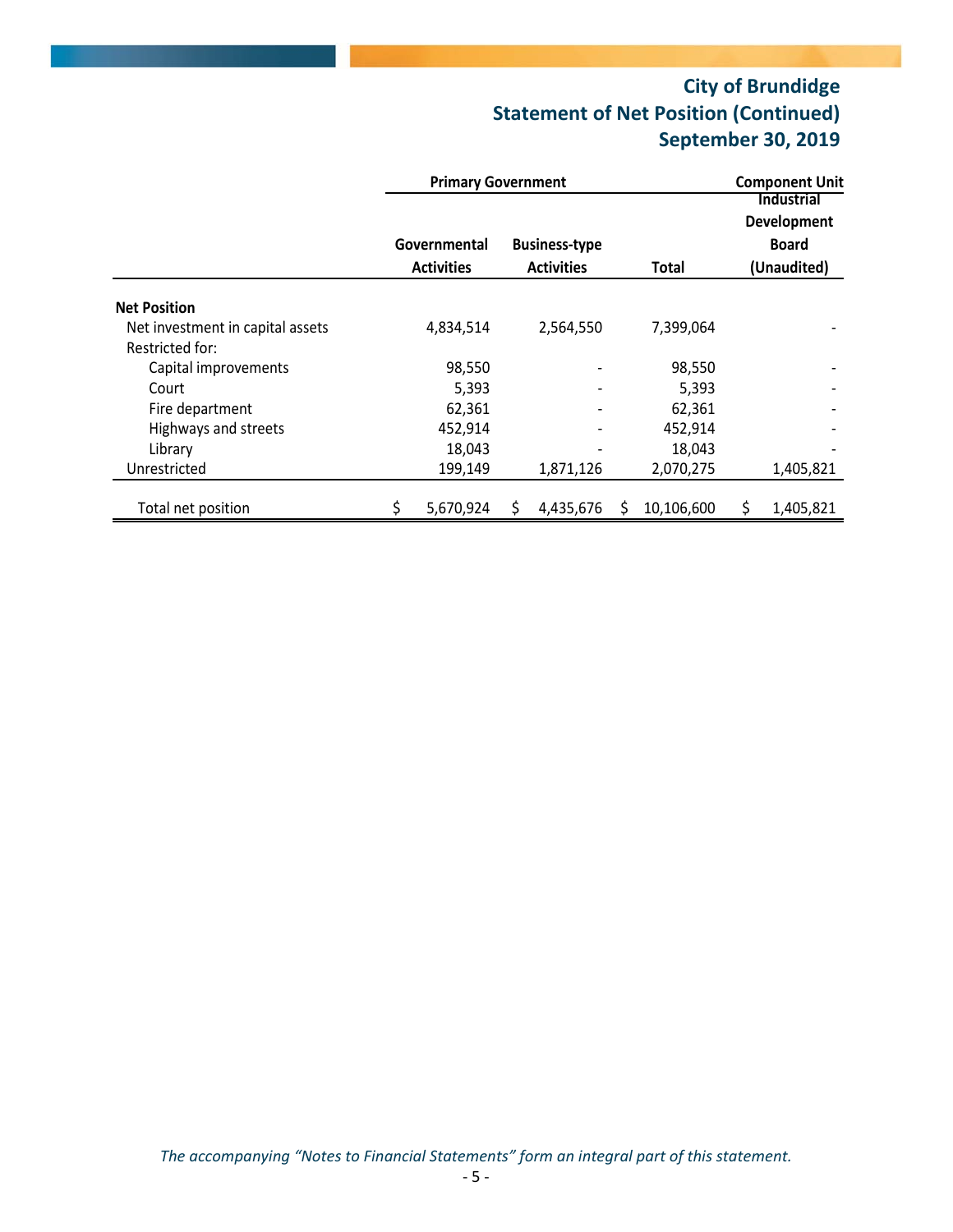# City of Brundidge
## Statement of Net Position (Continued)
## September 30, 2019

| | Primary Government | | | Component Unit |
|---|---|---|---|---|
| | Governmental Activities | Business-type Activities | Total | Industrial Development Board (Unaudited) |
| **Net Position** | | | | |
| Net investment in capital assets | 4,834,514 | 2,564,550 | 7,399,064 | - |
| Restricted for: | | | | |
| Capital improvements | 98,550 | - | 98,550 | - |
| Court | 5,393 | - | 5,393 | - |
| Fire department | 62,361 | - | 62,361 | - |
| Highways and streets | 452,914 | - | 452,914 | - |
| Library | 18,043 | - | 18,043 | - |
| Unrestricted | 199,149 | 1,871,126 | 2,070,275 | 1,405,821 |
| Total net position | $ 5,670,924 | $ 4,435,676 | $ 10,106,600 | $ 1,405,821 |

*The accompanying "Notes to Financial Statements" form an integral part of this statement.*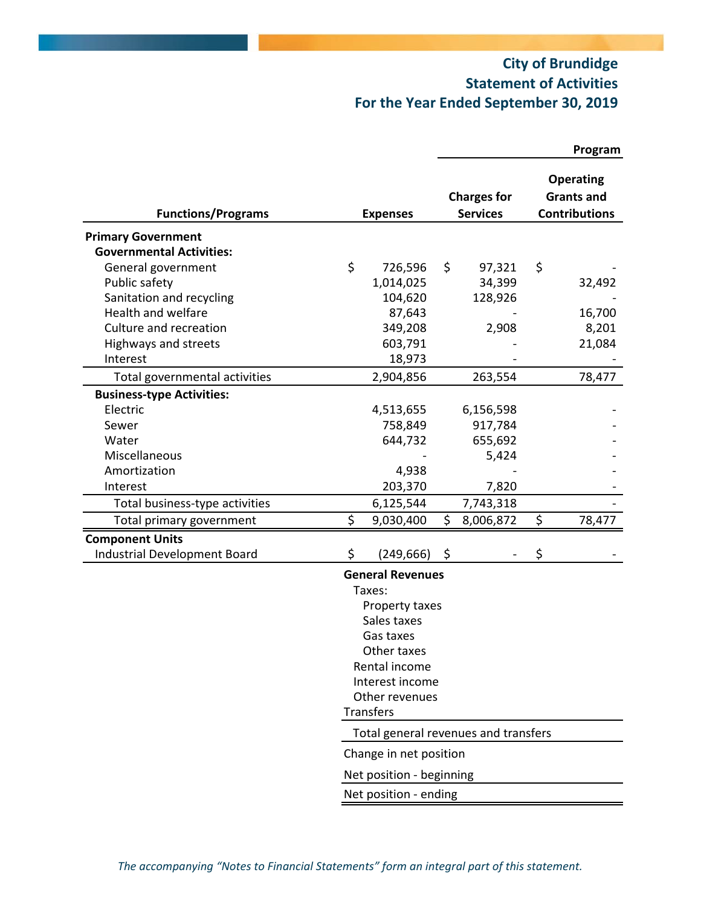# City of Brundidge
## Statement of Activities
## For the Year Ended September 30, 2019

| Functions/Programs | Expenses | Program Charges for Services | Program Operating Grants and Contributions |
|---|---|---|---|
| **Primary Government** | | | |
| **Governmental Activities:** | | | |
| General government | $ 726,596 | $ 97,321 | $ - |
| Public safety | 1,014,025 | 34,399 | 32,492 |
| Sanitation and recycling | 104,620 | 128,926 | - |
| Health and welfare | 87,643 | - | 16,700 |
| Culture and recreation | 349,208 | 2,908 | 8,201 |
| Highways and streets | 603,791 | - | 21,084 |
| Interest | 18,973 | - | - |
| Total governmental activities | 2,904,856 | 263,554 | 78,477 |
| **Business-type Activities:** | | | |
| Electric | 4,513,655 | 6,156,598 | - |
| Sewer | 758,849 | 917,784 | - |
| Water | 644,732 | 655,692 | - |
| Miscellaneous | - | 5,424 | - |
| Amortization | 4,938 | - | - |
| Interest | 203,370 | 7,820 | - |
| Total business-type activities | 6,125,544 | 7,743,318 | - |
| Total primary government | $ 9,030,400 | $ 8,006,872 | $ 78,477 |
| **Component Units** | | | |
| Industrial Development Board | $ (249,666) | $ - | $ - |

**General Revenues**

Taxes:
- Property taxes
- Sales taxes
- Gas taxes
- Other taxes

Rental income

Interest income

Other revenues

Transfers

Total general revenues and transfers

Change in net position

Net position - beginning

Net position - ending

*The accompanying "Notes to Financial Statements" form an integral part of this statement.*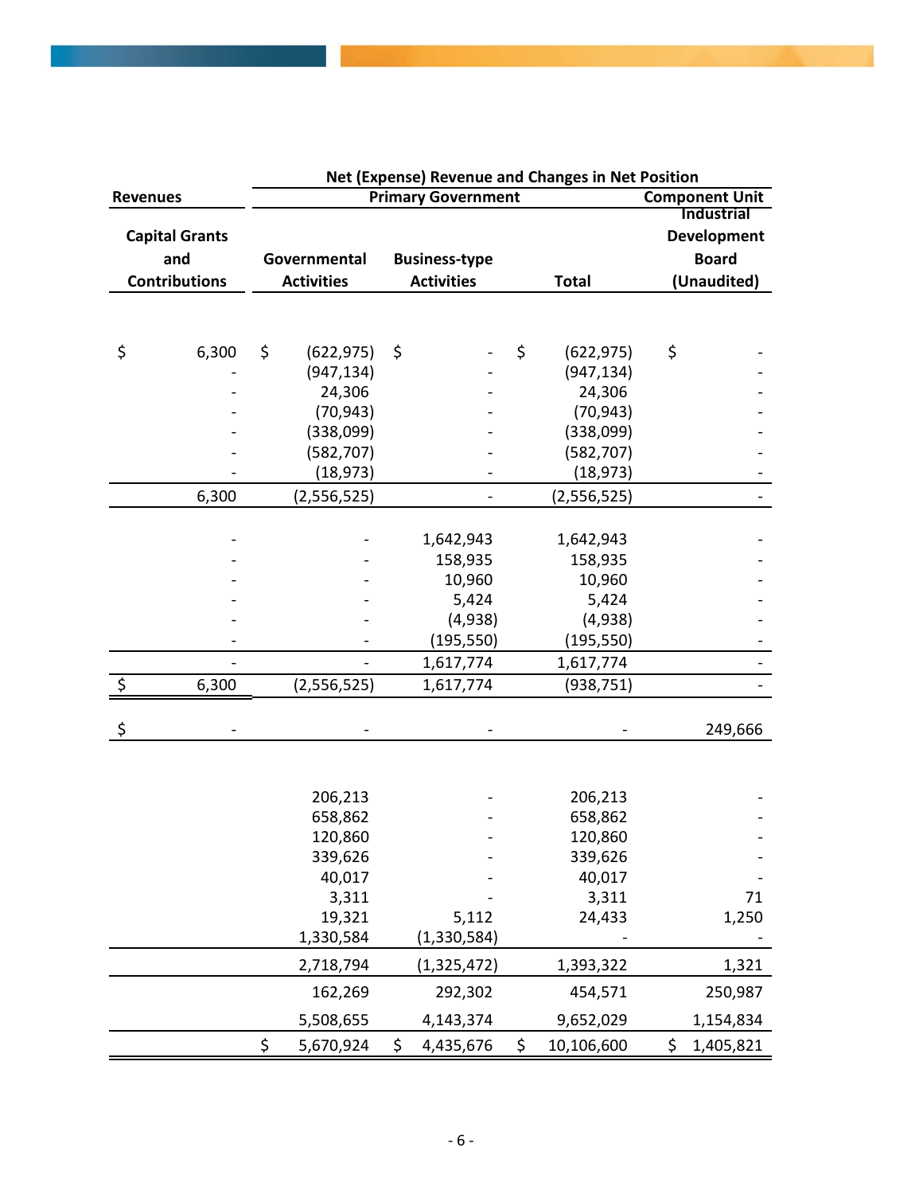| Revenues | Net (Expense) Revenue and Changes in Net Position | | | |
|---|---|---|---|---|
| | Primary Government | | | Component Unit |
| Capital Grants and Contributions | Governmental Activities | Business-type Activities | Total | Industrial Development Board (Unaudited) |
| $ 6,300 | $ (622,975) | $ - | $ (622,975) | $ - |
| - | (947,134) | - | (947,134) | - |
| - | 24,306 | - | 24,306 | - |
| - | (70,943) | - | (70,943) | - |
| - | (338,099) | - | (338,099) | - |
| - | (582,707) | - | (582,707) | - |
| - | (18,973) | - | (18,973) | - |
| 6,300 | (2,556,525) | - | (2,556,525) | - |
| - | - | 1,642,943 | 1,642,943 | - |
| - | - | 158,935 | 158,935 | - |
| - | - | 10,960 | 10,960 | - |
| - | - | 5,424 | 5,424 | - |
| - | - | (4,938) | (4,938) | - |
| - | - | (195,550) | (195,550) | - |
| - | - | 1,617,774 | 1,617,774 | - |
| $ 6,300 | (2,556,525) | 1,617,774 | (938,751) | - |
| $ - | - | - | - | 249,666 |
| | 206,213 | - | 206,213 | - |
| | 658,862 | - | 658,862 | - |
| | 120,860 | - | 120,860 | - |
| | 339,626 | - | 339,626 | - |
| | 40,017 | - | 40,017 | - |
| | 3,311 | - | 3,311 | 71 |
| | 19,321 | 5,112 | 24,433 | 1,250 |
| | 1,330,584 | (1,330,584) | - | - |
| | 2,718,794 | (1,325,472) | 1,393,322 | 1,321 |
| | 162,269 | 292,302 | 454,571 | 250,987 |
| | 5,508,655 | 4,143,374 | 9,652,029 | 1,154,834 |
| | $ 5,670,924 | $ 4,435,676 | $ 10,106,600 | $ 1,405,821 |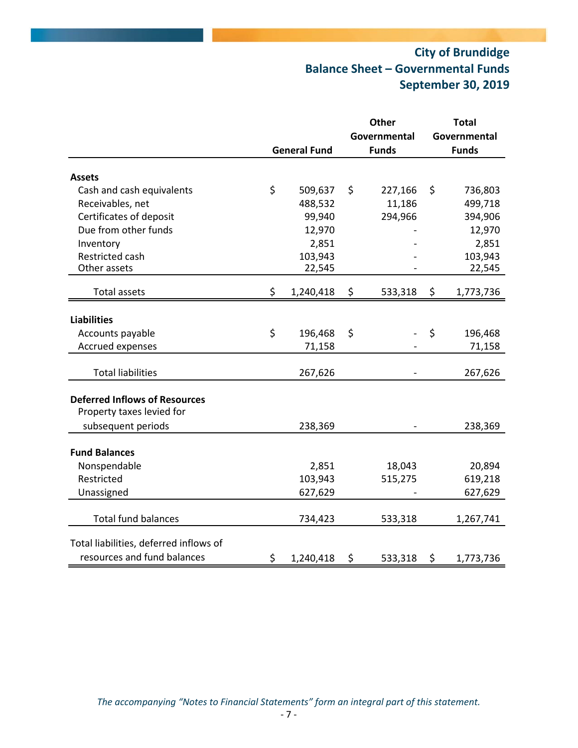# City of Brundidge
## Balance Sheet – Governmental Funds
## September 30, 2019

| | General Fund | Other Governmental Funds | Total Governmental Funds |
|---|---|---|---|
| **Assets** | | | |
| Cash and cash equivalents | $ 509,637 | $ 227,166 | $ 736,803 |
| Receivables, net | 488,532 | 11,186 | 499,718 |
| Certificates of deposit | 99,940 | 294,966 | 394,906 |
| Due from other funds | 12,970 | - | 12,970 |
| Inventory | 2,851 | - | 2,851 |
| Restricted cash | 103,943 | - | 103,943 |
| Other assets | 22,545 | - | 22,545 |
| Total assets | $ 1,240,418 | $ 533,318 | $ 1,773,736 |
| **Liabilities** | | | |
| Accounts payable | $ 196,468 | $ - | $ 196,468 |
| Accrued expenses | 71,158 | - | 71,158 |
| Total liabilities | 267,626 | - | 267,626 |
| **Deferred Inflows of Resources** | | | |
| Property taxes levied for subsequent periods | 238,369 | - | 238,369 |
| **Fund Balances** | | | |
| Nonspendable | 2,851 | 18,043 | 20,894 |
| Restricted | 103,943 | 515,275 | 619,218 |
| Unassigned | 627,629 | - | 627,629 |
| Total fund balances | 734,423 | 533,318 | 1,267,741 |
| Total liabilities, deferred inflows of resources and fund balances | $ 1,240,418 | $ 533,318 | $ 1,773,736 |

*The accompanying "Notes to Financial Statements" form an integral part of this statement.*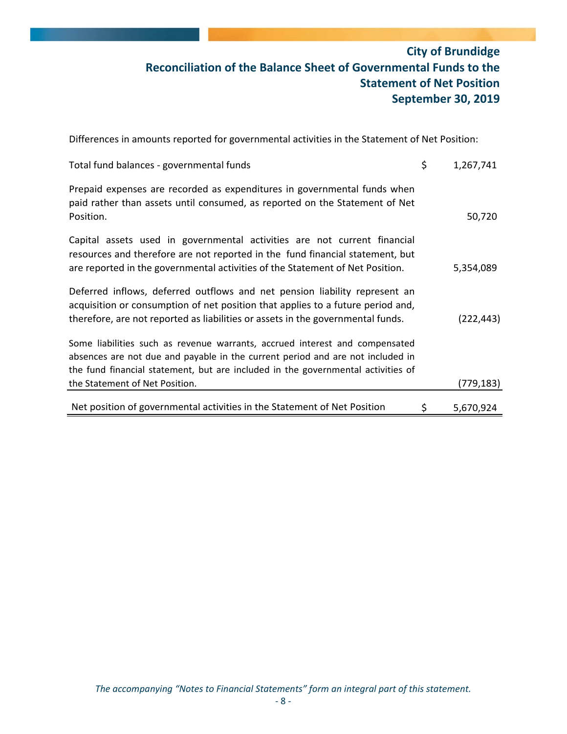# City of Brundidge
## Reconciliation of the Balance Sheet of Governmental Funds to the Statement of Net Position
## September 30, 2019

Differences in amounts reported for governmental activities in the Statement of Net Position:

| | | |
|---|---|---|
| Total fund balances - governmental funds | $ | 1,267,741 |
| Prepaid expenses are recorded as expenditures in governmental funds when paid rather than assets until consumed, as reported on the Statement of Net Position. | | 50,720 |
| Capital assets used in governmental activities are not current financial resources and therefore are not reported in the fund financial statement, but are reported in the governmental activities of the Statement of Net Position. | | 5,354,089 |
| Deferred inflows, deferred outflows and net pension liability represent an acquisition or consumption of net position that applies to a future period and, therefore, are not reported as liabilities or assets in the governmental funds. | | (222,443) |
| Some liabilities such as revenue warrants, accrued interest and compensated absences are not due and payable in the current period and are not included in the fund financial statement, but are included in the governmental activities of the Statement of Net Position. | | (779,183) |
| Net position of governmental activities in the Statement of Net Position | $ | 5,670,924 |

*The accompanying "Notes to Financial Statements" form an integral part of this statement.*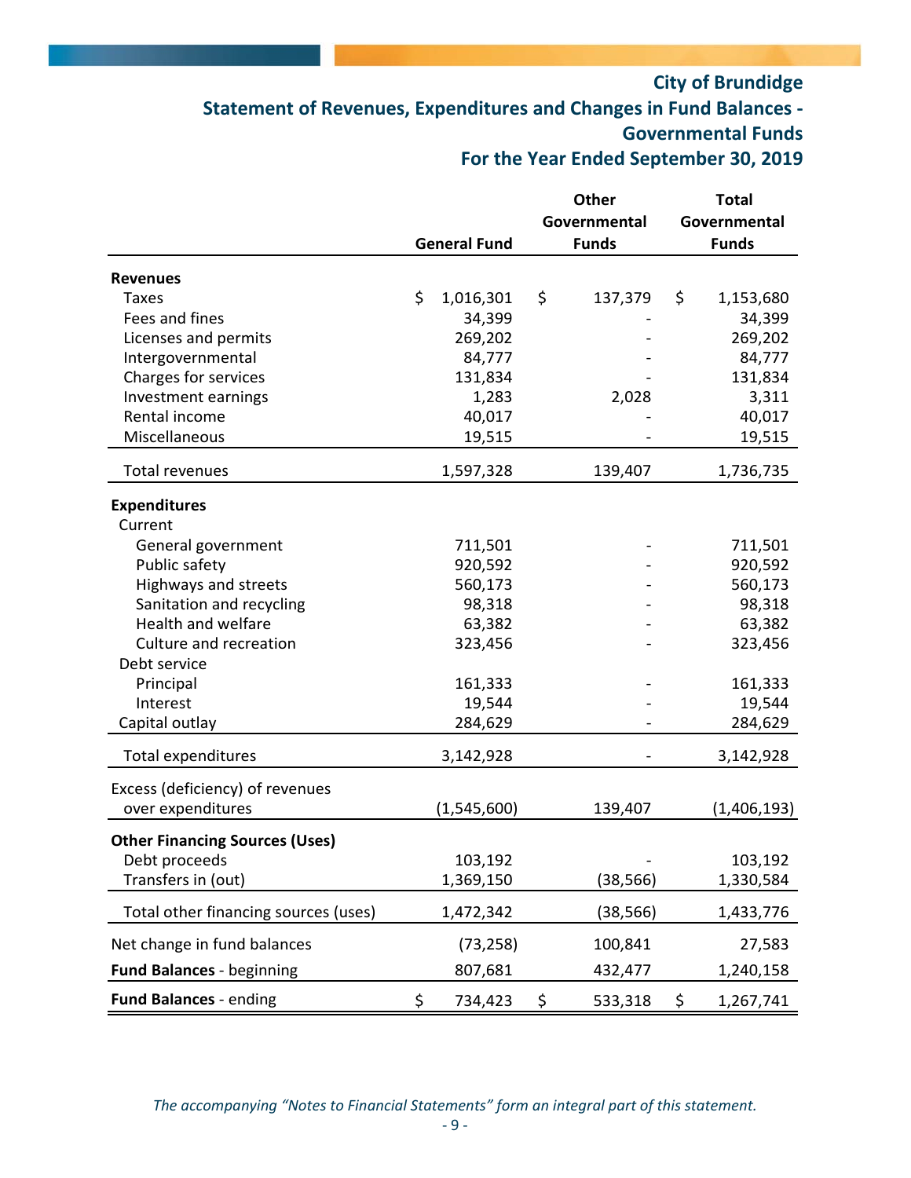# City of Brundidge

## Statement of Revenues, Expenditures and Changes in Fund Balances - Governmental Funds

## For the Year Ended September 30, 2019

| | General Fund | Other Governmental Funds | Total Governmental Funds |
|---|---|---|---|
| **Revenues** | | | |
| Taxes | $ 1,016,301 | $ 137,379 | $ 1,153,680 |
| Fees and fines | 34,399 | - | 34,399 |
| Licenses and permits | 269,202 | - | 269,202 |
| Intergovernmental | 84,777 | - | 84,777 |
| Charges for services | 131,834 | - | 131,834 |
| Investment earnings | 1,283 | 2,028 | 3,311 |
| Rental income | 40,017 | - | 40,017 |
| Miscellaneous | 19,515 | - | 19,515 |
| Total revenues | 1,597,328 | 139,407 | 1,736,735 |
| **Expenditures** | | | |
| Current | | | |
| General government | 711,501 | - | 711,501 |
| Public safety | 920,592 | - | 920,592 |
| Highways and streets | 560,173 | - | 560,173 |
| Sanitation and recycling | 98,318 | - | 98,318 |
| Health and welfare | 63,382 | - | 63,382 |
| Culture and recreation | 323,456 | - | 323,456 |
| Debt service | | | |
| Principal | 161,333 | - | 161,333 |
| Interest | 19,544 | - | 19,544 |
| Capital outlay | 284,629 | - | 284,629 |
| Total expenditures | 3,142,928 | - | 3,142,928 |
| Excess (deficiency) of revenues over expenditures | (1,545,600) | 139,407 | (1,406,193) |
| **Other Financing Sources (Uses)** | | | |
| Debt proceeds | 103,192 | - | 103,192 |
| Transfers in (out) | 1,369,150 | (38,566) | 1,330,584 |
| Total other financing sources (uses) | 1,472,342 | (38,566) | 1,433,776 |
| Net change in fund balances | (73,258) | 100,841 | 27,583 |
| **Fund Balances** - beginning | 807,681 | 432,477 | 1,240,158 |
| **Fund Balances** - ending | $ 734,423 | $ 533,318 | $ 1,267,741 |

*The accompanying "Notes to Financial Statements" form an integral part of this statement.*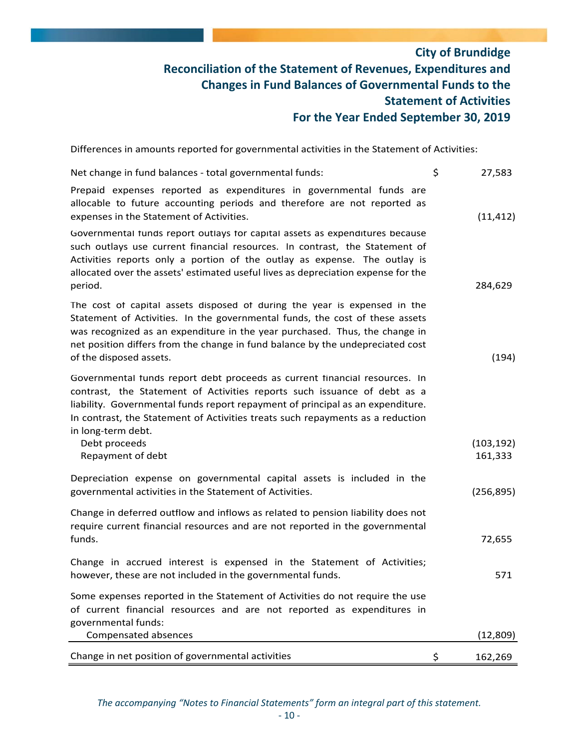# City of Brundidge
## Reconciliation of the Statement of Revenues, Expenditures and Changes in Fund Balances of Governmental Funds to the Statement of Activities
## For the Year Ended September 30, 2019

Differences in amounts reported for governmental activities in the Statement of Activities:

| | | |
|---|---|---|
| Net change in fund balances - total governmental funds: | $ | 27,583 |
| Prepaid expenses reported as expenditures in governmental funds are allocable to future accounting periods and therefore are not reported as expenses in the Statement of Activities. | | (11,412) |
| Governmental funds report outlays for capital assets as expenditures because such outlays use current financial resources. In contrast, the Statement of Activities reports only a portion of the outlay as expense. The outlay is allocated over the assets' estimated useful lives as depreciation expense for the period. | | 284,629 |
| The cost of capital assets disposed of during the year is expensed in the Statement of Activities. In the governmental funds, the cost of these assets was recognized as an expenditure in the year purchased. Thus, the change in net position differs from the change in fund balance by the undepreciated cost of the disposed assets. | | (194) |
| Governmental funds report debt proceeds as current financial resources. In contrast, the Statement of Activities reports such issuance of debt as a liability. Governmental funds report repayment of principal as an expenditure. In contrast, the Statement of Activities treats such repayments as a reduction in long-term debt. | | |
| Debt proceeds | | (103,192) |
| Repayment of debt | | 161,333 |
| Depreciation expense on governmental capital assets is included in the governmental activities in the Statement of Activities. | | (256,895) |
| Change in deferred outflow and inflows as related to pension liability does not require current financial resources and are not reported in the governmental funds. | | 72,655 |
| Change in accrued interest is expensed in the Statement of Activities; however, these are not included in the governmental funds. | | 571 |
| Some expenses reported in the Statement of Activities do not require the use of current financial resources and are not reported as expenditures in governmental funds: | | |
| Compensated absences | | (12,809) |
| Change in net position of governmental activities | $ | 162,269 |

*The accompanying "Notes to Financial Statements" form an integral part of this statement.*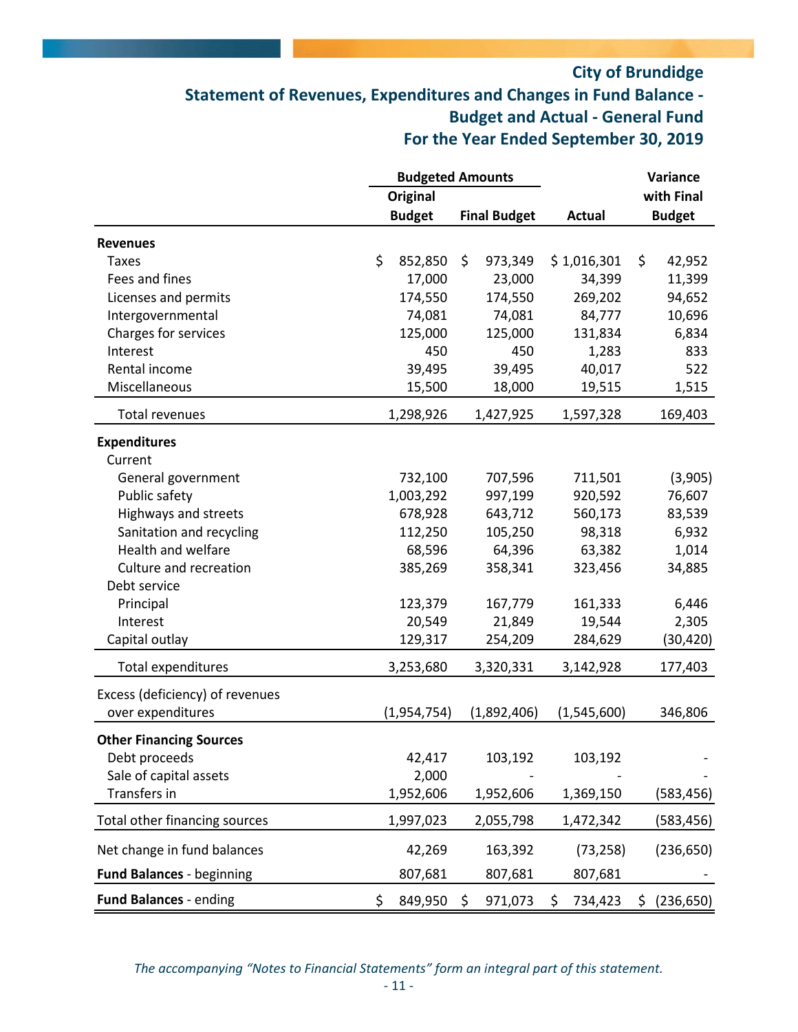# City of Brundidge

## Statement of Revenues, Expenditures and Changes in Fund Balance - Budget and Actual - General Fund

## For the Year Ended September 30, 2019

| | Budgeted Amounts | | | |
|---|---|---|---|---|
| | Original Budget | Final Budget | Actual | Variance with Final Budget |
| **Revenues** | | | | |
| Taxes | $ 852,850 | $ 973,349 | $ 1,016,301 | $ 42,952 |
| Fees and fines | 17,000 | 23,000 | 34,399 | 11,399 |
| Licenses and permits | 174,550 | 174,550 | 269,202 | 94,652 |
| Intergovernmental | 74,081 | 74,081 | 84,777 | 10,696 |
| Charges for services | 125,000 | 125,000 | 131,834 | 6,834 |
| Interest | 450 | 450 | 1,283 | 833 |
| Rental income | 39,495 | 39,495 | 40,017 | 522 |
| Miscellaneous | 15,500 | 18,000 | 19,515 | 1,515 |
| Total revenues | 1,298,926 | 1,427,925 | 1,597,328 | 169,403 |
| **Expenditures** | | | | |
| Current | | | | |
| General government | 732,100 | 707,596 | 711,501 | (3,905) |
| Public safety | 1,003,292 | 997,199 | 920,592 | 76,607 |
| Highways and streets | 678,928 | 643,712 | 560,173 | 83,539 |
| Sanitation and recycling | 112,250 | 105,250 | 98,318 | 6,932 |
| Health and welfare | 68,596 | 64,396 | 63,382 | 1,014 |
| Culture and recreation | 385,269 | 358,341 | 323,456 | 34,885 |
| Debt service | | | | |
| Principal | 123,379 | 167,779 | 161,333 | 6,446 |
| Interest | 20,549 | 21,849 | 19,544 | 2,305 |
| Capital outlay | 129,317 | 254,209 | 284,629 | (30,420) |
| Total expenditures | 3,253,680 | 3,320,331 | 3,142,928 | 177,403 |
| Excess (deficiency) of revenues over expenditures | (1,954,754) | (1,892,406) | (1,545,600) | 346,806 |
| **Other Financing Sources** | | | | |
| Debt proceeds | 42,417 | 103,192 | 103,192 | - |
| Sale of capital assets | 2,000 | - | - | - |
| Transfers in | 1,952,606 | 1,952,606 | 1,369,150 | (583,456) |
| Total other financing sources | 1,997,023 | 2,055,798 | 1,472,342 | (583,456) |
| Net change in fund balances | 42,269 | 163,392 | (73,258) | (236,650) |
| **Fund Balances** - beginning | 807,681 | 807,681 | 807,681 | - |
| **Fund Balances** - ending | $ 849,950 | $ 971,073 | $ 734,423 | $ (236,650) |

*The accompanying "Notes to Financial Statements" form an integral part of this statement.*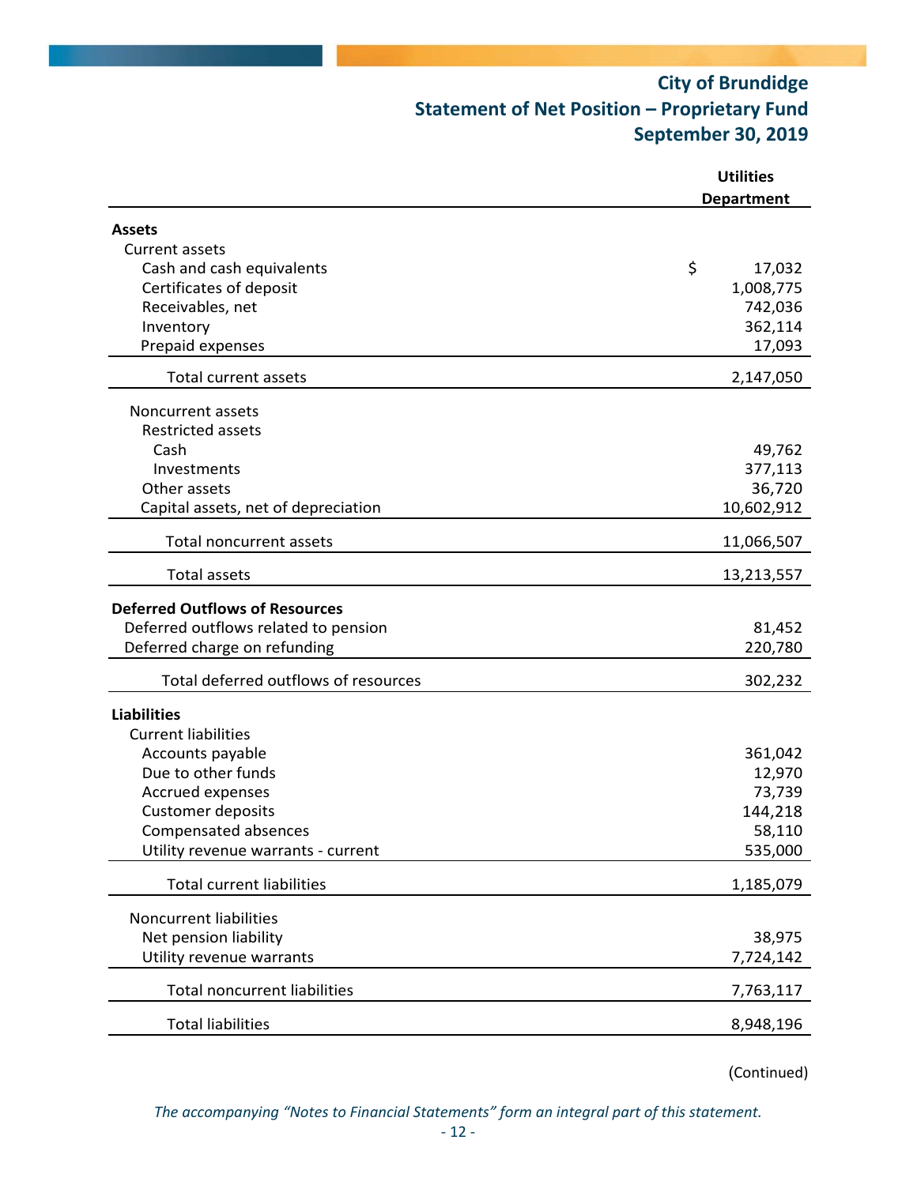# City of Brundidge
## Statement of Net Position – Proprietary Fund
## September 30, 2019

| | Utilities Department |
|---|---|
| **Assets** | |
| Current assets | |
| Cash and cash equivalents | $ 17,032 |
| Certificates of deposit | 1,008,775 |
| Receivables, net | 742,036 |
| Inventory | 362,114 |
| Prepaid expenses | 17,093 |
| Total current assets | 2,147,050 |
| Noncurrent assets | |
| Restricted assets | |
| Cash | 49,762 |
| Investments | 377,113 |
| Other assets | 36,720 |
| Capital assets, net of depreciation | 10,602,912 |
| Total noncurrent assets | 11,066,507 |
| Total assets | 13,213,557 |
| **Deferred Outflows of Resources** | |
| Deferred outflows related to pension | 81,452 |
| Deferred charge on refunding | 220,780 |
| Total deferred outflows of resources | 302,232 |
| **Liabilities** | |
| Current liabilities | |
| Accounts payable | 361,042 |
| Due to other funds | 12,970 |
| Accrued expenses | 73,739 |
| Customer deposits | 144,218 |
| Compensated absences | 58,110 |
| Utility revenue warrants - current | 535,000 |
| Total current liabilities | 1,185,079 |
| Noncurrent liabilities | |
| Net pension liability | 38,975 |
| Utility revenue warrants | 7,724,142 |
| Total noncurrent liabilities | 7,763,117 |
| Total liabilities | 8,948,196 |

(Continued)

*The accompanying "Notes to Financial Statements" form an integral part of this statement.*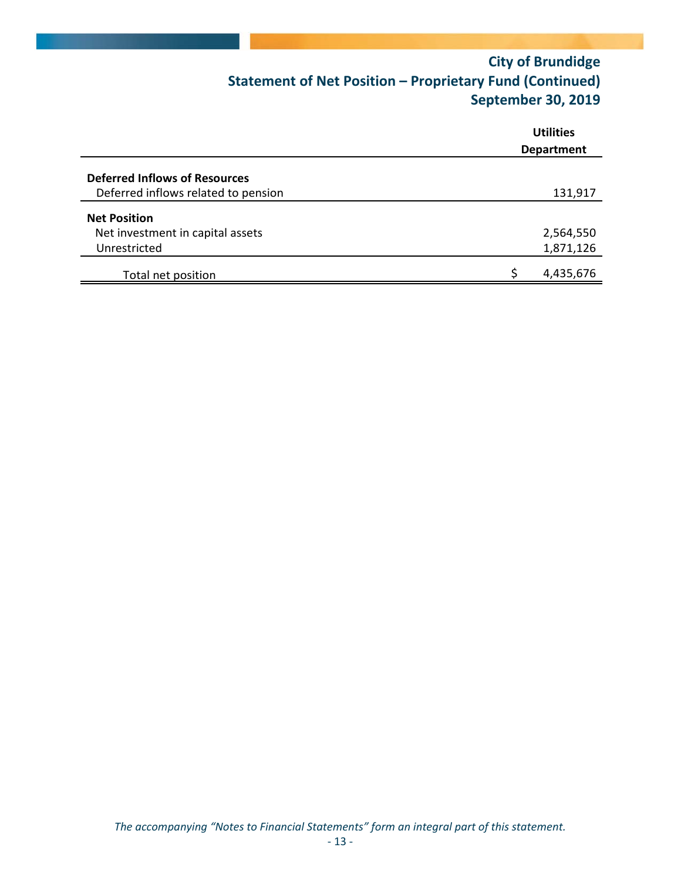# City of Brundidge
## Statement of Net Position – Proprietary Fund (Continued)
## September 30, 2019

| | Utilities Department |
|---|---|
| **Deferred Inflows of Resources** | |
| Deferred inflows related to pension | 131,917 |
| **Net Position** | |
| Net investment in capital assets | 2,564,550 |
| Unrestricted | 1,871,126 |
| Total net position | $ 4,435,676 |

*The accompanying "Notes to Financial Statements" form an integral part of this statement.*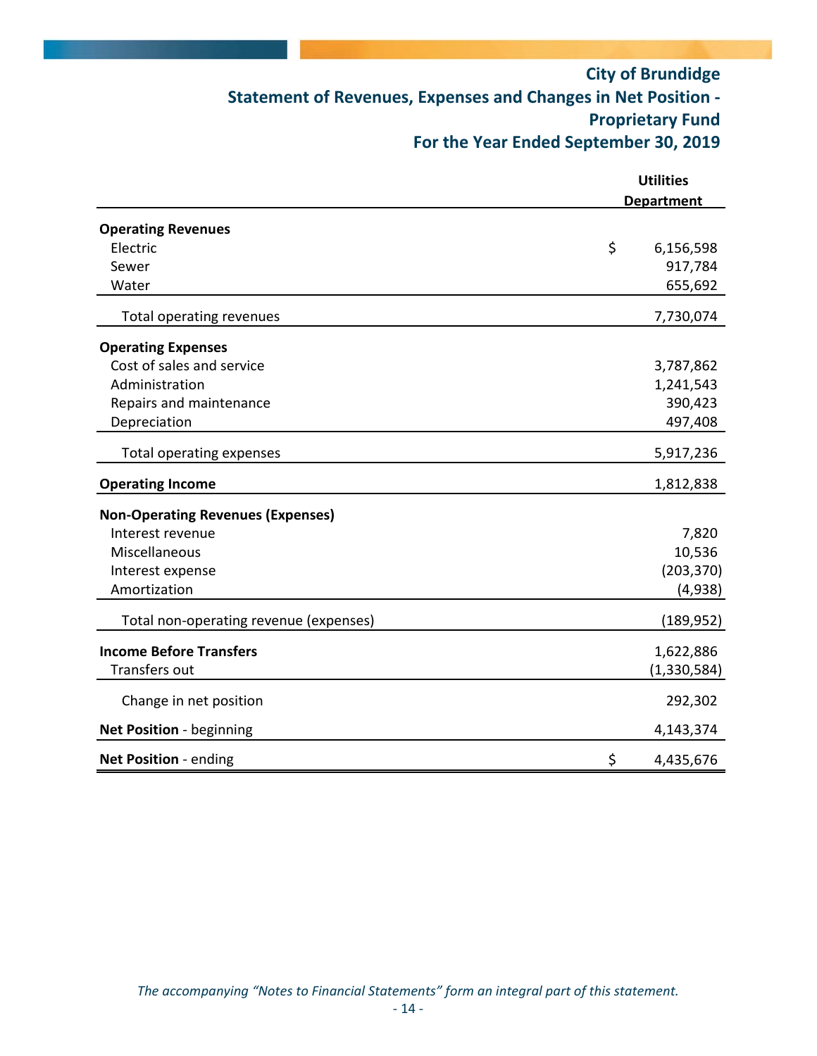# City of Brundidge
## Statement of Revenues, Expenses and Changes in Net Position - Proprietary Fund
## For the Year Ended September 30, 2019

| | Utilities Department |
|---|---|
| **Operating Revenues** | |
| Electric | $ 6,156,598 |
| Sewer | 917,784 |
| Water | 655,692 |
| Total operating revenues | 7,730,074 |
| **Operating Expenses** | |
| Cost of sales and service | 3,787,862 |
| Administration | 1,241,543 |
| Repairs and maintenance | 390,423 |
| Depreciation | 497,408 |
| Total operating expenses | 5,917,236 |
| **Operating Income** | 1,812,838 |
| **Non-Operating Revenues (Expenses)** | |
| Interest revenue | 7,820 |
| Miscellaneous | 10,536 |
| Interest expense | (203,370) |
| Amortization | (4,938) |
| Total non-operating revenue (expenses) | (189,952) |
| **Income Before Transfers** | 1,622,886 |
| Transfers out | (1,330,584) |
| Change in net position | 292,302 |
| **Net Position** - beginning | 4,143,374 |
| **Net Position** - ending | $ 4,435,676 |

*The accompanying "Notes to Financial Statements" form an integral part of this statement.*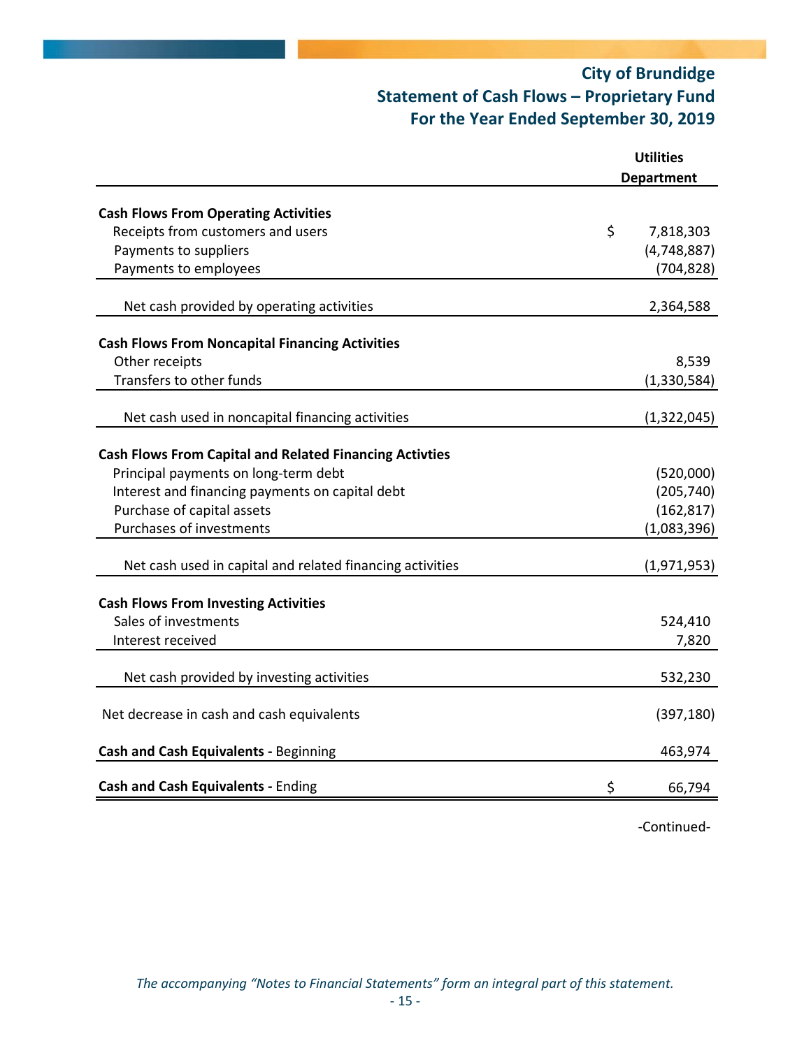# City of Brundidge
## Statement of Cash Flows – Proprietary Fund
## For the Year Ended September 30, 2019

| | Utilities Department |
|---|---|
| **Cash Flows From Operating Activities** | |
| Receipts from customers and users | $ 7,818,303 |
| Payments to suppliers | (4,748,887) |
| Payments to employees | (704,828) |
| Net cash provided by operating activities | 2,364,588 |
| **Cash Flows From Noncapital Financing Activities** | |
| Other receipts | 8,539 |
| Transfers to other funds | (1,330,584) |
| Net cash used in noncapital financing activities | (1,322,045) |
| **Cash Flows From Capital and Related Financing Activties** | |
| Principal payments on long-term debt | (520,000) |
| Interest and financing payments on capital debt | (205,740) |
| Purchase of capital assets | (162,817) |
| Purchases of investments | (1,083,396) |
| Net cash used in capital and related financing activities | (1,971,953) |
| **Cash Flows From Investing Activities** | |
| Sales of investments | 524,410 |
| Interest received | 7,820 |
| Net cash provided by investing activities | 532,230 |
| Net decrease in cash and cash equivalents | (397,180) |
| **Cash and Cash Equivalents -** Beginning | 463,974 |
| **Cash and Cash Equivalents -** Ending | $ 66,794 |

-Continued-

*The accompanying "Notes to Financial Statements" form an integral part of this statement.*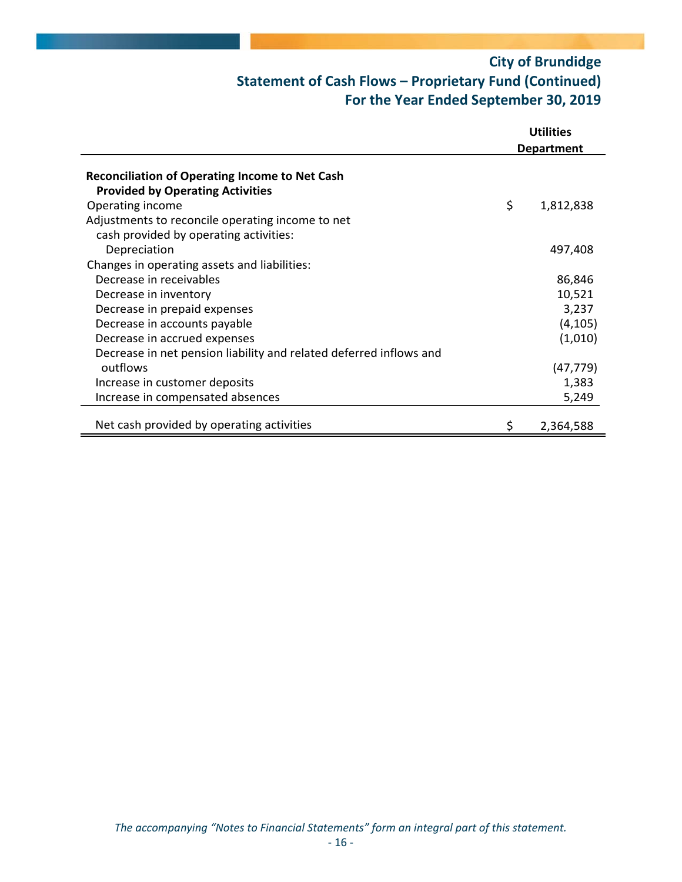# City of Brundidge
## Statement of Cash Flows – Proprietary Fund (Continued)
## For the Year Ended September 30, 2019

| | Utilities Department |
|---|---|
| **Reconciliation of Operating Income to Net Cash Provided by Operating Activities** | |
| Operating income | $ 1,812,838 |
| Adjustments to reconcile operating income to net cash provided by operating activities: | |
| Depreciation | 497,408 |
| Changes in operating assets and liabilities: | |
| Decrease in receivables | 86,846 |
| Decrease in inventory | 10,521 |
| Decrease in prepaid expenses | 3,237 |
| Decrease in accounts payable | (4,105) |
| Decrease in accrued expenses | (1,010) |
| Decrease in net pension liability and related deferred inflows and outflows | (47,779) |
| Increase in customer deposits | 1,383 |
| Increase in compensated absences | 5,249 |
| Net cash provided by operating activities | $ 2,364,588 |

*The accompanying "Notes to Financial Statements" form an integral part of this statement.*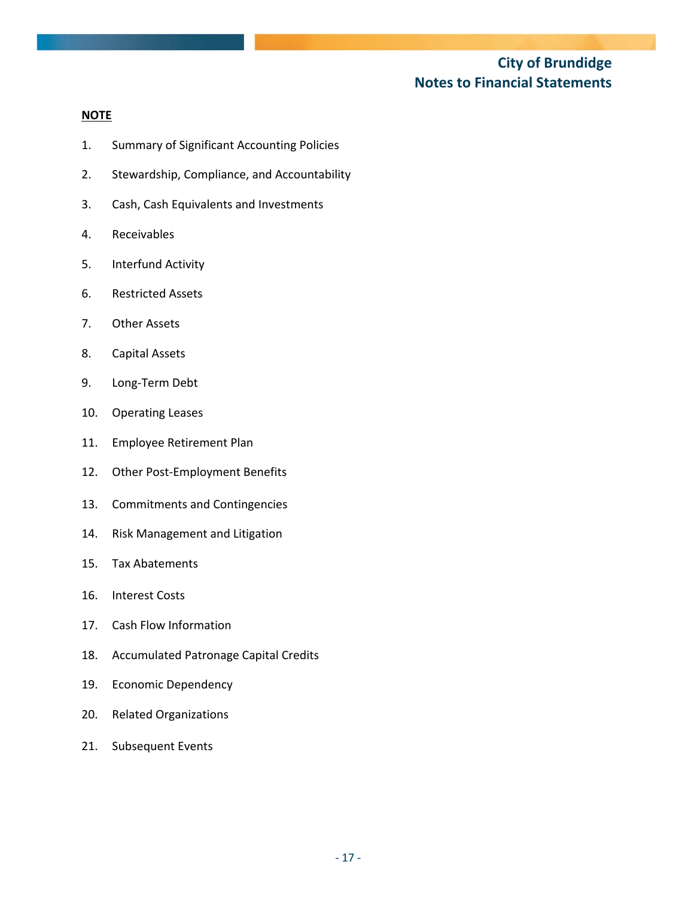# City of Brundidge
## Notes to Financial Statements

**NOTE**

1. Summary of Significant Accounting Policies
2. Stewardship, Compliance, and Accountability
3. Cash, Cash Equivalents and Investments
4. Receivables
5. Interfund Activity
6. Restricted Assets
7. Other Assets
8. Capital Assets
9. Long-Term Debt
10. Operating Leases
11. Employee Retirement Plan
12. Other Post-Employment Benefits
13. Commitments and Contingencies
14. Risk Management and Litigation
15. Tax Abatements
16. Interest Costs
17. Cash Flow Information
18. Accumulated Patronage Capital Credits
19. Economic Dependency
20. Related Organizations
21. Subsequent Events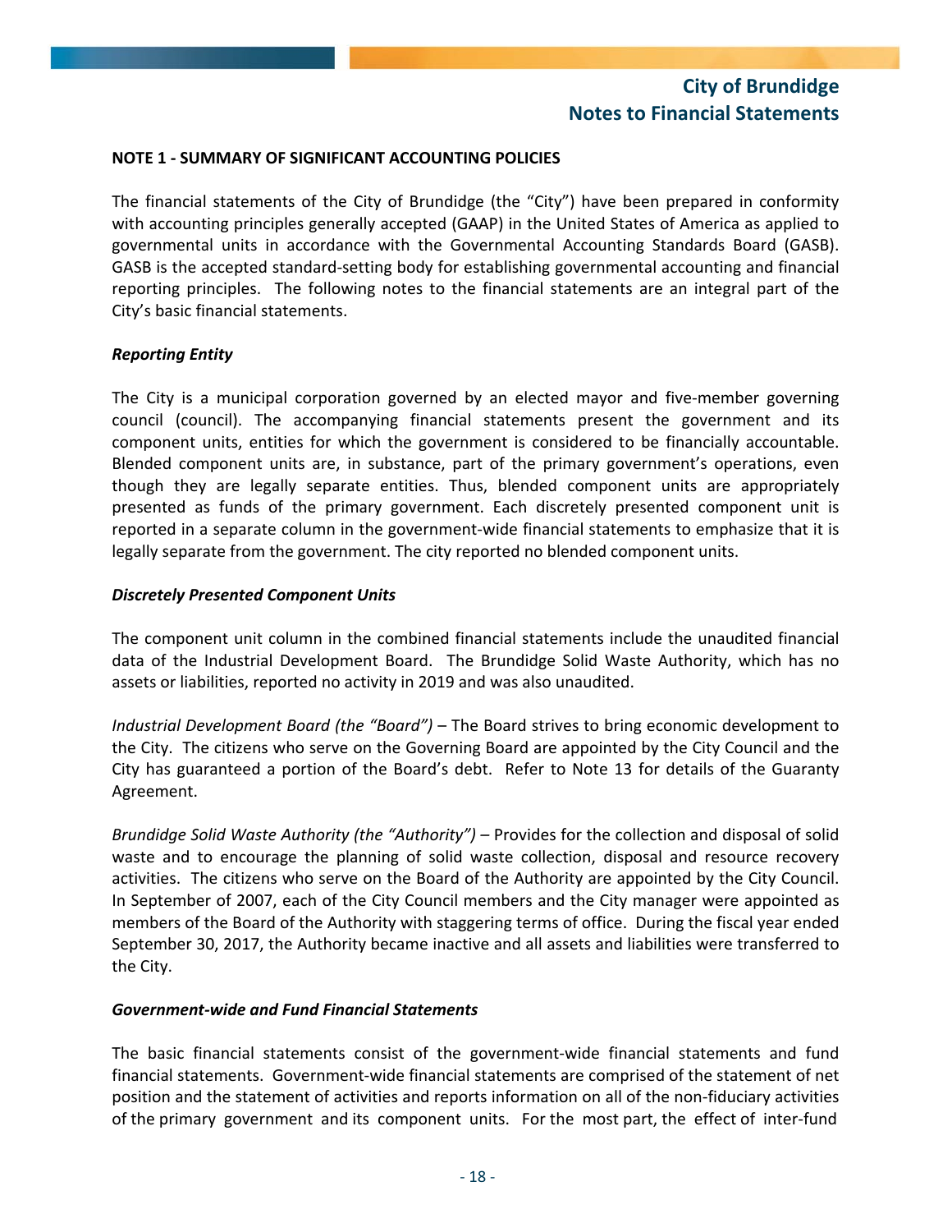## NOTE 1 - SUMMARY OF SIGNIFICANT ACCOUNTING POLICIES

The financial statements of the City of Brundidge (the "City") have been prepared in conformity with accounting principles generally accepted (GAAP) in the United States of America as applied to governmental units in accordance with the Governmental Accounting Standards Board (GASB). GASB is the accepted standard-setting body for establishing governmental accounting and financial reporting principles. The following notes to the financial statements are an integral part of the City's basic financial statements.

### *Reporting Entity*

The City is a municipal corporation governed by an elected mayor and five-member governing council (council). The accompanying financial statements present the government and its component units, entities for which the government is considered to be financially accountable. Blended component units are, in substance, part of the primary government's operations, even though they are legally separate entities. Thus, blended component units are appropriately presented as funds of the primary government. Each discretely presented component unit is reported in a separate column in the government-wide financial statements to emphasize that it is legally separate from the government. The city reported no blended component units.

### *Discretely Presented Component Units*

The component unit column in the combined financial statements include the unaudited financial data of the Industrial Development Board. The Brundidge Solid Waste Authority, which has no assets or liabilities, reported no activity in 2019 and was also unaudited.

*Industrial Development Board (the "Board")* – The Board strives to bring economic development to the City. The citizens who serve on the Governing Board are appointed by the City Council and the City has guaranteed a portion of the Board's debt. Refer to Note 13 for details of the Guaranty Agreement.

*Brundidge Solid Waste Authority (the "Authority")* – Provides for the collection and disposal of solid waste and to encourage the planning of solid waste collection, disposal and resource recovery activities. The citizens who serve on the Board of the Authority are appointed by the City Council. In September of 2007, each of the City Council members and the City manager were appointed as members of the Board of the Authority with staggering terms of office. During the fiscal year ended September 30, 2017, the Authority became inactive and all assets and liabilities were transferred to the City.

### *Government-wide and Fund Financial Statements*

The basic financial statements consist of the government-wide financial statements and fund financial statements. Government-wide financial statements are comprised of the statement of net position and the statement of activities and reports information on all of the non-fiduciary activities of the primary government and its component units. For the most part, the effect of inter-fund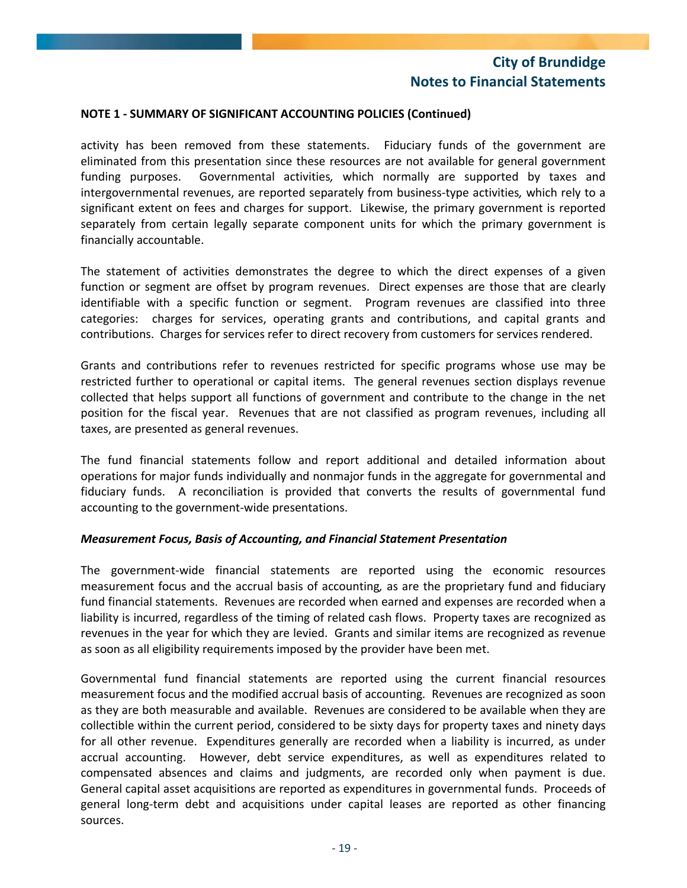**NOTE 1 - SUMMARY OF SIGNIFICANT ACCOUNTING POLICIES (Continued)**

activity has been removed from these statements. Fiduciary funds of the government are eliminated from this presentation since these resources are not available for general government funding purposes. Governmental activities*,* which normally are supported by taxes and intergovernmental revenues, are reported separately from business-type activities*,* which rely to a significant extent on fees and charges for support. Likewise, the primary government is reported separately from certain legally separate component units for which the primary government is financially accountable.

The statement of activities demonstrates the degree to which the direct expenses of a given function or segment are offset by program revenues. Direct expenses are those that are clearly identifiable with a specific function or segment. Program revenues are classified into three categories: charges for services, operating grants and contributions, and capital grants and contributions. Charges for services refer to direct recovery from customers for services rendered.

Grants and contributions refer to revenues restricted for specific programs whose use may be restricted further to operational or capital items. The general revenues section displays revenue collected that helps support all functions of government and contribute to the change in the net position for the fiscal year. Revenues that are not classified as program revenues, including all taxes, are presented as general revenues.

The fund financial statements follow and report additional and detailed information about operations for major funds individually and nonmajor funds in the aggregate for governmental and fiduciary funds. A reconciliation is provided that converts the results of governmental fund accounting to the government-wide presentations.

***Measurement Focus, Basis of Accounting, and Financial Statement Presentation***

The government-wide financial statements are reported using the economic resources measurement focus and the accrual basis of accounting*,* as are the proprietary fund and fiduciary fund financial statements. Revenues are recorded when earned and expenses are recorded when a liability is incurred, regardless of the timing of related cash flows. Property taxes are recognized as revenues in the year for which they are levied. Grants and similar items are recognized as revenue as soon as all eligibility requirements imposed by the provider have been met.

Governmental fund financial statements are reported using the current financial resources measurement focus and the modified accrual basis of accounting*.* Revenues are recognized as soon as they are both measurable and available. Revenues are considered to be available when they are collectible within the current period, considered to be sixty days for property taxes and ninety days for all other revenue. Expenditures generally are recorded when a liability is incurred, as under accrual accounting. However, debt service expenditures, as well as expenditures related to compensated absences and claims and judgments, are recorded only when payment is due. General capital asset acquisitions are reported as expenditures in governmental funds. Proceeds of general long-term debt and acquisitions under capital leases are reported as other financing sources.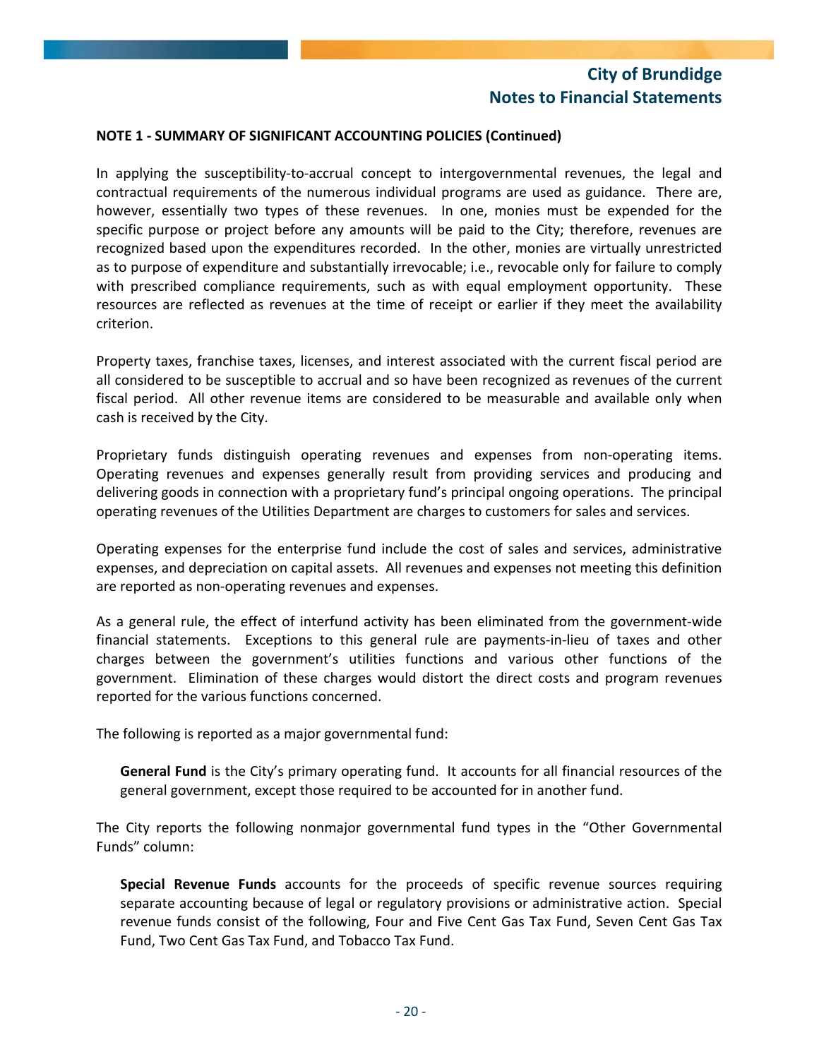**NOTE 1 - SUMMARY OF SIGNIFICANT ACCOUNTING POLICIES (Continued)**

In applying the susceptibility-to-accrual concept to intergovernmental revenues, the legal and contractual requirements of the numerous individual programs are used as guidance. There are, however, essentially two types of these revenues. In one, monies must be expended for the specific purpose or project before any amounts will be paid to the City; therefore, revenues are recognized based upon the expenditures recorded. In the other, monies are virtually unrestricted as to purpose of expenditure and substantially irrevocable; i.e., revocable only for failure to comply with prescribed compliance requirements, such as with equal employment opportunity. These resources are reflected as revenues at the time of receipt or earlier if they meet the availability criterion.

Property taxes, franchise taxes, licenses, and interest associated with the current fiscal period are all considered to be susceptible to accrual and so have been recognized as revenues of the current fiscal period. All other revenue items are considered to be measurable and available only when cash is received by the City.

Proprietary funds distinguish operating revenues and expenses from non-operating items. Operating revenues and expenses generally result from providing services and producing and delivering goods in connection with a proprietary fund's principal ongoing operations. The principal operating revenues of the Utilities Department are charges to customers for sales and services.

Operating expenses for the enterprise fund include the cost of sales and services, administrative expenses, and depreciation on capital assets. All revenues and expenses not meeting this definition are reported as non-operating revenues and expenses.

As a general rule, the effect of interfund activity has been eliminated from the government-wide financial statements. Exceptions to this general rule are payments-in-lieu of taxes and other charges between the government's utilities functions and various other functions of the government. Elimination of these charges would distort the direct costs and program revenues reported for the various functions concerned.

The following is reported as a major governmental fund:

> **General Fund** is the City's primary operating fund. It accounts for all financial resources of the general government, except those required to be accounted for in another fund.

The City reports the following nonmajor governmental fund types in the "Other Governmental Funds" column:

> **Special Revenue Funds** accounts for the proceeds of specific revenue sources requiring separate accounting because of legal or regulatory provisions or administrative action. Special revenue funds consist of the following, Four and Five Cent Gas Tax Fund, Seven Cent Gas Tax Fund, Two Cent Gas Tax Fund, and Tobacco Tax Fund.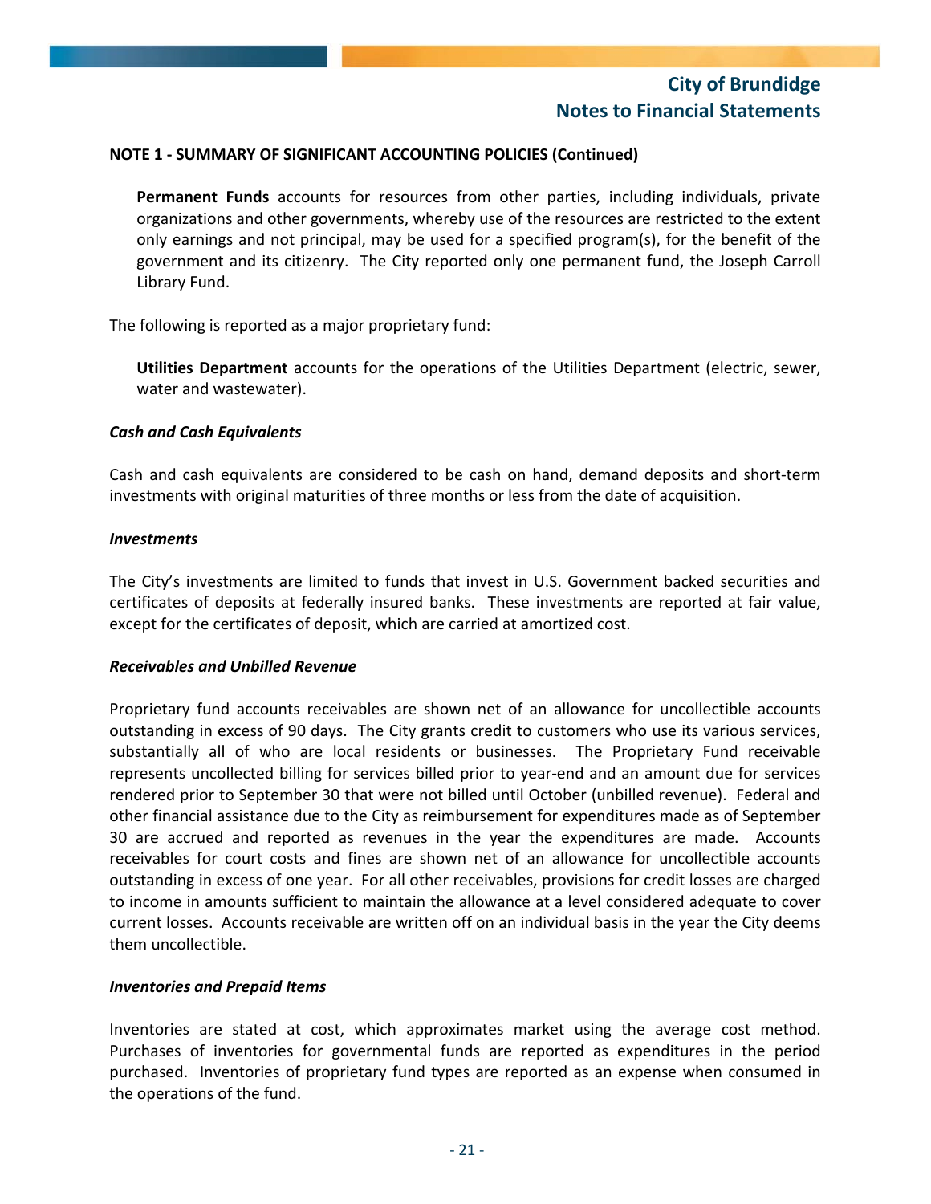## NOTE 1 - SUMMARY OF SIGNIFICANT ACCOUNTING POLICIES (Continued)

**Permanent Funds** accounts for resources from other parties, including individuals, private organizations and other governments, whereby use of the resources are restricted to the extent only earnings and not principal, may be used for a specified program(s), for the benefit of the government and its citizenry. The City reported only one permanent fund, the Joseph Carroll Library Fund.

The following is reported as a major proprietary fund:

**Utilities Department** accounts for the operations of the Utilities Department (electric, sewer, water and wastewater).

### *Cash and Cash Equivalents*

Cash and cash equivalents are considered to be cash on hand, demand deposits and short-term investments with original maturities of three months or less from the date of acquisition.

### *Investments*

The City's investments are limited to funds that invest in U.S. Government backed securities and certificates of deposits at federally insured banks. These investments are reported at fair value, except for the certificates of deposit, which are carried at amortized cost.

### *Receivables and Unbilled Revenue*

Proprietary fund accounts receivables are shown net of an allowance for uncollectible accounts outstanding in excess of 90 days. The City grants credit to customers who use its various services, substantially all of who are local residents or businesses. The Proprietary Fund receivable represents uncollected billing for services billed prior to year-end and an amount due for services rendered prior to September 30 that were not billed until October (unbilled revenue). Federal and other financial assistance due to the City as reimbursement for expenditures made as of September 30 are accrued and reported as revenues in the year the expenditures are made. Accounts receivables for court costs and fines are shown net of an allowance for uncollectible accounts outstanding in excess of one year. For all other receivables, provisions for credit losses are charged to income in amounts sufficient to maintain the allowance at a level considered adequate to cover current losses. Accounts receivable are written off on an individual basis in the year the City deems them uncollectible.

### *Inventories and Prepaid Items*

Inventories are stated at cost, which approximates market using the average cost method. Purchases of inventories for governmental funds are reported as expenditures in the period purchased. Inventories of proprietary fund types are reported as an expense when consumed in the operations of the fund.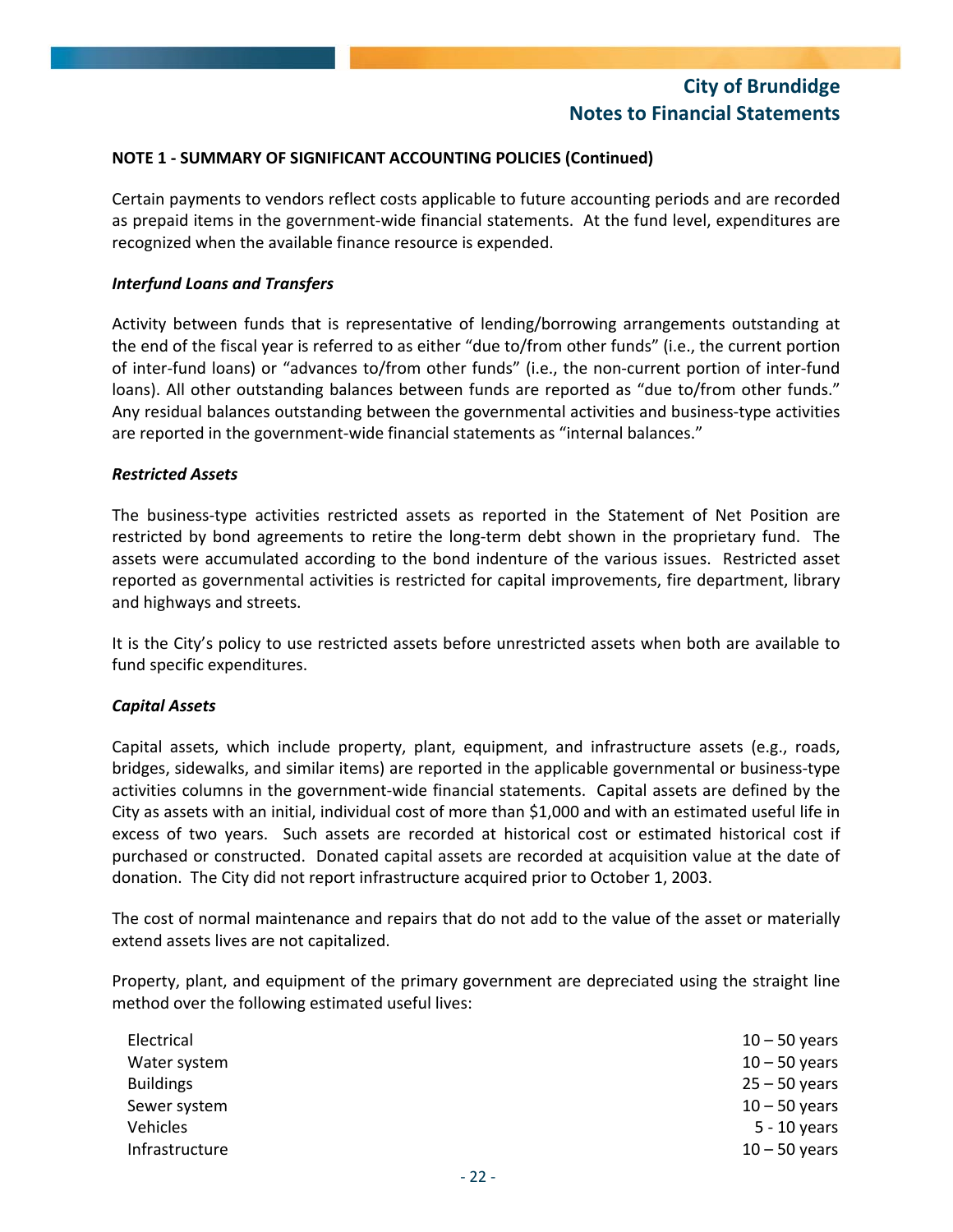**NOTE 1 - SUMMARY OF SIGNIFICANT ACCOUNTING POLICIES (Continued)**

Certain payments to vendors reflect costs applicable to future accounting periods and are recorded as prepaid items in the government-wide financial statements. At the fund level, expenditures are recognized when the available finance resource is expended.

***Interfund Loans and Transfers***

Activity between funds that is representative of lending/borrowing arrangements outstanding at the end of the fiscal year is referred to as either "due to/from other funds" (i.e., the current portion of inter-fund loans) or "advances to/from other funds" (i.e., the non-current portion of inter-fund loans). All other outstanding balances between funds are reported as "due to/from other funds." Any residual balances outstanding between the governmental activities and business-type activities are reported in the government-wide financial statements as "internal balances."

***Restricted Assets***

The business-type activities restricted assets as reported in the Statement of Net Position are restricted by bond agreements to retire the long-term debt shown in the proprietary fund. The assets were accumulated according to the bond indenture of the various issues. Restricted asset reported as governmental activities is restricted for capital improvements, fire department, library and highways and streets.

It is the City's policy to use restricted assets before unrestricted assets when both are available to fund specific expenditures.

***Capital Assets***

Capital assets, which include property, plant, equipment, and infrastructure assets (e.g., roads, bridges, sidewalks, and similar items) are reported in the applicable governmental or business-type activities columns in the government-wide financial statements. Capital assets are defined by the City as assets with an initial, individual cost of more than $1,000 and with an estimated useful life in excess of two years. Such assets are recorded at historical cost or estimated historical cost if purchased or constructed. Donated capital assets are recorded at acquisition value at the date of donation. The City did not report infrastructure acquired prior to October 1, 2003.

The cost of normal maintenance and repairs that do not add to the value of the asset or materially extend assets lives are not capitalized.

Property, plant, and equipment of the primary government are depreciated using the straight line method over the following estimated useful lives:

| | |
|---|---|
| Electrical | 10 – 50 years |
| Water system | 10 – 50 years |
| Buildings | 25 – 50 years |
| Sewer system | 10 – 50 years |
| Vehicles | 5 - 10 years |
| Infrastructure | 10 – 50 years |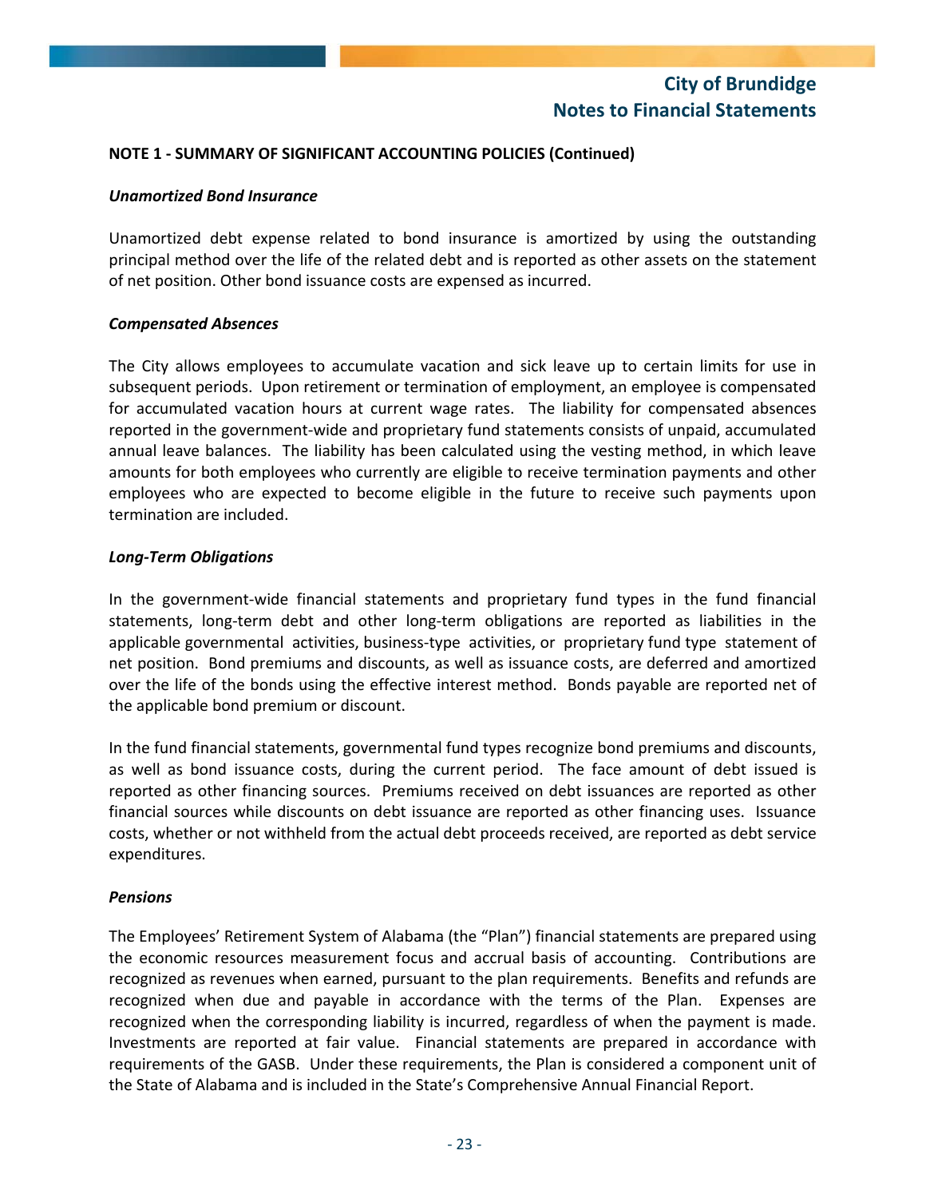**NOTE 1 - SUMMARY OF SIGNIFICANT ACCOUNTING POLICIES (Continued)**

***Unamortized Bond Insurance***

Unamortized debt expense related to bond insurance is amortized by using the outstanding principal method over the life of the related debt and is reported as other assets on the statement of net position. Other bond issuance costs are expensed as incurred.

***Compensated Absences***

The City allows employees to accumulate vacation and sick leave up to certain limits for use in subsequent periods. Upon retirement or termination of employment, an employee is compensated for accumulated vacation hours at current wage rates. The liability for compensated absences reported in the government-wide and proprietary fund statements consists of unpaid, accumulated annual leave balances. The liability has been calculated using the vesting method, in which leave amounts for both employees who currently are eligible to receive termination payments and other employees who are expected to become eligible in the future to receive such payments upon termination are included.

***Long-Term Obligations***

In the government-wide financial statements and proprietary fund types in the fund financial statements, long-term debt and other long-term obligations are reported as liabilities in the applicable governmental activities, business-type activities, or proprietary fund type statement of net position. Bond premiums and discounts, as well as issuance costs, are deferred and amortized over the life of the bonds using the effective interest method. Bonds payable are reported net of the applicable bond premium or discount.

In the fund financial statements, governmental fund types recognize bond premiums and discounts, as well as bond issuance costs, during the current period. The face amount of debt issued is reported as other financing sources. Premiums received on debt issuances are reported as other financial sources while discounts on debt issuance are reported as other financing uses. Issuance costs, whether or not withheld from the actual debt proceeds received, are reported as debt service expenditures.

***Pensions***

The Employees' Retirement System of Alabama (the "Plan") financial statements are prepared using the economic resources measurement focus and accrual basis of accounting. Contributions are recognized as revenues when earned, pursuant to the plan requirements. Benefits and refunds are recognized when due and payable in accordance with the terms of the Plan. Expenses are recognized when the corresponding liability is incurred, regardless of when the payment is made. Investments are reported at fair value. Financial statements are prepared in accordance with requirements of the GASB. Under these requirements, the Plan is considered a component unit of the State of Alabama and is included in the State's Comprehensive Annual Financial Report.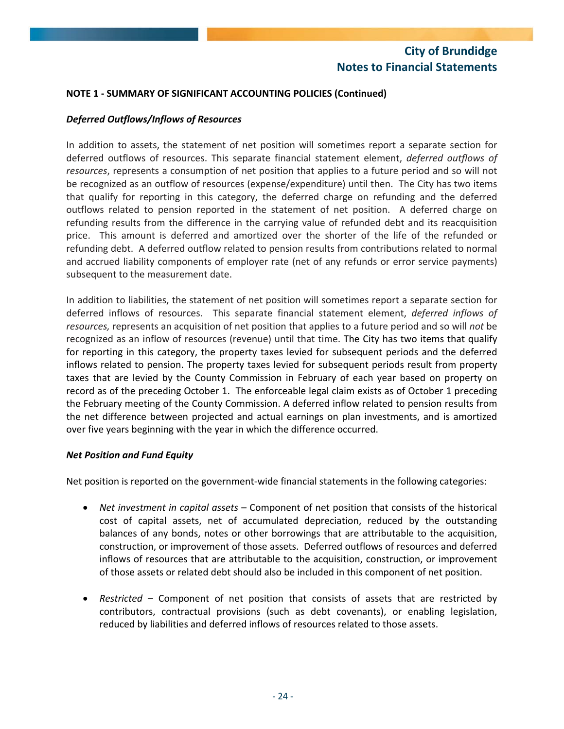**NOTE 1 - SUMMARY OF SIGNIFICANT ACCOUNTING POLICIES (Continued)**

***Deferred Outflows/Inflows of Resources***

In addition to assets, the statement of net position will sometimes report a separate section for deferred outflows of resources. This separate financial statement element, *deferred outflows of resources*, represents a consumption of net position that applies to a future period and so will not be recognized as an outflow of resources (expense/expenditure) until then. The City has two items that qualify for reporting in this category, the deferred charge on refunding and the deferred outflows related to pension reported in the statement of net position. A deferred charge on refunding results from the difference in the carrying value of refunded debt and its reacquisition price. This amount is deferred and amortized over the shorter of the life of the refunded or refunding debt. A deferred outflow related to pension results from contributions related to normal and accrued liability components of employer rate (net of any refunds or error service payments) subsequent to the measurement date.

In addition to liabilities, the statement of net position will sometimes report a separate section for deferred inflows of resources. This separate financial statement element, *deferred inflows of resources,* represents an acquisition of net position that applies to a future period and so will *not* be recognized as an inflow of resources (revenue) until that time. The City has two items that qualify for reporting in this category, the property taxes levied for subsequent periods and the deferred inflows related to pension. The property taxes levied for subsequent periods result from property taxes that are levied by the County Commission in February of each year based on property on record as of the preceding October 1. The enforceable legal claim exists as of October 1 preceding the February meeting of the County Commission. A deferred inflow related to pension results from the net difference between projected and actual earnings on plan investments, and is amortized over five years beginning with the year in which the difference occurred.

***Net Position and Fund Equity***

Net position is reported on the government-wide financial statements in the following categories:

- *Net investment in capital assets* – Component of net position that consists of the historical cost of capital assets, net of accumulated depreciation, reduced by the outstanding balances of any bonds, notes or other borrowings that are attributable to the acquisition, construction, or improvement of those assets. Deferred outflows of resources and deferred inflows of resources that are attributable to the acquisition, construction, or improvement of those assets or related debt should also be included in this component of net position.

- *Restricted* – Component of net position that consists of assets that are restricted by contributors, contractual provisions (such as debt covenants), or enabling legislation, reduced by liabilities and deferred inflows of resources related to those assets.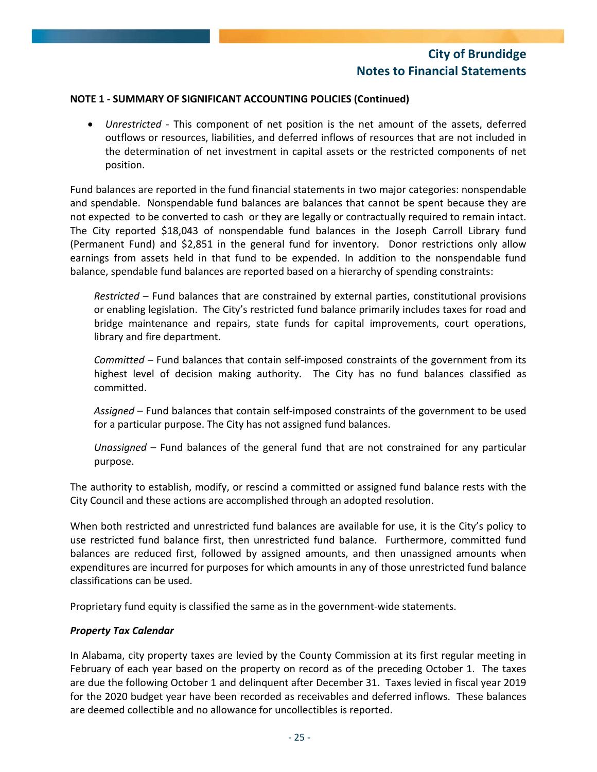**NOTE 1 - SUMMARY OF SIGNIFICANT ACCOUNTING POLICIES (Continued)**

- *Unrestricted* - This component of net position is the net amount of the assets, deferred outflows or resources, liabilities, and deferred inflows of resources that are not included in the determination of net investment in capital assets or the restricted components of net position.

Fund balances are reported in the fund financial statements in two major categories: nonspendable and spendable. Nonspendable fund balances are balances that cannot be spent because they are not expected to be converted to cash or they are legally or contractually required to remain intact. The City reported $18,043 of nonspendable fund balances in the Joseph Carroll Library fund (Permanent Fund) and $2,851 in the general fund for inventory. Donor restrictions only allow earnings from assets held in that fund to be expended. In addition to the nonspendable fund balance, spendable fund balances are reported based on a hierarchy of spending constraints:

*Restricted* – Fund balances that are constrained by external parties, constitutional provisions or enabling legislation. The City's restricted fund balance primarily includes taxes for road and bridge maintenance and repairs, state funds for capital improvements, court operations, library and fire department.

*Committed* – Fund balances that contain self-imposed constraints of the government from its highest level of decision making authority. The City has no fund balances classified as committed.

*Assigned* – Fund balances that contain self-imposed constraints of the government to be used for a particular purpose. The City has not assigned fund balances.

*Unassigned* – Fund balances of the general fund that are not constrained for any particular purpose.

The authority to establish, modify, or rescind a committed or assigned fund balance rests with the City Council and these actions are accomplished through an adopted resolution.

When both restricted and unrestricted fund balances are available for use, it is the City's policy to use restricted fund balance first, then unrestricted fund balance. Furthermore, committed fund balances are reduced first, followed by assigned amounts, and then unassigned amounts when expenditures are incurred for purposes for which amounts in any of those unrestricted fund balance classifications can be used.

Proprietary fund equity is classified the same as in the government-wide statements.

***Property Tax Calendar***

In Alabama, city property taxes are levied by the County Commission at its first regular meeting in February of each year based on the property on record as of the preceding October 1. The taxes are due the following October 1 and delinquent after December 31. Taxes levied in fiscal year 2019 for the 2020 budget year have been recorded as receivables and deferred inflows. These balances are deemed collectible and no allowance for uncollectibles is reported.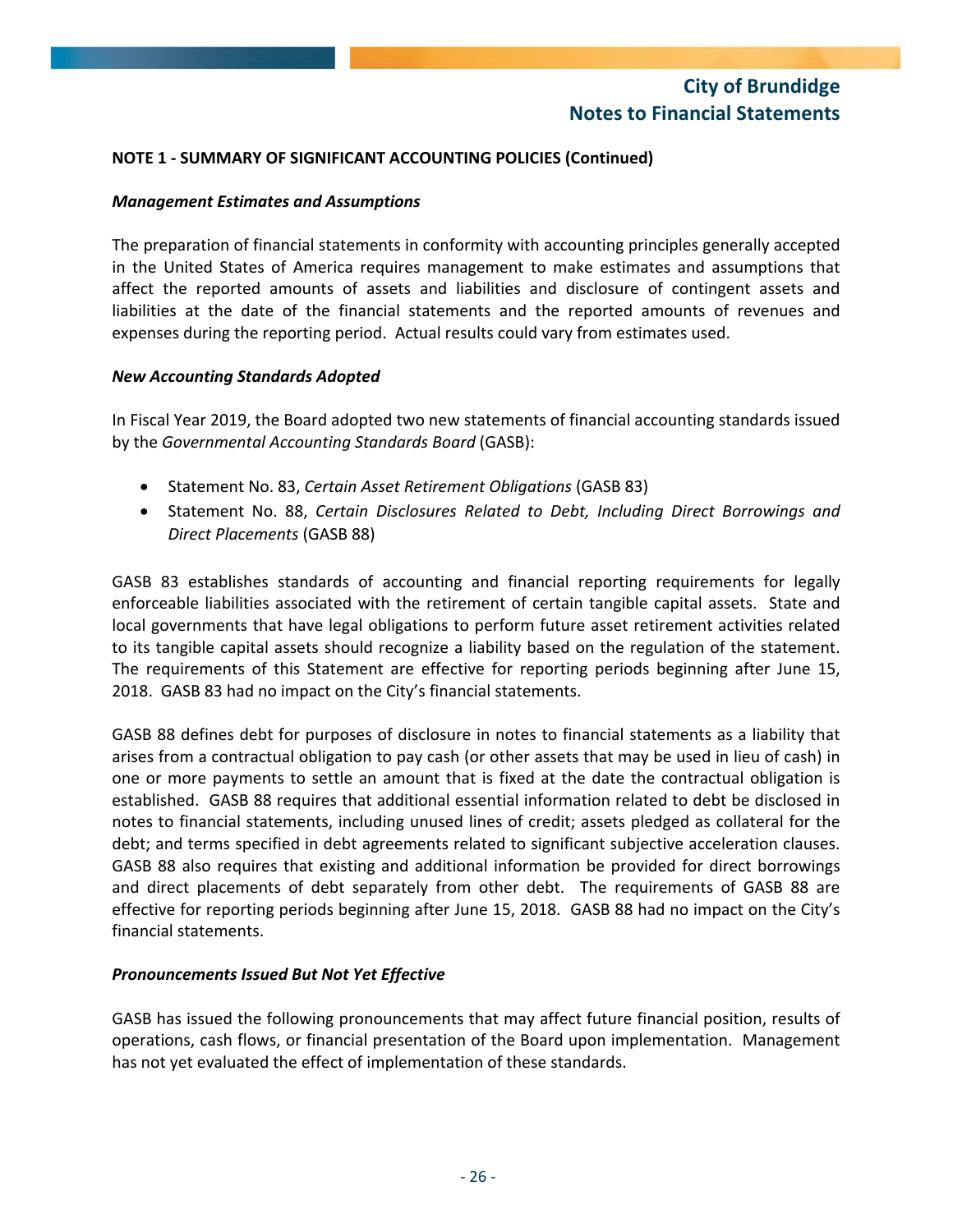**NOTE 1 - SUMMARY OF SIGNIFICANT ACCOUNTING POLICIES (Continued)**

***Management Estimates and Assumptions***

The preparation of financial statements in conformity with accounting principles generally accepted in the United States of America requires management to make estimates and assumptions that affect the reported amounts of assets and liabilities and disclosure of contingent assets and liabilities at the date of the financial statements and the reported amounts of revenues and expenses during the reporting period. Actual results could vary from estimates used.

***New Accounting Standards Adopted***

In Fiscal Year 2019, the Board adopted two new statements of financial accounting standards issued by the *Governmental Accounting Standards Board* (GASB):

- Statement No. 83, *Certain Asset Retirement Obligations* (GASB 83)
- Statement No. 88, *Certain Disclosures Related to Debt, Including Direct Borrowings and Direct Placements* (GASB 88)

GASB 83 establishes standards of accounting and financial reporting requirements for legally enforceable liabilities associated with the retirement of certain tangible capital assets. State and local governments that have legal obligations to perform future asset retirement activities related to its tangible capital assets should recognize a liability based on the regulation of the statement. The requirements of this Statement are effective for reporting periods beginning after June 15, 2018. GASB 83 had no impact on the City's financial statements.

GASB 88 defines debt for purposes of disclosure in notes to financial statements as a liability that arises from a contractual obligation to pay cash (or other assets that may be used in lieu of cash) in one or more payments to settle an amount that is fixed at the date the contractual obligation is established. GASB 88 requires that additional essential information related to debt be disclosed in notes to financial statements, including unused lines of credit; assets pledged as collateral for the debt; and terms specified in debt agreements related to significant subjective acceleration clauses. GASB 88 also requires that existing and additional information be provided for direct borrowings and direct placements of debt separately from other debt. The requirements of GASB 88 are effective for reporting periods beginning after June 15, 2018. GASB 88 had no impact on the City's financial statements.

***Pronouncements Issued But Not Yet Effective***

GASB has issued the following pronouncements that may affect future financial position, results of operations, cash flows, or financial presentation of the Board upon implementation. Management has not yet evaluated the effect of implementation of these standards.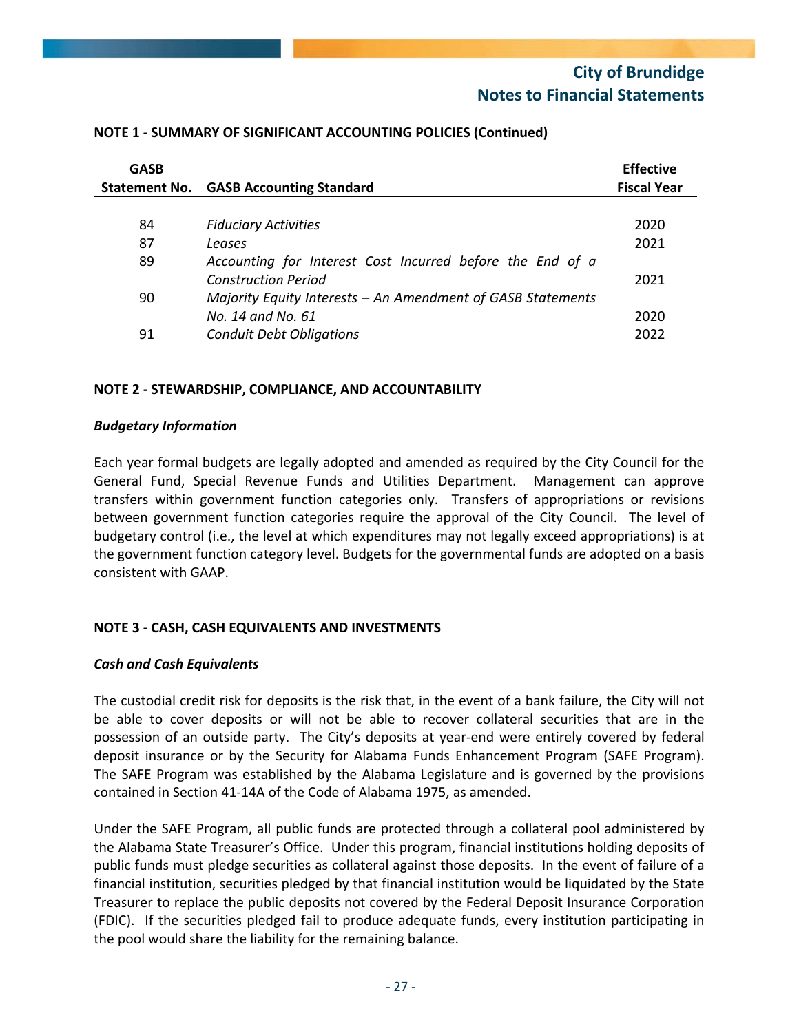**NOTE 1 - SUMMARY OF SIGNIFICANT ACCOUNTING POLICIES (Continued)**

| GASB Statement No. | GASB Accounting Standard | Effective Fiscal Year |
|---|---|---|
| 84 | *Fiduciary Activities* | 2020 |
| 87 | *Leases* | 2021 |
| 89 | *Accounting for Interest Cost Incurred before the End of a Construction Period* | 2021 |
| 90 | *Majority Equity Interests – An Amendment of GASB Statements No. 14 and No. 61* | 2020 |
| 91 | *Conduit Debt Obligations* | 2022 |

**NOTE 2 - STEWARDSHIP, COMPLIANCE, AND ACCOUNTABILITY**

***Budgetary Information***

Each year formal budgets are legally adopted and amended as required by the City Council for the General Fund, Special Revenue Funds and Utilities Department. Management can approve transfers within government function categories only. Transfers of appropriations or revisions between government function categories require the approval of the City Council. The level of budgetary control (i.e., the level at which expenditures may not legally exceed appropriations) is at the government function category level. Budgets for the governmental funds are adopted on a basis consistent with GAAP.

**NOTE 3 - CASH, CASH EQUIVALENTS AND INVESTMENTS**

***Cash and Cash Equivalents***

The custodial credit risk for deposits is the risk that, in the event of a bank failure, the City will not be able to cover deposits or will not be able to recover collateral securities that are in the possession of an outside party. The City's deposits at year-end were entirely covered by federal deposit insurance or by the Security for Alabama Funds Enhancement Program (SAFE Program). The SAFE Program was established by the Alabama Legislature and is governed by the provisions contained in Section 41-14A of the Code of Alabama 1975, as amended.

Under the SAFE Program, all public funds are protected through a collateral pool administered by the Alabama State Treasurer's Office. Under this program, financial institutions holding deposits of public funds must pledge securities as collateral against those deposits. In the event of failure of a financial institution, securities pledged by that financial institution would be liquidated by the State Treasurer to replace the public deposits not covered by the Federal Deposit Insurance Corporation (FDIC). If the securities pledged fail to produce adequate funds, every institution participating in the pool would share the liability for the remaining balance.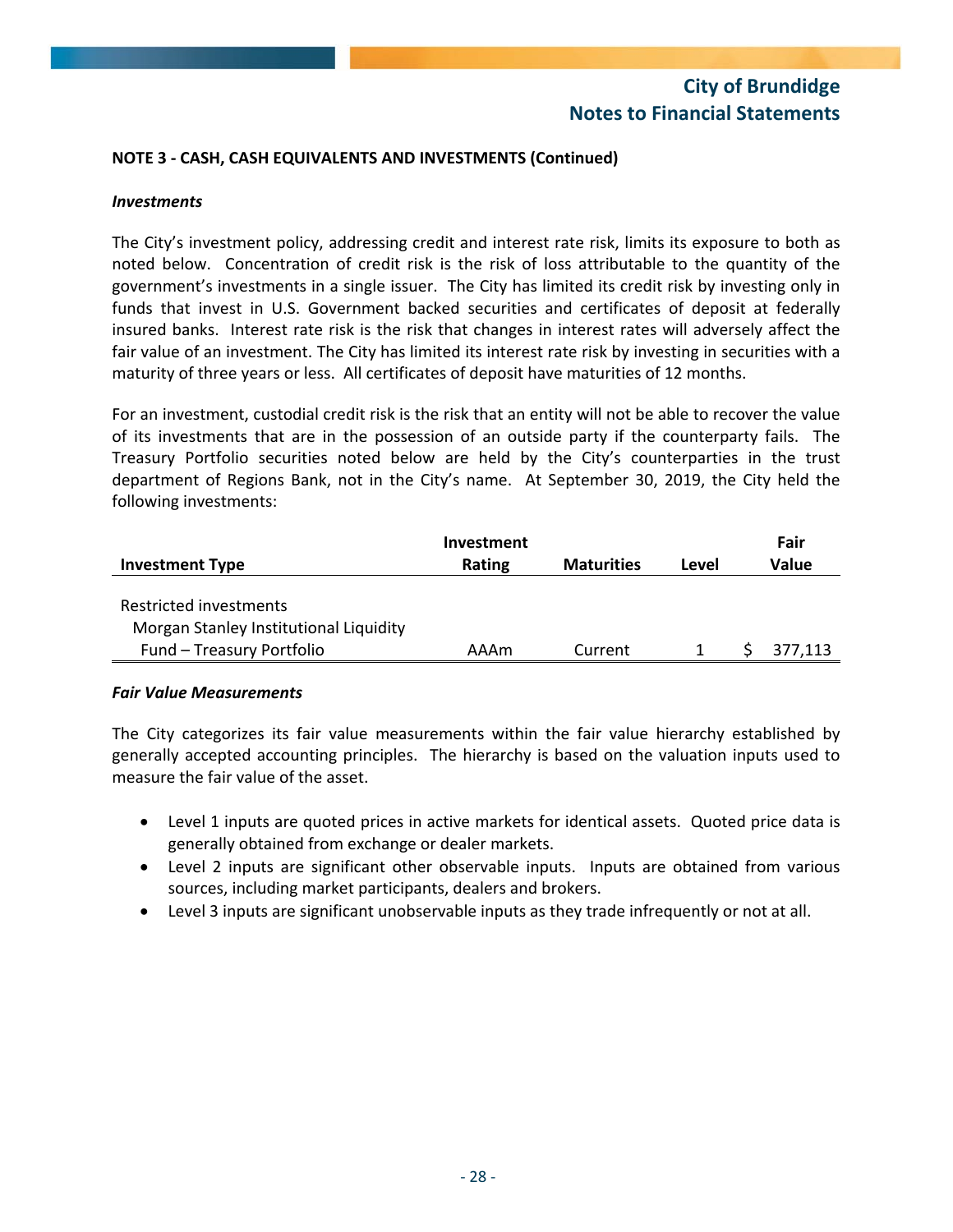**NOTE 3 - CASH, CASH EQUIVALENTS AND INVESTMENTS (Continued)**

***Investments***

The City's investment policy, addressing credit and interest rate risk, limits its exposure to both as noted below. Concentration of credit risk is the risk of loss attributable to the quantity of the government's investments in a single issuer. The City has limited its credit risk by investing only in funds that invest in U.S. Government backed securities and certificates of deposit at federally insured banks. Interest rate risk is the risk that changes in interest rates will adversely affect the fair value of an investment. The City has limited its interest rate risk by investing in securities with a maturity of three years or less. All certificates of deposit have maturities of 12 months.

For an investment, custodial credit risk is the risk that an entity will not be able to recover the value of its investments that are in the possession of an outside party if the counterparty fails. The Treasury Portfolio securities noted below are held by the City's counterparties in the trust department of Regions Bank, not in the City's name. At September 30, 2019, the City held the following investments:

| Investment Type | Investment Rating | Maturities | Level | Fair Value |
|---|---|---|---|---|
| Restricted investments | | | | |
| Morgan Stanley Institutional Liquidity Fund – Treasury Portfolio | AAAm | Current | 1 | $ 377,113 |

***Fair Value Measurements***

The City categorizes its fair value measurements within the fair value hierarchy established by generally accepted accounting principles. The hierarchy is based on the valuation inputs used to measure the fair value of the asset.

- Level 1 inputs are quoted prices in active markets for identical assets. Quoted price data is generally obtained from exchange or dealer markets.
- Level 2 inputs are significant other observable inputs. Inputs are obtained from various sources, including market participants, dealers and brokers.
- Level 3 inputs are significant unobservable inputs as they trade infrequently or not at all.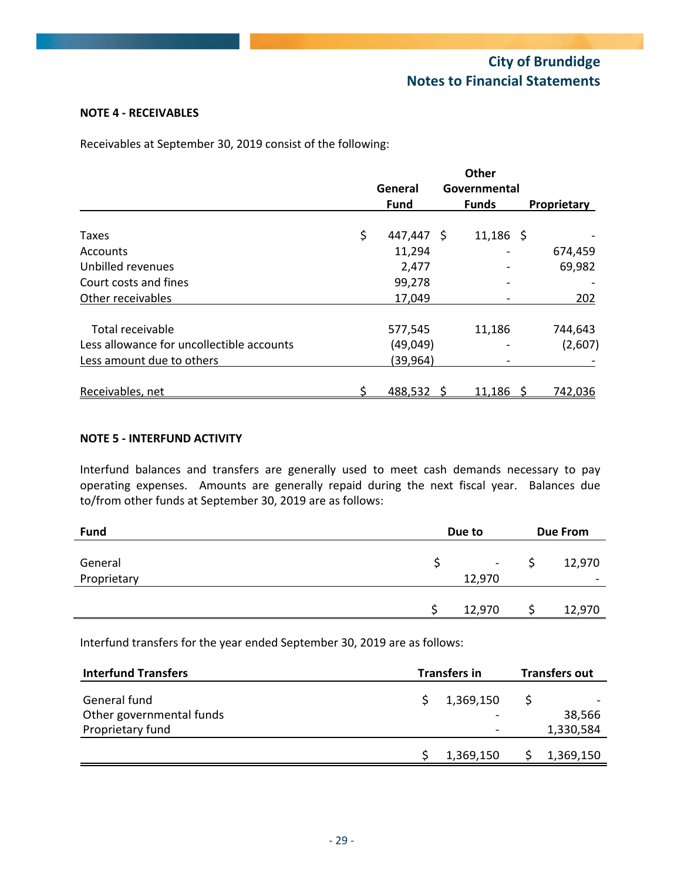## NOTE 4 - RECEIVABLES

Receivables at September 30, 2019 consist of the following:

| | General Fund | Other Governmental Funds | Proprietary |
|---|---|---|---|
| Taxes | $ 447,447 | $ 11,186 | $ - |
| Accounts | 11,294 | - | 674,459 |
| Unbilled revenues | 2,477 | - | 69,982 |
| Court costs and fines | 99,278 | - | - |
| Other receivables | 17,049 | - | 202 |
| Total receivable | 577,545 | 11,186 | 744,643 |
| Less allowance for uncollectible accounts | (49,049) | - | (2,607) |
| Less amount due to others | (39,964) | - | - |
| Receivables, net | $ 488,532 | $ 11,186 | $ 742,036 |

## NOTE 5 - INTERFUND ACTIVITY

Interfund balances and transfers are generally used to meet cash demands necessary to pay operating expenses. Amounts are generally repaid during the next fiscal year. Balances due to/from other funds at September 30, 2019 are as follows:

| Fund | Due to | Due From |
|---|---|---|
| General | $ - | $ 12,970 |
| Proprietary | 12,970 | - |
| | $ 12,970 | $ 12,970 |

Interfund transfers for the year ended September 30, 2019 are as follows:

| Interfund Transfers | Transfers in | Transfers out |
|---|---|---|
| General fund | $ 1,369,150 | $ - |
| Other governmental funds | - | 38,566 |
| Proprietary fund | - | 1,330,584 |
| | $ 1,369,150 | $ 1,369,150 |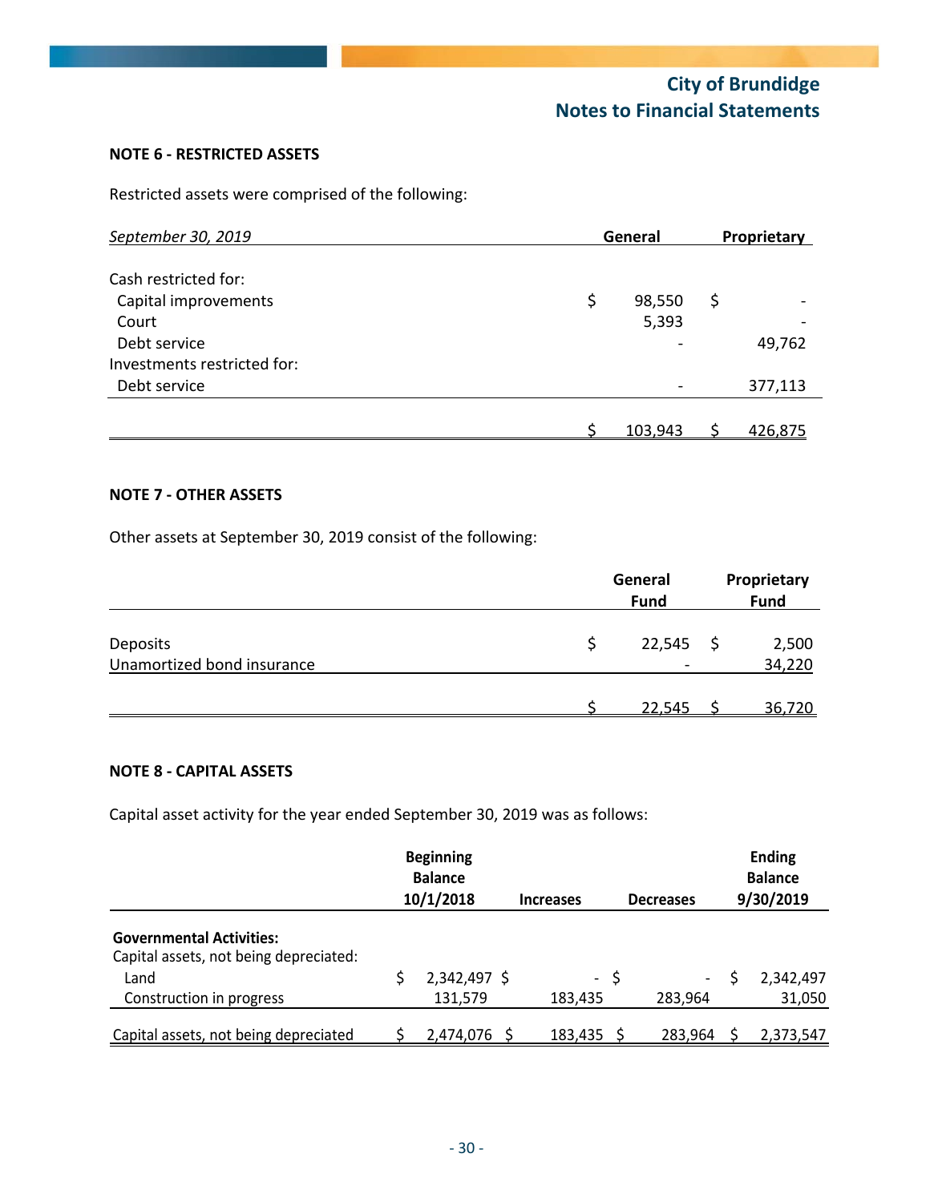**NOTE 6 - RESTRICTED ASSETS**

Restricted assets were comprised of the following:

| *September 30, 2019* | General | Proprietary |
|---|---|---|
| Cash restricted for: | | |
| Capital improvements | $ 98,550 | $ - |
| Court | 5,393 | - |
| Debt service | - | 49,762 |
| Investments restricted for: | | |
| Debt service | - | 377,113 |
| | $ 103,943 | $ 426,875 |

**NOTE 7 - OTHER ASSETS**

Other assets at September 30, 2019 consist of the following:

| | General Fund | Proprietary Fund |
|---|---|---|
| Deposits | $ 22,545 | $ 2,500 |
| Unamortized bond insurance | - | 34,220 |
| | $ 22,545 | $ 36,720 |

**NOTE 8 - CAPITAL ASSETS**

Capital asset activity for the year ended September 30, 2019 was as follows:

| | Beginning Balance 10/1/2018 | Increases | Decreases | Ending Balance 9/30/2019 |
|---|---|---|---|---|
| **Governmental Activities:** | | | | |
| Capital assets, not being depreciated: | | | | |
| Land | $ 2,342,497 | $ - | $ - | $ 2,342,497 |
| Construction in progress | 131,579 | 183,435 | 283,964 | 31,050 |
| Capital assets, not being depreciated | $ 2,474,076 | $ 183,435 | $ 283,964 | $ 2,373,547 |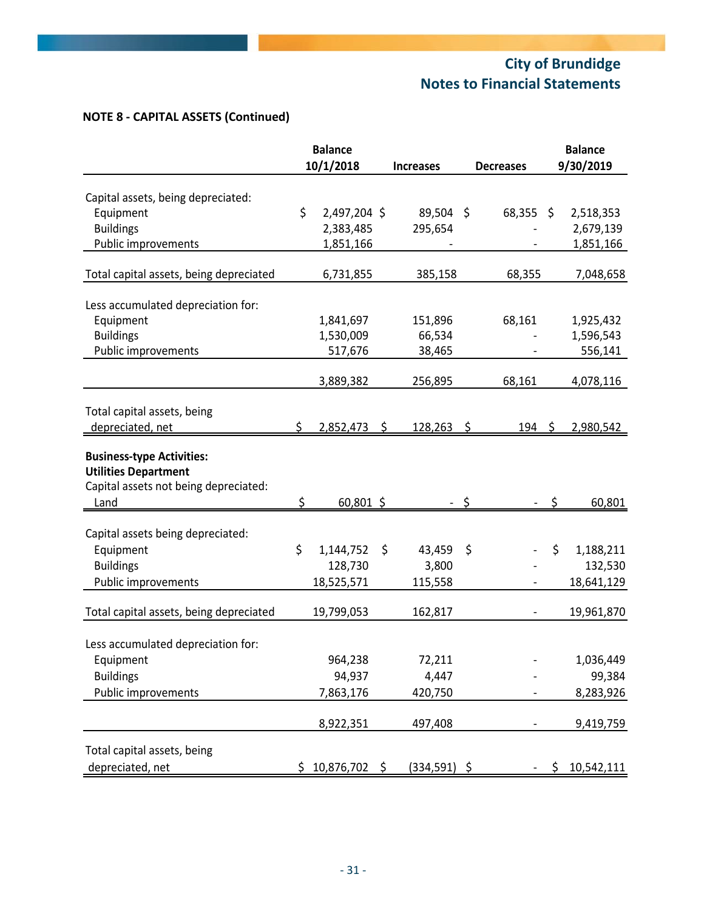**NOTE 8 - CAPITAL ASSETS (Continued)**

| | Balance 10/1/2018 | Increases | Decreases | Balance 9/30/2019 |
|---|---|---|---|---|
| Capital assets, being depreciated: | | | | |
| Equipment | $ 2,497,204 | $ 89,504 | $ 68,355 | $ 2,518,353 |
| Buildings | 2,383,485 | 295,654 | - | 2,679,139 |
| Public improvements | 1,851,166 | - | - | 1,851,166 |
| Total capital assets, being depreciated | 6,731,855 | 385,158 | 68,355 | 7,048,658 |
| Less accumulated depreciation for: | | | | |
| Equipment | 1,841,697 | 151,896 | 68,161 | 1,925,432 |
| Buildings | 1,530,009 | 66,534 | - | 1,596,543 |
| Public improvements | 517,676 | 38,465 | - | 556,141 |
| | 3,889,382 | 256,895 | 68,161 | 4,078,116 |
| Total capital assets, being depreciated, net | $ 2,852,473 | $ 128,263 | $ 194 | $ 2,980,542 |
| **Business-type Activities:** | | | | |
| **Utilities Department** | | | | |
| Capital assets not being depreciated: | | | | |
| Land | $ 60,801 | $ - | $ - | $ 60,801 |
| Capital assets being depreciated: | | | | |
| Equipment | $ 1,144,752 | $ 43,459 | $ - | $ 1,188,211 |
| Buildings | 128,730 | 3,800 | - | 132,530 |
| Public improvements | 18,525,571 | 115,558 | - | 18,641,129 |
| Total capital assets, being depreciated | 19,799,053 | 162,817 | - | 19,961,870 |
| Less accumulated depreciation for: | | | | |
| Equipment | 964,238 | 72,211 | - | 1,036,449 |
| Buildings | 94,937 | 4,447 | - | 99,384 |
| Public improvements | 7,863,176 | 420,750 | - | 8,283,926 |
| | 8,922,351 | 497,408 | - | 9,419,759 |
| Total capital assets, being depreciated, net | $ 10,876,702 | $ (334,591) | $ - | $ 10,542,111 |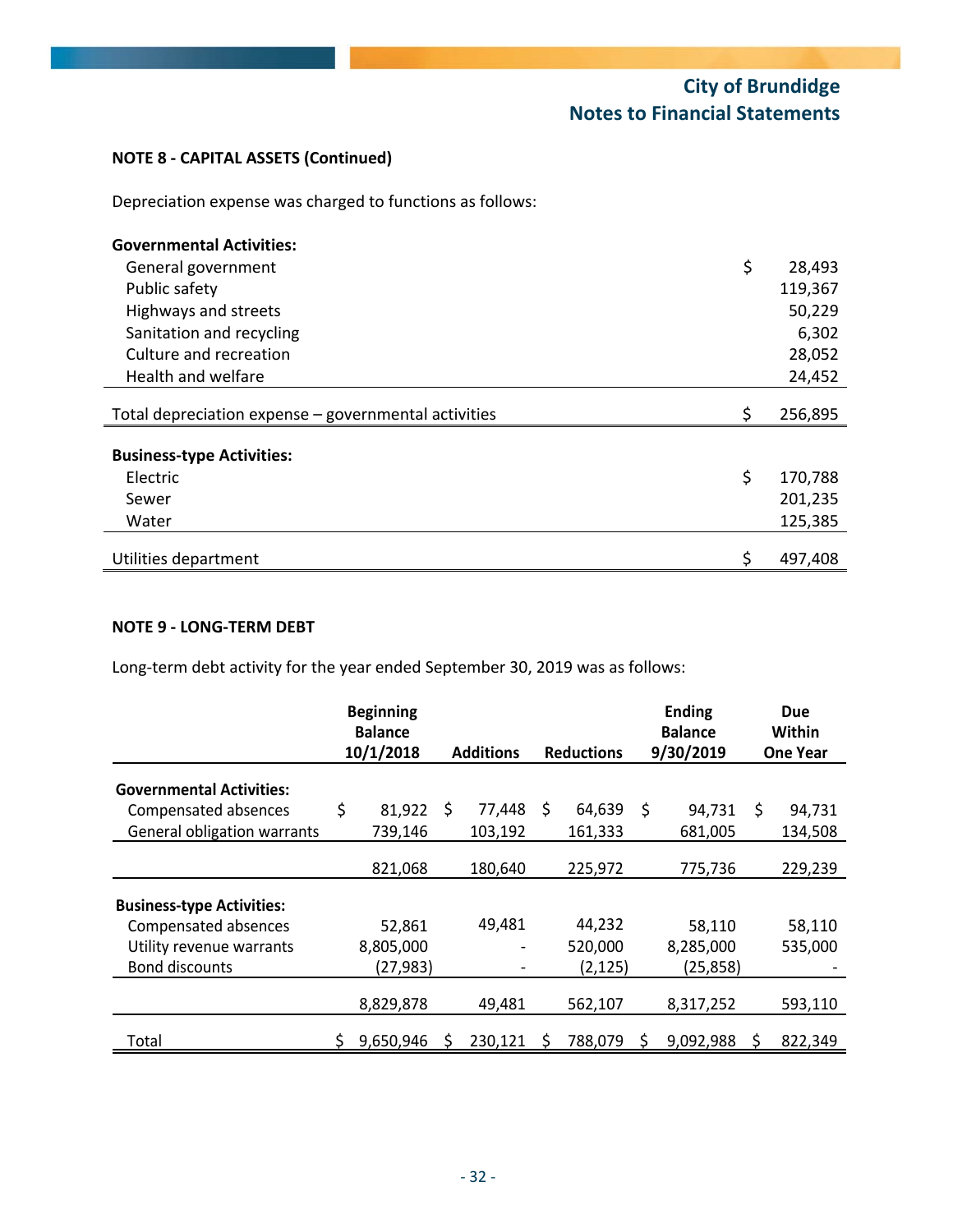**NOTE 8 - CAPITAL ASSETS (Continued)**

Depreciation expense was charged to functions as follows:

| | |
|---|---|
| **Governmental Activities:** | |
| General government | $ 28,493 |
| Public safety | 119,367 |
| Highways and streets | 50,229 |
| Sanitation and recycling | 6,302 |
| Culture and recreation | 28,052 |
| Health and welfare | 24,452 |
| Total depreciation expense – governmental activities | $ 256,895 |
| **Business-type Activities:** | |
| Electric | $ 170,788 |
| Sewer | 201,235 |
| Water | 125,385 |
| Utilities department | $ 497,408 |

**NOTE 9 - LONG-TERM DEBT**

Long-term debt activity for the year ended September 30, 2019 was as follows:

| | Beginning Balance 10/1/2018 | Additions | Reductions | Ending Balance 9/30/2019 | Due Within One Year |
|---|---|---|---|---|---|
| **Governmental Activities:** | | | | | |
| Compensated absences | $ 81,922 | $ 77,448 | $ 64,639 | $ 94,731 | $ 94,731 |
| General obligation warrants | 739,146 | 103,192 | 161,333 | 681,005 | 134,508 |
| | 821,068 | 180,640 | 225,972 | 775,736 | 229,239 |
| **Business-type Activities:** | | | | | |
| Compensated absences | 52,861 | 49,481 | 44,232 | 58,110 | 58,110 |
| Utility revenue warrants | 8,805,000 | - | 520,000 | 8,285,000 | 535,000 |
| Bond discounts | (27,983) | - | (2,125) | (25,858) | - |
| | 8,829,878 | 49,481 | 562,107 | 8,317,252 | 593,110 |
| Total | $ 9,650,946 | $ 230,121 | $ 788,079 | $ 9,092,988 | $ 822,349 |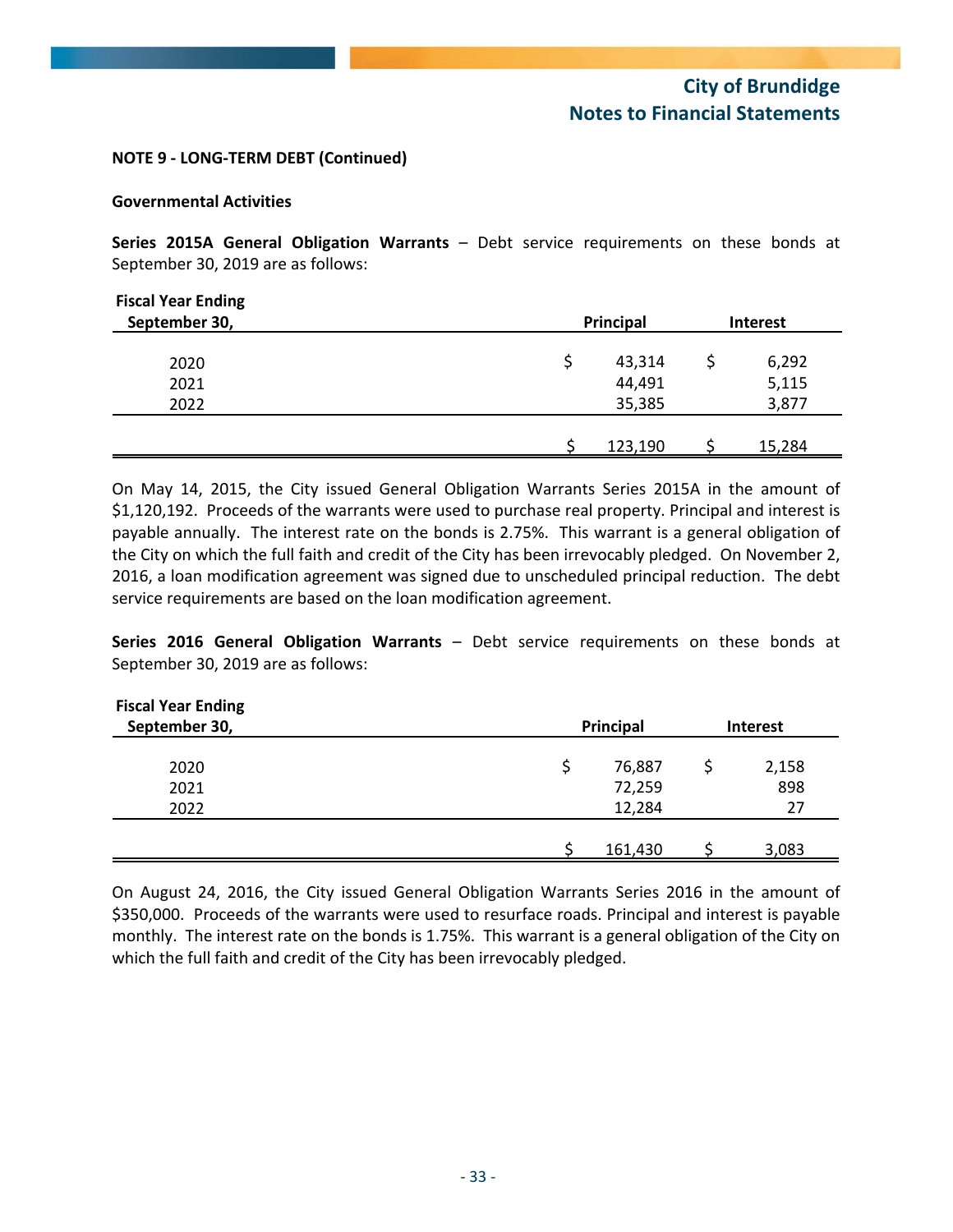**NOTE 9 - LONG-TERM DEBT (Continued)**

**Governmental Activities**

**Series 2015A General Obligation Warrants** – Debt service requirements on these bonds at September 30, 2019 are as follows:

| Fiscal Year Ending September 30, | Principal | Interest |
|---|---|---|
| 2020 | $ 43,314 | $ 6,292 |
| 2021 | 44,491 | 5,115 |
| 2022 | 35,385 | 3,877 |
| | $ 123,190 | $ 15,284 |

On May 14, 2015, the City issued General Obligation Warrants Series 2015A in the amount of $1,120,192. Proceeds of the warrants were used to purchase real property. Principal and interest is payable annually. The interest rate on the bonds is 2.75%. This warrant is a general obligation of the City on which the full faith and credit of the City has been irrevocably pledged. On November 2, 2016, a loan modification agreement was signed due to unscheduled principal reduction. The debt service requirements are based on the loan modification agreement.

**Series 2016 General Obligation Warrants** – Debt service requirements on these bonds at September 30, 2019 are as follows:

| Fiscal Year Ending September 30, | Principal | Interest |
|---|---|---|
| 2020 | $ 76,887 | $ 2,158 |
| 2021 | 72,259 | 898 |
| 2022 | 12,284 | 27 |
| | $ 161,430 | $ 3,083 |

On August 24, 2016, the City issued General Obligation Warrants Series 2016 in the amount of $350,000. Proceeds of the warrants were used to resurface roads. Principal and interest is payable monthly. The interest rate on the bonds is 1.75%. This warrant is a general obligation of the City on which the full faith and credit of the City has been irrevocably pledged.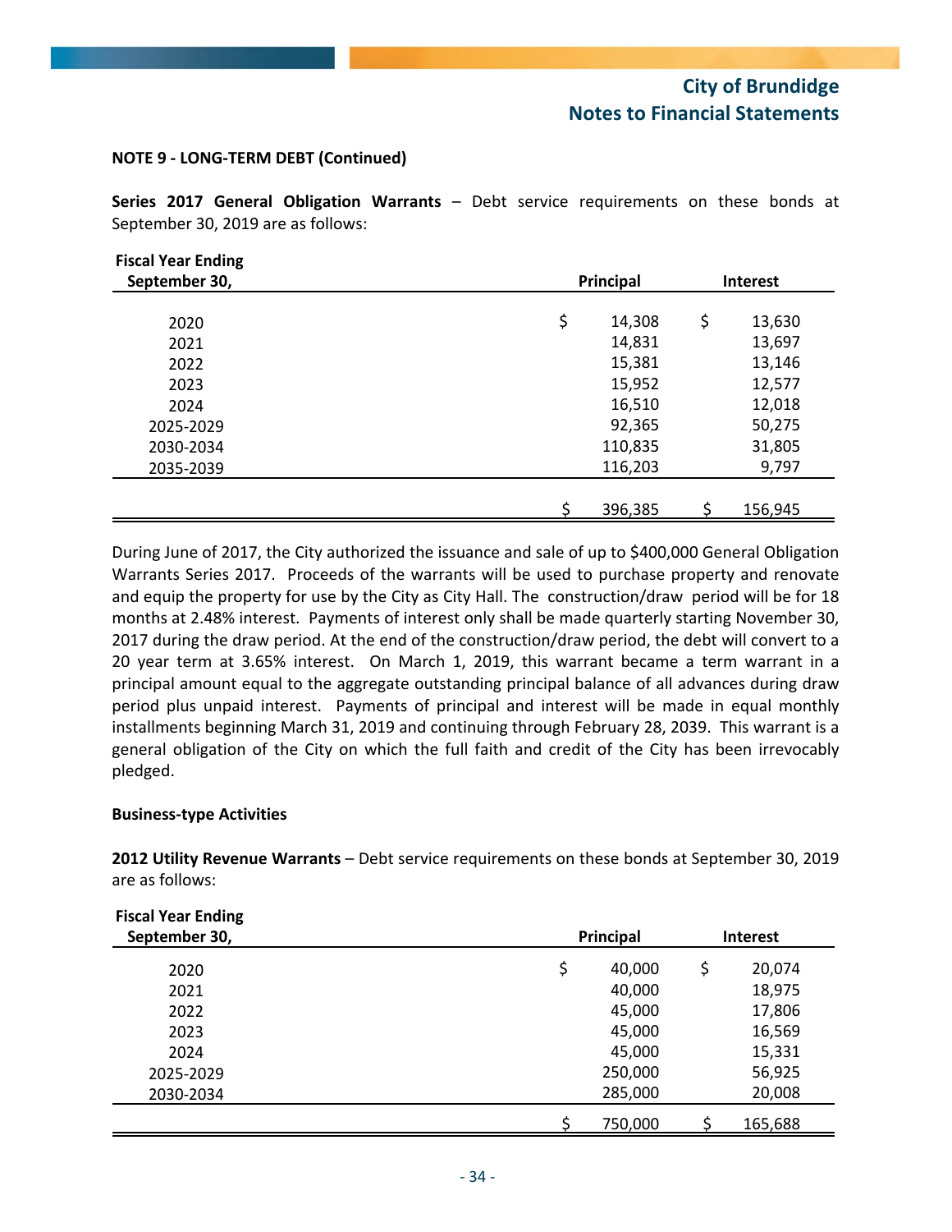**NOTE 9 - LONG-TERM DEBT (Continued)**

**Series 2017 General Obligation Warrants** – Debt service requirements on these bonds at September 30, 2019 are as follows:

| Fiscal Year Ending September 30, | Principal | Interest |
|---|---|---|
| 2020 | $ 14,308 | $ 13,630 |
| 2021 | 14,831 | 13,697 |
| 2022 | 15,381 | 13,146 |
| 2023 | 15,952 | 12,577 |
| 2024 | 16,510 | 12,018 |
| 2025-2029 | 92,365 | 50,275 |
| 2030-2034 | 110,835 | 31,805 |
| 2035-2039 | 116,203 | 9,797 |
| | $ 396,385 | $ 156,945 |

During June of 2017, the City authorized the issuance and sale of up to $400,000 General Obligation Warrants Series 2017. Proceeds of the warrants will be used to purchase property and renovate and equip the property for use by the City as City Hall. The construction/draw period will be for 18 months at 2.48% interest. Payments of interest only shall be made quarterly starting November 30, 2017 during the draw period. At the end of the construction/draw period, the debt will convert to a 20 year term at 3.65% interest. On March 1, 2019, this warrant became a term warrant in a principal amount equal to the aggregate outstanding principal balance of all advances during draw period plus unpaid interest. Payments of principal and interest will be made in equal monthly installments beginning March 31, 2019 and continuing through February 28, 2039. This warrant is a general obligation of the City on which the full faith and credit of the City has been irrevocably pledged.

**Business-type Activities**

**2012 Utility Revenue Warrants** – Debt service requirements on these bonds at September 30, 2019 are as follows:

| Fiscal Year Ending September 30, | Principal | Interest |
|---|---|---|
| 2020 | $ 40,000 | $ 20,074 |
| 2021 | 40,000 | 18,975 |
| 2022 | 45,000 | 17,806 |
| 2023 | 45,000 | 16,569 |
| 2024 | 45,000 | 15,331 |
| 2025-2029 | 250,000 | 56,925 |
| 2030-2034 | 285,000 | 20,008 |
| | $ 750,000 | $ 165,688 |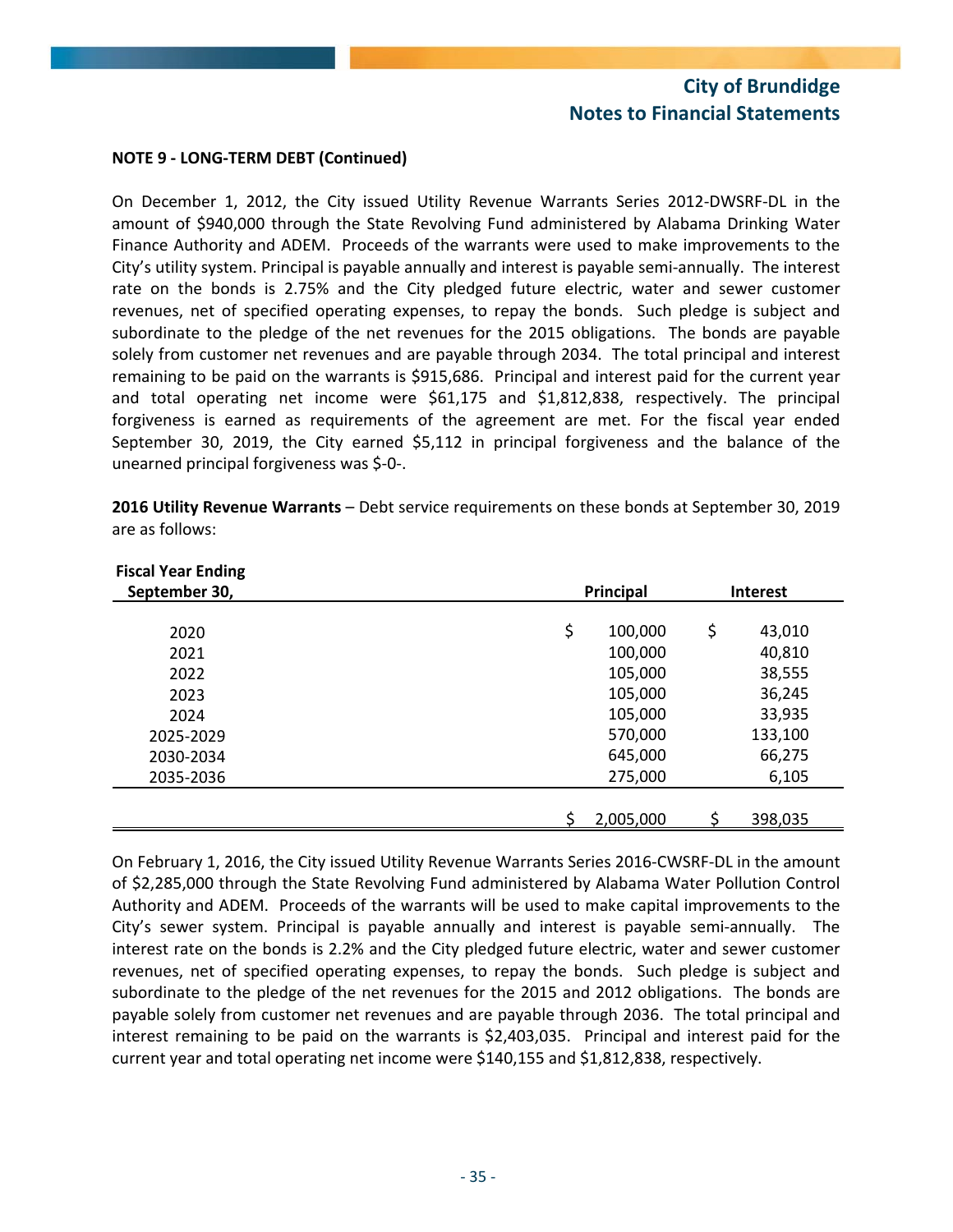**NOTE 9 - LONG-TERM DEBT (Continued)**

On December 1, 2012, the City issued Utility Revenue Warrants Series 2012-DWSRF-DL in the amount of $940,000 through the State Revolving Fund administered by Alabama Drinking Water Finance Authority and ADEM. Proceeds of the warrants were used to make improvements to the City's utility system. Principal is payable annually and interest is payable semi-annually. The interest rate on the bonds is 2.75% and the City pledged future electric, water and sewer customer revenues, net of specified operating expenses, to repay the bonds. Such pledge is subject and subordinate to the pledge of the net revenues for the 2015 obligations. The bonds are payable solely from customer net revenues and are payable through 2034. The total principal and interest remaining to be paid on the warrants is $915,686. Principal and interest paid for the current year and total operating net income were $61,175 and $1,812,838, respectively. The principal forgiveness is earned as requirements of the agreement are met. For the fiscal year ended September 30, 2019, the City earned $5,112 in principal forgiveness and the balance of the unearned principal forgiveness was $-0-.

**2016 Utility Revenue Warrants** – Debt service requirements on these bonds at September 30, 2019 are as follows:

| Fiscal Year Ending September 30, | Principal | Interest |
|---|---|---|
| 2020 | $ 100,000 | $ 43,010 |
| 2021 | 100,000 | 40,810 |
| 2022 | 105,000 | 38,555 |
| 2023 | 105,000 | 36,245 |
| 2024 | 105,000 | 33,935 |
| 2025-2029 | 570,000 | 133,100 |
| 2030-2034 | 645,000 | 66,275 |
| 2035-2036 | 275,000 | 6,105 |
| | $ 2,005,000 | $ 398,035 |

On February 1, 2016, the City issued Utility Revenue Warrants Series 2016-CWSRF-DL in the amount of $2,285,000 through the State Revolving Fund administered by Alabama Water Pollution Control Authority and ADEM. Proceeds of the warrants will be used to make capital improvements to the City's sewer system. Principal is payable annually and interest is payable semi-annually. The interest rate on the bonds is 2.2% and the City pledged future electric, water and sewer customer revenues, net of specified operating expenses, to repay the bonds. Such pledge is subject and subordinate to the pledge of the net revenues for the 2015 and 2012 obligations. The bonds are payable solely from customer net revenues and are payable through 2036. The total principal and interest remaining to be paid on the warrants is $2,403,035. Principal and interest paid for the current year and total operating net income were $140,155 and $1,812,838, respectively.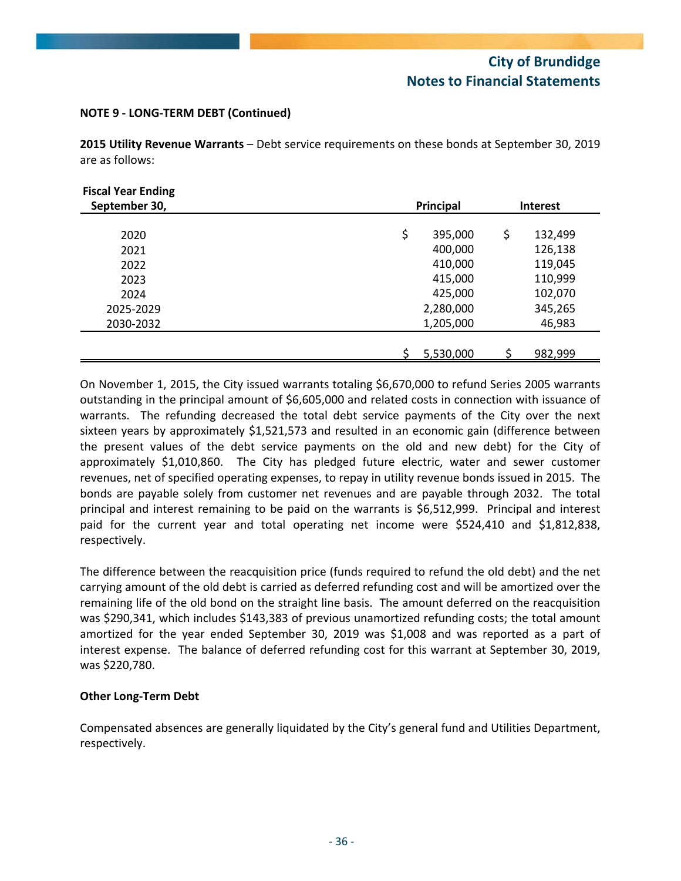**NOTE 9 - LONG-TERM DEBT (Continued)**

**2015 Utility Revenue Warrants** – Debt service requirements on these bonds at September 30, 2019 are as follows:

| Fiscal Year Ending September 30, | Principal | Interest |
|---|---|---|
| 2020 | $ 395,000 | $ 132,499 |
| 2021 | 400,000 | 126,138 |
| 2022 | 410,000 | 119,045 |
| 2023 | 415,000 | 110,999 |
| 2024 | 425,000 | 102,070 |
| 2025-2029 | 2,280,000 | 345,265 |
| 2030-2032 | 1,205,000 | 46,983 |
| | $ 5,530,000 | $ 982,999 |

On November 1, 2015, the City issued warrants totaling $6,670,000 to refund Series 2005 warrants outstanding in the principal amount of $6,605,000 and related costs in connection with issuance of warrants. The refunding decreased the total debt service payments of the City over the next sixteen years by approximately $1,521,573 and resulted in an economic gain (difference between the present values of the debt service payments on the old and new debt) for the City of approximately $1,010,860. The City has pledged future electric, water and sewer customer revenues, net of specified operating expenses, to repay in utility revenue bonds issued in 2015. The bonds are payable solely from customer net revenues and are payable through 2032. The total principal and interest remaining to be paid on the warrants is $6,512,999. Principal and interest paid for the current year and total operating net income were $524,410 and $1,812,838, respectively.

The difference between the reacquisition price (funds required to refund the old debt) and the net carrying amount of the old debt is carried as deferred refunding cost and will be amortized over the remaining life of the old bond on the straight line basis. The amount deferred on the reacquisition was $290,341, which includes $143,383 of previous unamortized refunding costs; the total amount amortized for the year ended September 30, 2019 was $1,008 and was reported as a part of interest expense. The balance of deferred refunding cost for this warrant at September 30, 2019, was $220,780.

**Other Long-Term Debt**

Compensated absences are generally liquidated by the City's general fund and Utilities Department, respectively.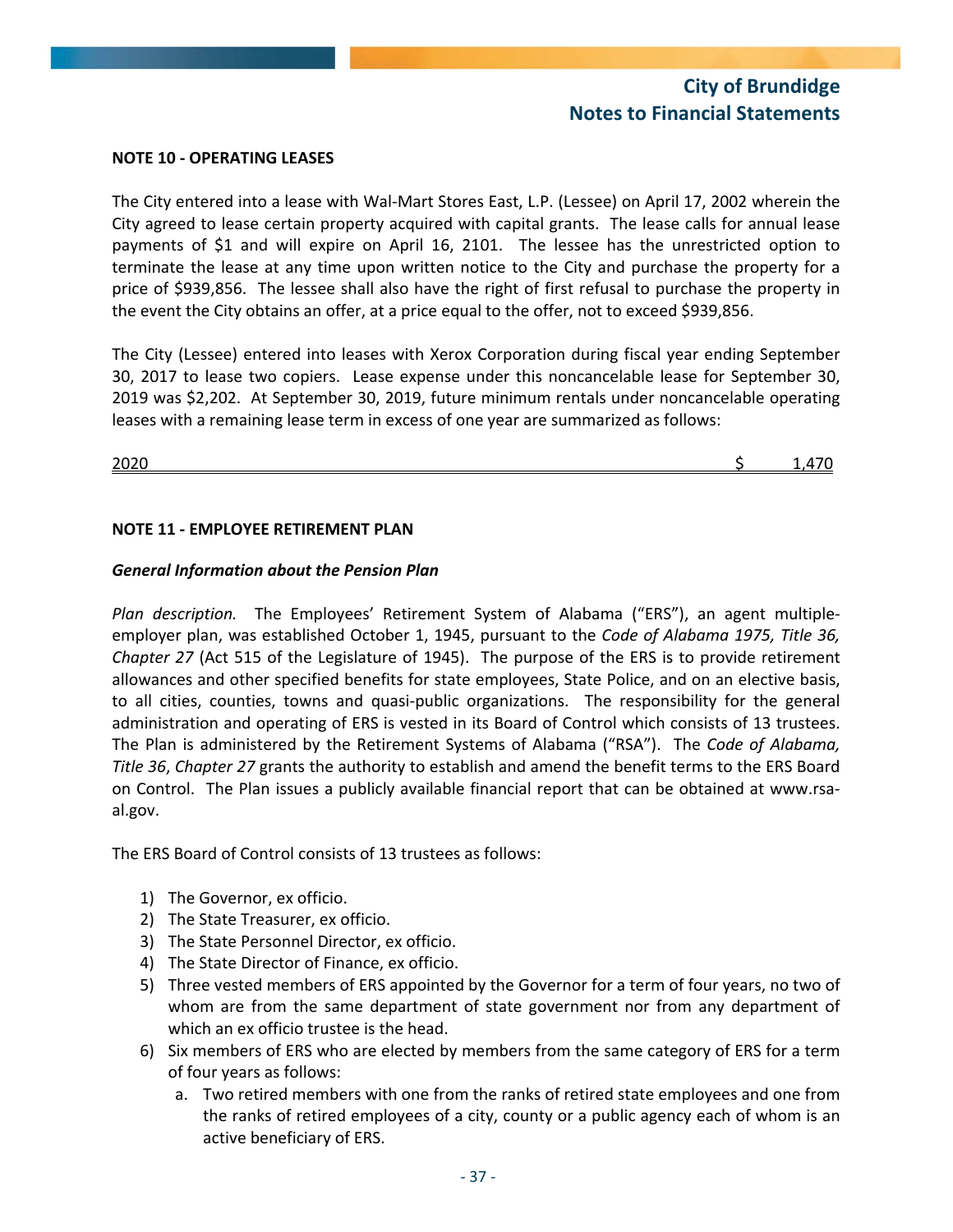**NOTE 10 - OPERATING LEASES**

The City entered into a lease with Wal-Mart Stores East, L.P. (Lessee) on April 17, 2002 wherein the City agreed to lease certain property acquired with capital grants. The lease calls for annual lease payments of $1 and will expire on April 16, 2101. The lessee has the unrestricted option to terminate the lease at any time upon written notice to the City and purchase the property for a price of $939,856. The lessee shall also have the right of first refusal to purchase the property in the event the City obtains an offer, at a price equal to the offer, not to exceed $939,856.

The City (Lessee) entered into leases with Xerox Corporation during fiscal year ending September 30, 2017 to lease two copiers. Lease expense under this noncancelable lease for September 30, 2019 was $2,202. At September 30, 2019, future minimum rentals under noncancelable operating leases with a remaining lease term in excess of one year are summarized as follows:

| | |
|---|---|
| 2020 | $ 1,470 |

**NOTE 11 - EMPLOYEE RETIREMENT PLAN**

***General Information about the Pension Plan***

*Plan description.* The Employees' Retirement System of Alabama ("ERS"), an agent multiple-employer plan, was established October 1, 1945, pursuant to the *Code of Alabama 1975, Title 36, Chapter 27* (Act 515 of the Legislature of 1945). The purpose of the ERS is to provide retirement allowances and other specified benefits for state employees, State Police, and on an elective basis, to all cities, counties, towns and quasi-public organizations. The responsibility for the general administration and operating of ERS is vested in its Board of Control which consists of 13 trustees. The Plan is administered by the Retirement Systems of Alabama ("RSA"). The *Code of Alabama, Title 36*, *Chapter 27* grants the authority to establish and amend the benefit terms to the ERS Board on Control. The Plan issues a publicly available financial report that can be obtained at www.rsa-al.gov.

The ERS Board of Control consists of 13 trustees as follows:

1) The Governor, ex officio.
2) The State Treasurer, ex officio.
3) The State Personnel Director, ex officio.
4) The State Director of Finance, ex officio.
5) Three vested members of ERS appointed by the Governor for a term of four years, no two of whom are from the same department of state government nor from any department of which an ex officio trustee is the head.
6) Six members of ERS who are elected by members from the same category of ERS for a term of four years as follows:
   a. Two retired members with one from the ranks of retired state employees and one from the ranks of retired employees of a city, county or a public agency each of whom is an active beneficiary of ERS.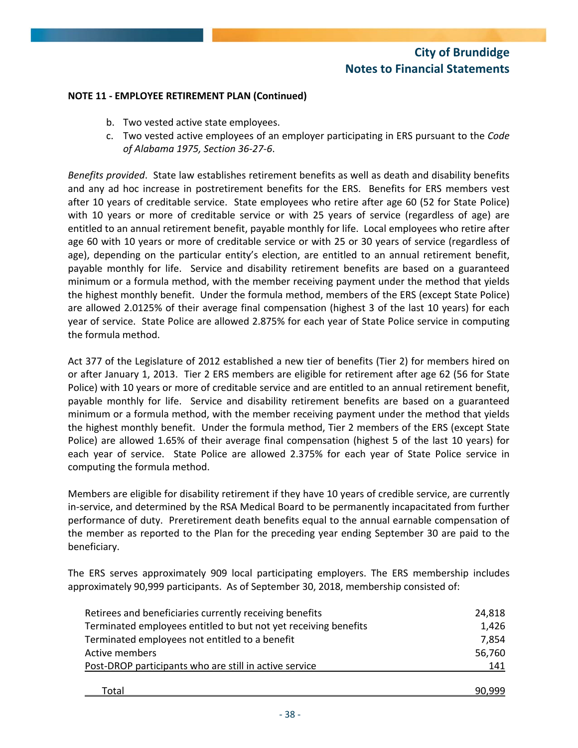**NOTE 11 - EMPLOYEE RETIREMENT PLAN (Continued)**

b. Two vested active state employees.
c. Two vested active employees of an employer participating in ERS pursuant to the *Code of Alabama 1975, Section 36-27-6*.

*Benefits provided*. State law establishes retirement benefits as well as death and disability benefits and any ad hoc increase in postretirement benefits for the ERS. Benefits for ERS members vest after 10 years of creditable service. State employees who retire after age 60 (52 for State Police) with 10 years or more of creditable service or with 25 years of service (regardless of age) are entitled to an annual retirement benefit, payable monthly for life. Local employees who retire after age 60 with 10 years or more of creditable service or with 25 or 30 years of service (regardless of age), depending on the particular entity's election, are entitled to an annual retirement benefit, payable monthly for life. Service and disability retirement benefits are based on a guaranteed minimum or a formula method, with the member receiving payment under the method that yields the highest monthly benefit. Under the formula method, members of the ERS (except State Police) are allowed 2.0125% of their average final compensation (highest 3 of the last 10 years) for each year of service. State Police are allowed 2.875% for each year of State Police service in computing the formula method.

Act 377 of the Legislature of 2012 established a new tier of benefits (Tier 2) for members hired on or after January 1, 2013. Tier 2 ERS members are eligible for retirement after age 62 (56 for State Police) with 10 years or more of creditable service and are entitled to an annual retirement benefit, payable monthly for life. Service and disability retirement benefits are based on a guaranteed minimum or a formula method, with the member receiving payment under the method that yields the highest monthly benefit. Under the formula method, Tier 2 members of the ERS (except State Police) are allowed 1.65% of their average final compensation (highest 5 of the last 10 years) for each year of service. State Police are allowed 2.375% for each year of State Police service in computing the formula method.

Members are eligible for disability retirement if they have 10 years of credible service, are currently in-service, and determined by the RSA Medical Board to be permanently incapacitated from further performance of duty. Preretirement death benefits equal to the annual earnable compensation of the member as reported to the Plan for the preceding year ending September 30 are paid to the beneficiary.

The ERS serves approximately 909 local participating employers. The ERS membership includes approximately 90,999 participants. As of September 30, 2018, membership consisted of:

| | |
|---|---:|
| Retirees and beneficiaries currently receiving benefits | 24,818 |
| Terminated employees entitled to but not yet receiving benefits | 1,426 |
| Terminated employees not entitled to a benefit | 7,854 |
| Active members | 56,760 |
| Post-DROP participants who are still in active service | 141 |
| Total | 90,999 |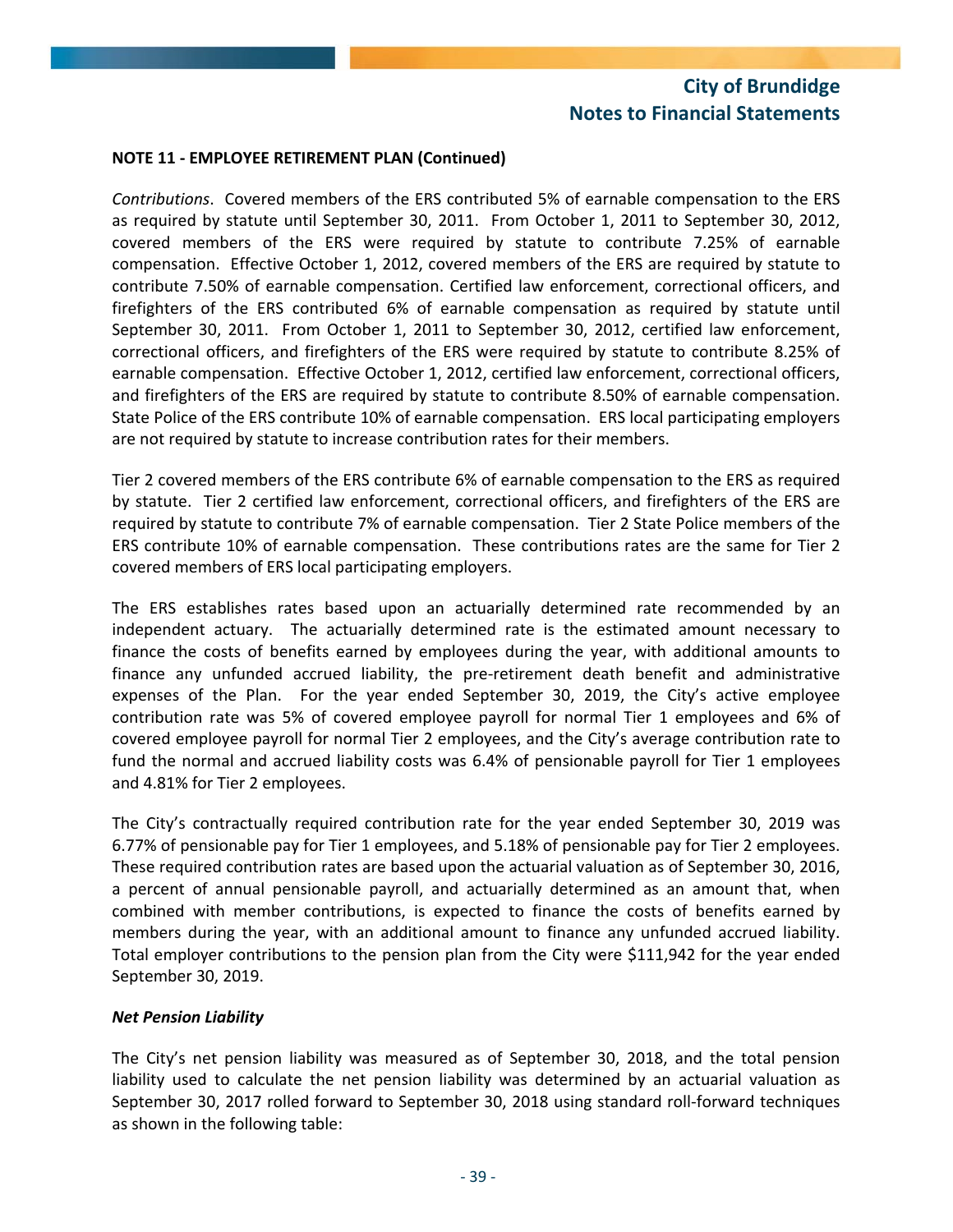**NOTE 11 - EMPLOYEE RETIREMENT PLAN (Continued)**

*Contributions*. Covered members of the ERS contributed 5% of earnable compensation to the ERS as required by statute until September 30, 2011. From October 1, 2011 to September 30, 2012, covered members of the ERS were required by statute to contribute 7.25% of earnable compensation. Effective October 1, 2012, covered members of the ERS are required by statute to contribute 7.50% of earnable compensation. Certified law enforcement, correctional officers, and firefighters of the ERS contributed 6% of earnable compensation as required by statute until September 30, 2011. From October 1, 2011 to September 30, 2012, certified law enforcement, correctional officers, and firefighters of the ERS were required by statute to contribute 8.25% of earnable compensation. Effective October 1, 2012, certified law enforcement, correctional officers, and firefighters of the ERS are required by statute to contribute 8.50% of earnable compensation. State Police of the ERS contribute 10% of earnable compensation. ERS local participating employers are not required by statute to increase contribution rates for their members.

Tier 2 covered members of the ERS contribute 6% of earnable compensation to the ERS as required by statute. Tier 2 certified law enforcement, correctional officers, and firefighters of the ERS are required by statute to contribute 7% of earnable compensation. Tier 2 State Police members of the ERS contribute 10% of earnable compensation. These contributions rates are the same for Tier 2 covered members of ERS local participating employers.

The ERS establishes rates based upon an actuarially determined rate recommended by an independent actuary. The actuarially determined rate is the estimated amount necessary to finance the costs of benefits earned by employees during the year, with additional amounts to finance any unfunded accrued liability, the pre-retirement death benefit and administrative expenses of the Plan. For the year ended September 30, 2019, the City's active employee contribution rate was 5% of covered employee payroll for normal Tier 1 employees and 6% of covered employee payroll for normal Tier 2 employees, and the City's average contribution rate to fund the normal and accrued liability costs was 6.4% of pensionable payroll for Tier 1 employees and 4.81% for Tier 2 employees.

The City's contractually required contribution rate for the year ended September 30, 2019 was 6.77% of pensionable pay for Tier 1 employees, and 5.18% of pensionable pay for Tier 2 employees. These required contribution rates are based upon the actuarial valuation as of September 30, 2016, a percent of annual pensionable payroll, and actuarially determined as an amount that, when combined with member contributions, is expected to finance the costs of benefits earned by members during the year, with an additional amount to finance any unfunded accrued liability. Total employer contributions to the pension plan from the City were $111,942 for the year ended September 30, 2019.

***Net Pension Liability***

The City's net pension liability was measured as of September 30, 2018, and the total pension liability used to calculate the net pension liability was determined by an actuarial valuation as September 30, 2017 rolled forward to September 30, 2018 using standard roll-forward techniques as shown in the following table: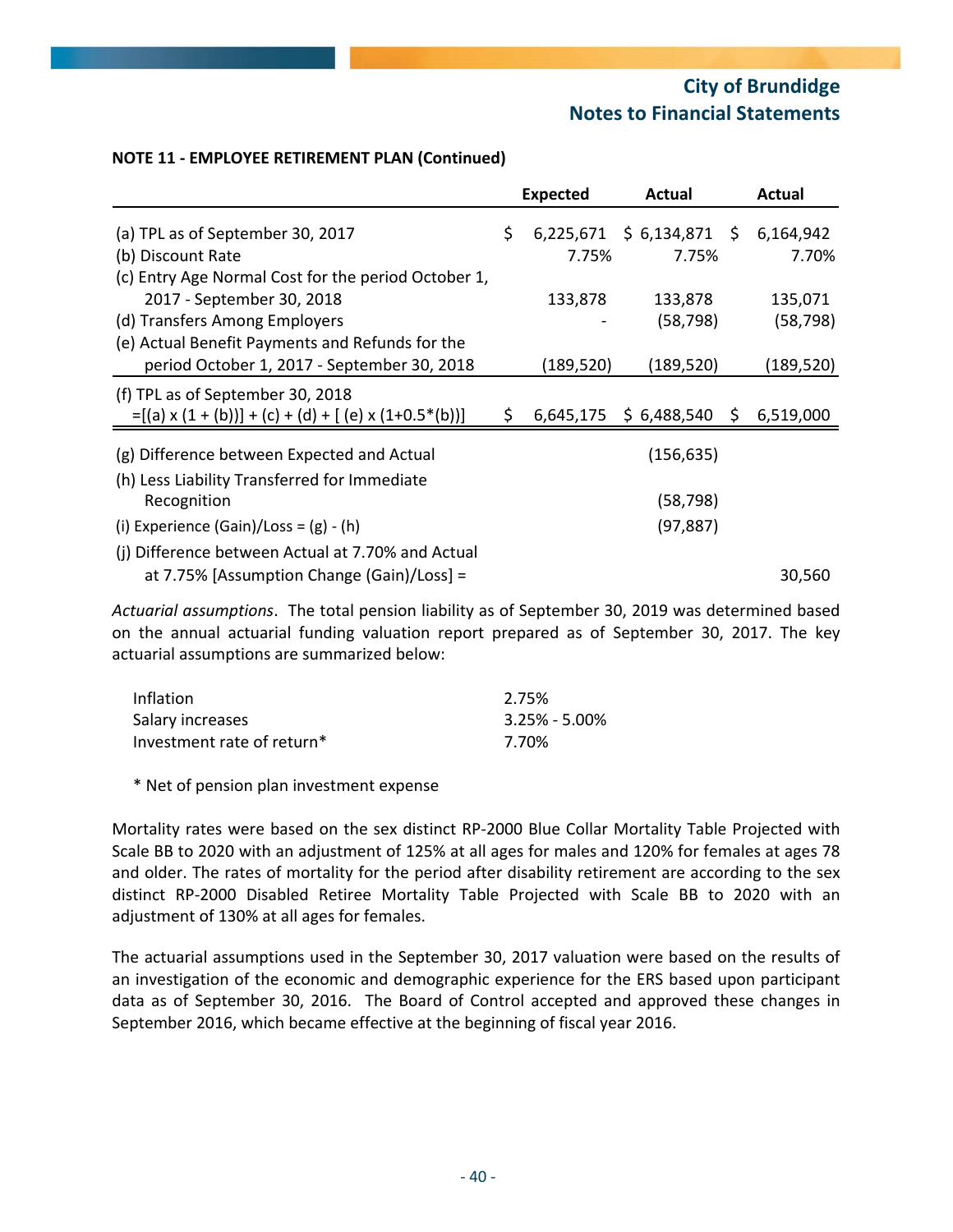## NOTE 11 - EMPLOYEE RETIREMENT PLAN (Continued)

| | Expected | Actual | Actual |
|---|---|---|---|
| (a) TPL as of September 30, 2017 | $ 6,225,671 | $ 6,134,871 | $ 6,164,942 |
| (b) Discount Rate | 7.75% | 7.75% | 7.70% |
| (c) Entry Age Normal Cost for the period October 1, 2017 - September 30, 2018 | 133,878 | 133,878 | 135,071 |
| (d) Transfers Among Employers | - | (58,798) | (58,798) |
| (e) Actual Benefit Payments and Refunds for the period October 1, 2017 - September 30, 2018 | (189,520) | (189,520) | (189,520) |
| (f) TPL as of September 30, 2018 =[(a) x (1 + (b))] + (c) + (d) + [ (e) x (1+0.5*(b))] | $ 6,645,175 | $ 6,488,540 | $ 6,519,000 |
| (g) Difference between Expected and Actual | | (156,635) | |
| (h) Less Liability Transferred for Immediate Recognition | | (58,798) | |
| (i) Experience (Gain)/Loss = (g) - (h) | | (97,887) | |
| (j) Difference between Actual at 7.70% and Actual at 7.75% [Assumption Change (Gain)/Loss] = | | | 30,560 |

*Actuarial assumptions*. The total pension liability as of September 30, 2019 was determined based on the annual actuarial funding valuation report prepared as of September 30, 2017. The key actuarial assumptions are summarized below:

| | |
|---|---|
| Inflation | 2.75% |
| Salary increases | 3.25% - 5.00% |
| Investment rate of return* | 7.70% |

\* Net of pension plan investment expense

Mortality rates were based on the sex distinct RP-2000 Blue Collar Mortality Table Projected with Scale BB to 2020 with an adjustment of 125% at all ages for males and 120% for females at ages 78 and older. The rates of mortality for the period after disability retirement are according to the sex distinct RP-2000 Disabled Retiree Mortality Table Projected with Scale BB to 2020 with an adjustment of 130% at all ages for females.

The actuarial assumptions used in the September 30, 2017 valuation were based on the results of an investigation of the economic and demographic experience for the ERS based upon participant data as of September 30, 2016. The Board of Control accepted and approved these changes in September 2016, which became effective at the beginning of fiscal year 2016.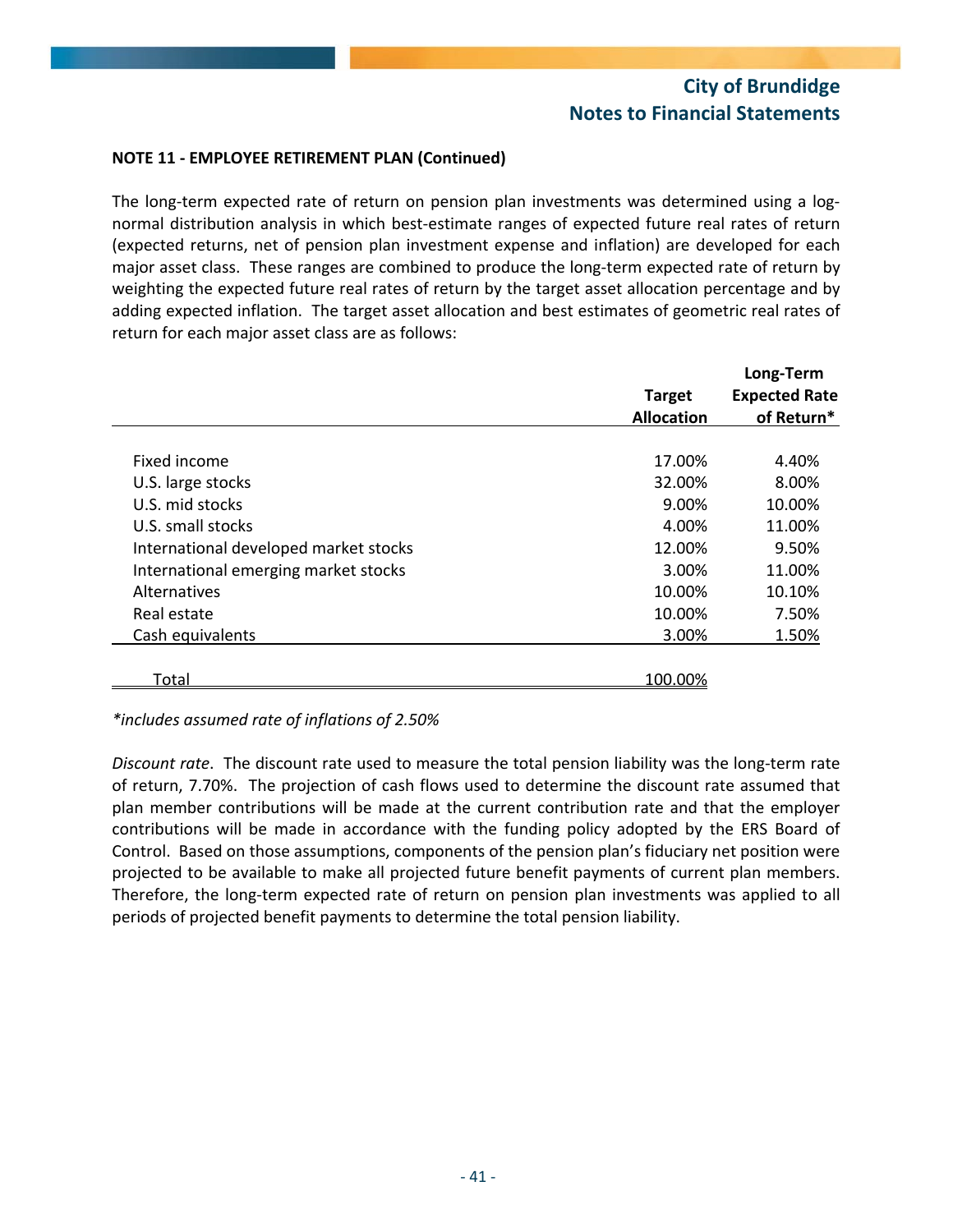**NOTE 11 - EMPLOYEE RETIREMENT PLAN (Continued)**

The long-term expected rate of return on pension plan investments was determined using a log-normal distribution analysis in which best-estimate ranges of expected future real rates of return (expected returns, net of pension plan investment expense and inflation) are developed for each major asset class. These ranges are combined to produce the long-term expected rate of return by weighting the expected future real rates of return by the target asset allocation percentage and by adding expected inflation. The target asset allocation and best estimates of geometric real rates of return for each major asset class are as follows:

| | Target Allocation | Long-Term Expected Rate of Return* |
|---|---|---|
| Fixed income | 17.00% | 4.40% |
| U.S. large stocks | 32.00% | 8.00% |
| U.S. mid stocks | 9.00% | 10.00% |
| U.S. small stocks | 4.00% | 11.00% |
| International developed market stocks | 12.00% | 9.50% |
| International emerging market stocks | 3.00% | 11.00% |
| Alternatives | 10.00% | 10.10% |
| Real estate | 10.00% | 7.50% |
| Cash equivalents | 3.00% | 1.50% |
| Total | 100.00% | |

*\*includes assumed rate of inflations of 2.50%*

*Discount rate*. The discount rate used to measure the total pension liability was the long-term rate of return, 7.70%. The projection of cash flows used to determine the discount rate assumed that plan member contributions will be made at the current contribution rate and that the employer contributions will be made in accordance with the funding policy adopted by the ERS Board of Control. Based on those assumptions, components of the pension plan's fiduciary net position were projected to be available to make all projected future benefit payments of current plan members. Therefore, the long-term expected rate of return on pension plan investments was applied to all periods of projected benefit payments to determine the total pension liability.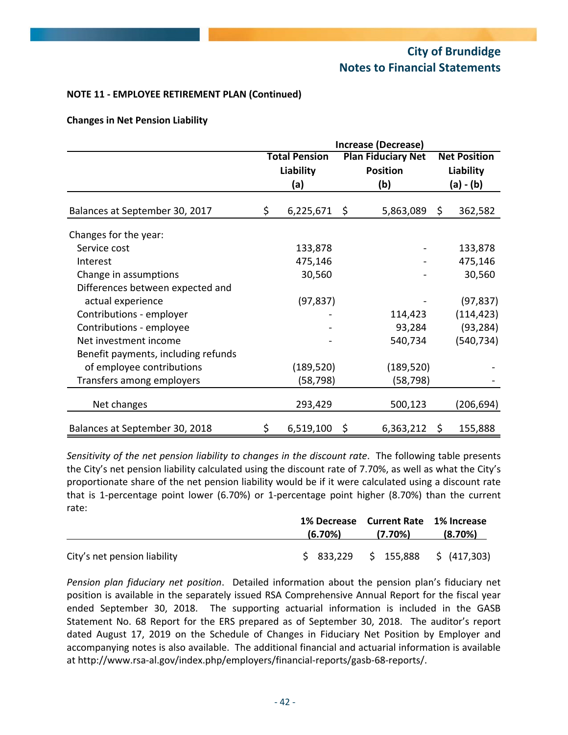**NOTE 11 - EMPLOYEE RETIREMENT PLAN (Continued)**

**Changes in Net Pension Liability**

| | Increase (Decrease) | | |
|---|---|---|---|
| | **Total Pension Liability (a)** | **Plan Fiduciary Net Position (b)** | **Net Position Liability (a) - (b)** |
| Balances at September 30, 2017 | $ 6,225,671 | $ 5,863,089 | $ 362,582 |
| Changes for the year: | | | |
| Service cost | 133,878 | - | 133,878 |
| Interest | 475,146 | - | 475,146 |
| Change in assumptions | 30,560 | - | 30,560 |
| Differences between expected and actual experience | (97,837) | - | (97,837) |
| Contributions - employer | - | 114,423 | (114,423) |
| Contributions - employee | - | 93,284 | (93,284) |
| Net investment income | - | 540,734 | (540,734) |
| Benefit payments, including refunds of employee contributions | (189,520) | (189,520) | - |
| Transfers among employers | (58,798) | (58,798) | - |
| Net changes | 293,429 | 500,123 | (206,694) |
| Balances at September 30, 2018 | $ 6,519,100 | $ 6,363,212 | $ 155,888 |

*Sensitivity of the net pension liability to changes in the discount rate*. The following table presents the City's net pension liability calculated using the discount rate of 7.70%, as well as what the City's proportionate share of the net pension liability would be if it were calculated using a discount rate that is 1-percentage point lower (6.70%) or 1-percentage point higher (8.70%) than the current rate:

| | **1% Decrease (6.70%)** | **Current Rate (7.70%)** | **1% Increase (8.70%)** |
|---|---|---|---|
| City's net pension liability | $ 833,229 | $ 155,888 | $ (417,303) |

*Pension plan fiduciary net position*. Detailed information about the pension plan's fiduciary net position is available in the separately issued RSA Comprehensive Annual Report for the fiscal year ended September 30, 2018. The supporting actuarial information is included in the GASB Statement No. 68 Report for the ERS prepared as of September 30, 2018. The auditor's report dated August 17, 2019 on the Schedule of Changes in Fiduciary Net Position by Employer and accompanying notes is also available. The additional financial and actuarial information is available at http://www.rsa-al.gov/index.php/employers/financial-reports/gasb-68-reports/.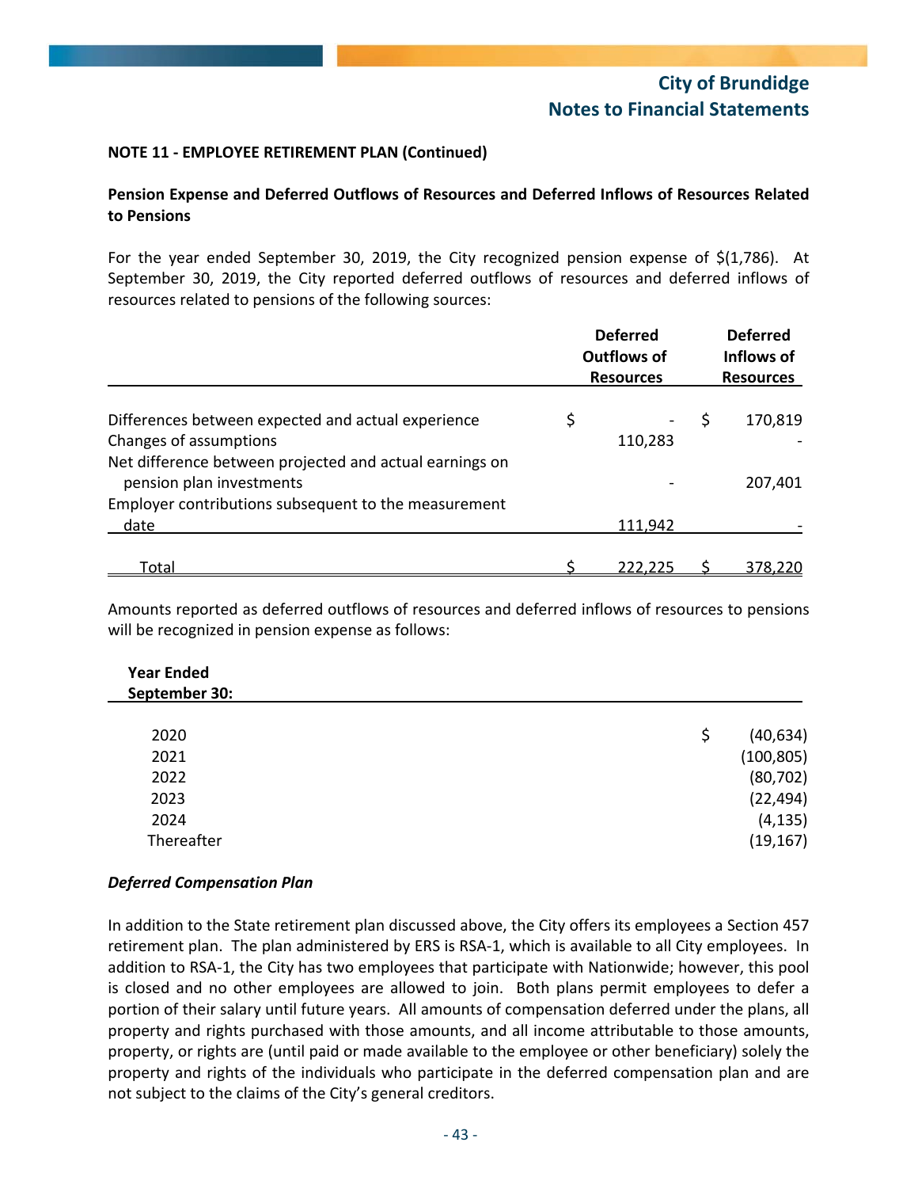### NOTE 11 - EMPLOYEE RETIREMENT PLAN (Continued)

**Pension Expense and Deferred Outflows of Resources and Deferred Inflows of Resources Related to Pensions**

For the year ended September 30, 2019, the City recognized pension expense of $(1,786). At September 30, 2019, the City reported deferred outflows of resources and deferred inflows of resources related to pensions of the following sources:

| | Deferred Outflows of Resources | Deferred Inflows of Resources |
|---|---|---|
| Differences between expected and actual experience | $ - | $ 170,819 |
| Changes of assumptions | 110,283 | - |
| Net difference between projected and actual earnings on pension plan investments | - | 207,401 |
| Employer contributions subsequent to the measurement date | 111,942 | - |
| Total | $ 222,225 | $ 378,220 |

Amounts reported as deferred outflows of resources and deferred inflows of resources to pensions will be recognized in pension expense as follows:

| Year Ended September 30: | |
|---|---|
| 2020 | $ (40,634) |
| 2021 | (100,805) |
| 2022 | (80,702) |
| 2023 | (22,494) |
| 2024 | (4,135) |
| Thereafter | (19,167) |

***Deferred Compensation Plan***

In addition to the State retirement plan discussed above, the City offers its employees a Section 457 retirement plan. The plan administered by ERS is RSA-1, which is available to all City employees. In addition to RSA-1, the City has two employees that participate with Nationwide; however, this pool is closed and no other employees are allowed to join. Both plans permit employees to defer a portion of their salary until future years. All amounts of compensation deferred under the plans, all property and rights purchased with those amounts, and all income attributable to those amounts, property, or rights are (until paid or made available to the employee or other beneficiary) solely the property and rights of the individuals who participate in the deferred compensation plan and are not subject to the claims of the City's general creditors.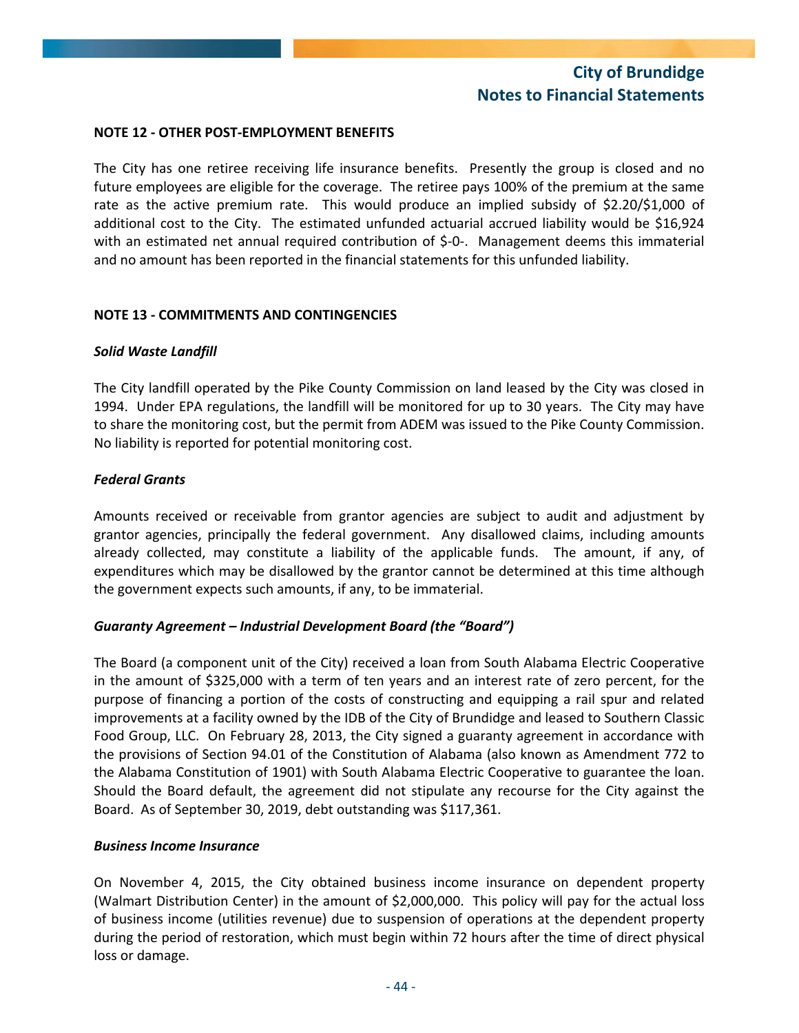**NOTE 12 - OTHER POST-EMPLOYMENT BENEFITS**

The City has one retiree receiving life insurance benefits. Presently the group is closed and no future employees are eligible for the coverage. The retiree pays 100% of the premium at the same rate as the active premium rate. This would produce an implied subsidy of $2.20/$1,000 of additional cost to the City. The estimated unfunded actuarial accrued liability would be $16,924 with an estimated net annual required contribution of $-0-. Management deems this immaterial and no amount has been reported in the financial statements for this unfunded liability.

**NOTE 13 - COMMITMENTS AND CONTINGENCIES**

***Solid Waste Landfill***

The City landfill operated by the Pike County Commission on land leased by the City was closed in 1994. Under EPA regulations, the landfill will be monitored for up to 30 years. The City may have to share the monitoring cost, but the permit from ADEM was issued to the Pike County Commission. No liability is reported for potential monitoring cost.

***Federal Grants***

Amounts received or receivable from grantor agencies are subject to audit and adjustment by grantor agencies, principally the federal government. Any disallowed claims, including amounts already collected, may constitute a liability of the applicable funds. The amount, if any, of expenditures which may be disallowed by the grantor cannot be determined at this time although the government expects such amounts, if any, to be immaterial.

***Guaranty Agreement – Industrial Development Board (the "Board")***

The Board (a component unit of the City) received a loan from South Alabama Electric Cooperative in the amount of $325,000 with a term of ten years and an interest rate of zero percent, for the purpose of financing a portion of the costs of constructing and equipping a rail spur and related improvements at a facility owned by the IDB of the City of Brundidge and leased to Southern Classic Food Group, LLC. On February 28, 2013, the City signed a guaranty agreement in accordance with the provisions of Section 94.01 of the Constitution of Alabama (also known as Amendment 772 to the Alabama Constitution of 1901) with South Alabama Electric Cooperative to guarantee the loan. Should the Board default, the agreement did not stipulate any recourse for the City against the Board. As of September 30, 2019, debt outstanding was $117,361.

***Business Income Insurance***

On November 4, 2015, the City obtained business income insurance on dependent property (Walmart Distribution Center) in the amount of $2,000,000. This policy will pay for the actual loss of business income (utilities revenue) due to suspension of operations at the dependent property during the period of restoration, which must begin within 72 hours after the time of direct physical loss or damage.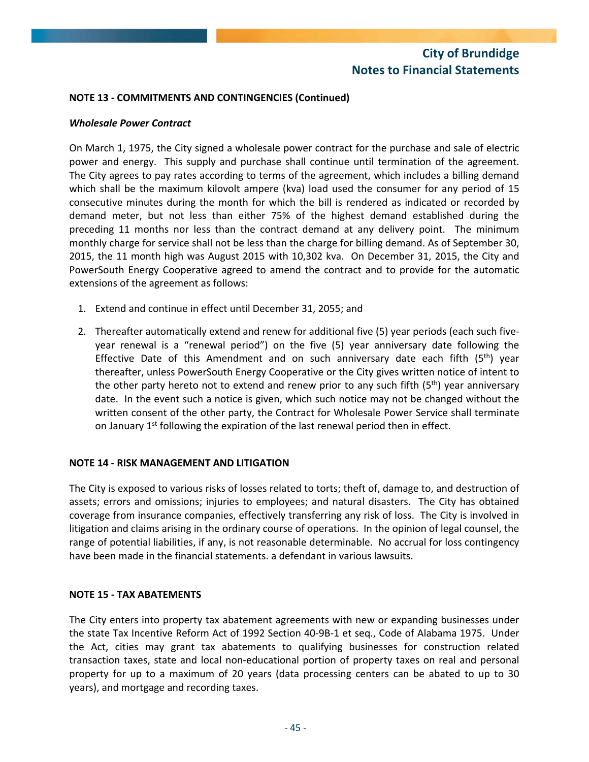**NOTE 13 - COMMITMENTS AND CONTINGENCIES (Continued)**

***Wholesale Power Contract***

On March 1, 1975, the City signed a wholesale power contract for the purchase and sale of electric power and energy. This supply and purchase shall continue until termination of the agreement. The City agrees to pay rates according to terms of the agreement, which includes a billing demand which shall be the maximum kilovolt ampere (kva) load used the consumer for any period of 15 consecutive minutes during the month for which the bill is rendered as indicated or recorded by demand meter, but not less than either 75% of the highest demand established during the preceding 11 months nor less than the contract demand at any delivery point. The minimum monthly charge for service shall not be less than the charge for billing demand. As of September 30, 2015, the 11 month high was August 2015 with 10,302 kva. On December 31, 2015, the City and PowerSouth Energy Cooperative agreed to amend the contract and to provide for the automatic extensions of the agreement as follows:

1. Extend and continue in effect until December 31, 2055; and
2. Thereafter automatically extend and renew for additional five (5) year periods (each such five-year renewal is a "renewal period") on the five (5) year anniversary date following the Effective Date of this Amendment and on such anniversary date each fifth (5th) year thereafter, unless PowerSouth Energy Cooperative or the City gives written notice of intent to the other party hereto not to extend and renew prior to any such fifth (5th) year anniversary date. In the event such a notice is given, which such notice may not be changed without the written consent of the other party, the Contract for Wholesale Power Service shall terminate on January 1st following the expiration of the last renewal period then in effect.

**NOTE 14 - RISK MANAGEMENT AND LITIGATION**

The City is exposed to various risks of losses related to torts; theft of, damage to, and destruction of assets; errors and omissions; injuries to employees; and natural disasters. The City has obtained coverage from insurance companies, effectively transferring any risk of loss. The City is involved in litigation and claims arising in the ordinary course of operations. In the opinion of legal counsel, the range of potential liabilities, if any, is not reasonable determinable. No accrual for loss contingency have been made in the financial statements. a defendant in various lawsuits.

**NOTE 15 - TAX ABATEMENTS**

The City enters into property tax abatement agreements with new or expanding businesses under the state Tax Incentive Reform Act of 1992 Section 40-9B-1 et seq., Code of Alabama 1975. Under the Act, cities may grant tax abatements to qualifying businesses for construction related transaction taxes, state and local non-educational portion of property taxes on real and personal property for up to a maximum of 20 years (data processing centers can be abated to up to 30 years), and mortgage and recording taxes.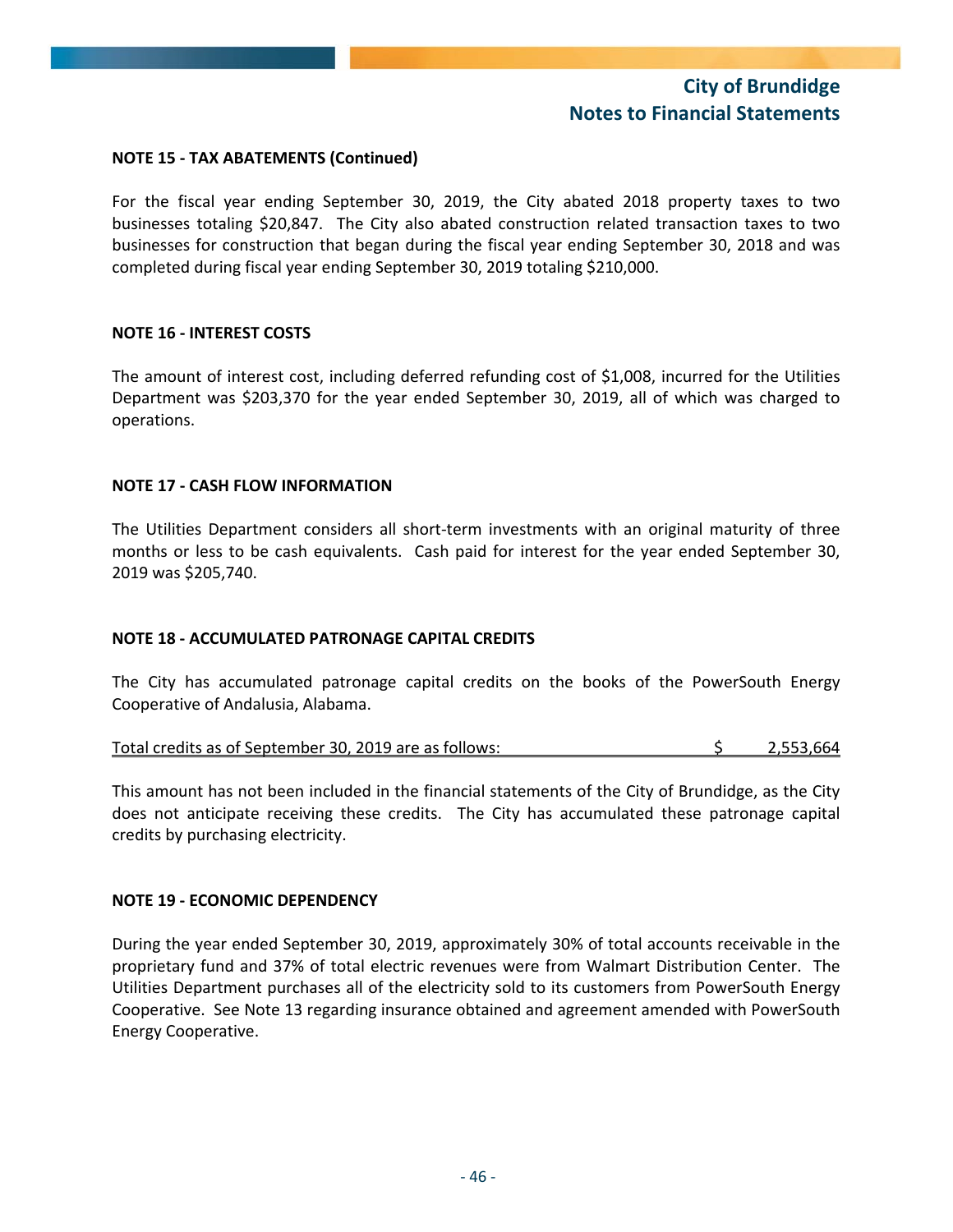**NOTE 15 - TAX ABATEMENTS (Continued)**

For the fiscal year ending September 30, 2019, the City abated 2018 property taxes to two businesses totaling $20,847. The City also abated construction related transaction taxes to two businesses for construction that began during the fiscal year ending September 30, 2018 and was completed during fiscal year ending September 30, 2019 totaling $210,000.

**NOTE 16 - INTEREST COSTS**

The amount of interest cost, including deferred refunding cost of $1,008, incurred for the Utilities Department was $203,370 for the year ended September 30, 2019, all of which was charged to operations.

**NOTE 17 - CASH FLOW INFORMATION**

The Utilities Department considers all short-term investments with an original maturity of three months or less to be cash equivalents. Cash paid for interest for the year ended September 30, 2019 was $205,740.

**NOTE 18 - ACCUMULATED PATRONAGE CAPITAL CREDITS**

The City has accumulated patronage capital credits on the books of the PowerSouth Energy Cooperative of Andalusia, Alabama.

| Total credits as of September 30, 2019 are as follows: | $ 2,553,664 |
|---|---|

This amount has not been included in the financial statements of the City of Brundidge, as the City does not anticipate receiving these credits. The City has accumulated these patronage capital credits by purchasing electricity.

**NOTE 19 - ECONOMIC DEPENDENCY**

During the year ended September 30, 2019, approximately 30% of total accounts receivable in the proprietary fund and 37% of total electric revenues were from Walmart Distribution Center. The Utilities Department purchases all of the electricity sold to its customers from PowerSouth Energy Cooperative. See Note 13 regarding insurance obtained and agreement amended with PowerSouth Energy Cooperative.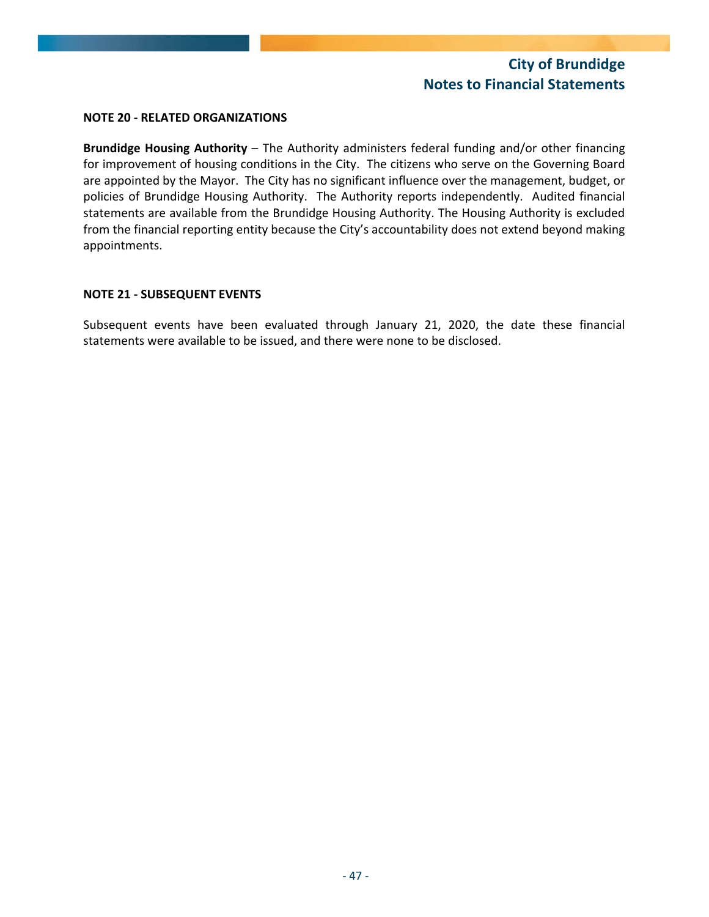## NOTE 20 - RELATED ORGANIZATIONS

**Brundidge Housing Authority** – The Authority administers federal funding and/or other financing for improvement of housing conditions in the City. The citizens who serve on the Governing Board are appointed by the Mayor. The City has no significant influence over the management, budget, or policies of Brundidge Housing Authority. The Authority reports independently. Audited financial statements are available from the Brundidge Housing Authority. The Housing Authority is excluded from the financial reporting entity because the City's accountability does not extend beyond making appointments.

## NOTE 21 - SUBSEQUENT EVENTS

Subsequent events have been evaluated through January 21, 2020, the date these financial statements were available to be issued, and there were none to be disclosed.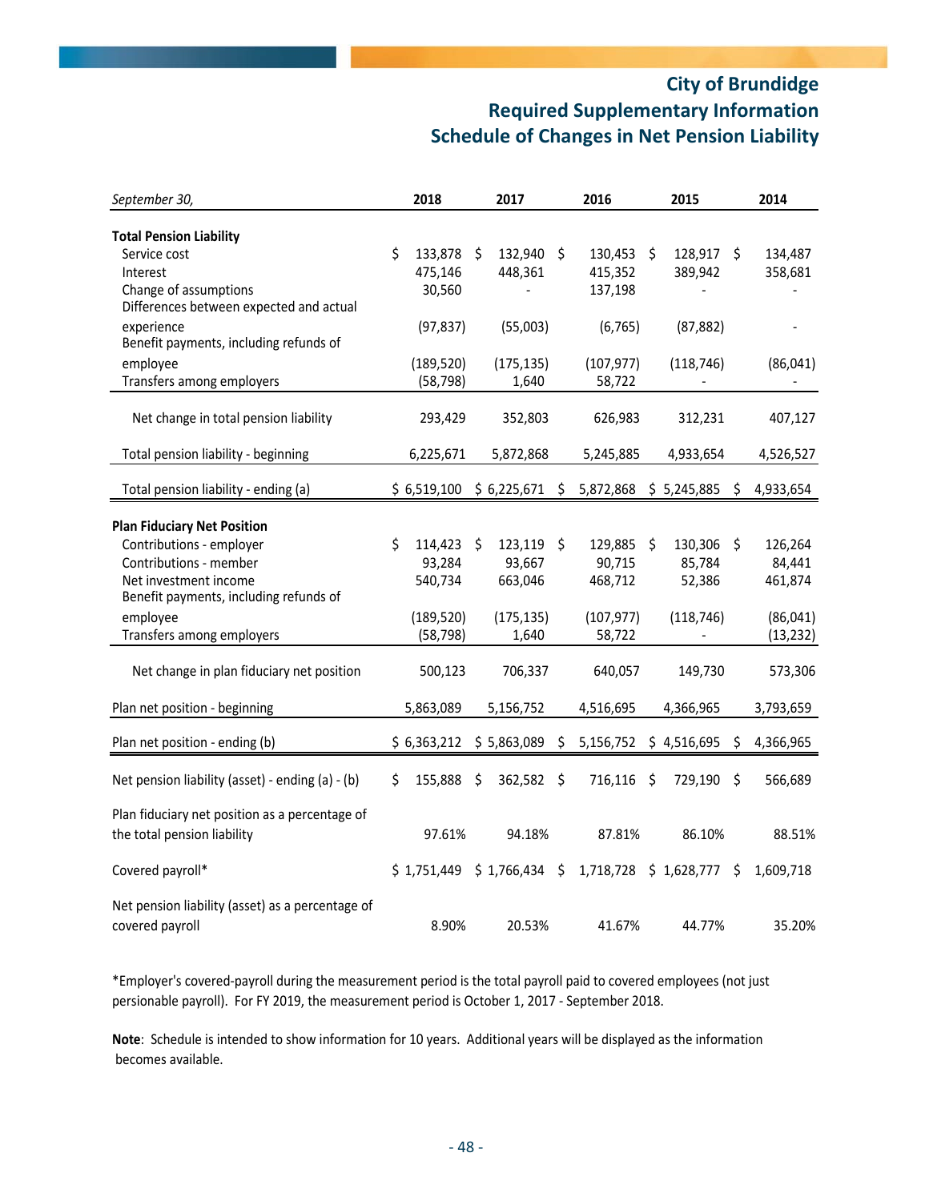# City of Brundidge
## Required Supplementary Information
## Schedule of Changes in Net Pension Liability

| *September 30,* | 2018 | 2017 | 2016 | 2015 | 2014 |
|---|---|---|---|---|---|
| **Total Pension Liability** | | | | | |
| Service cost | $ 133,878 | $ 132,940 | $ 130,453 | $ 128,917 | $ 134,487 |
| Interest | 475,146 | 448,361 | 415,352 | 389,942 | 358,681 |
| Change of assumptions | 30,560 | - | 137,198 | - | - |
| Differences between expected and actual experience | (97,837) | (55,003) | (6,765) | (87,882) | - |
| Benefit payments, including refunds of employee | (189,520) | (175,135) | (107,977) | (118,746) | (86,041) |
| Transfers among employers | (58,798) | 1,640 | 58,722 | - | - |
| Net change in total pension liability | 293,429 | 352,803 | 626,983 | 312,231 | 407,127 |
| Total pension liability - beginning | 6,225,671 | 5,872,868 | 5,245,885 | 4,933,654 | 4,526,527 |
| Total pension liability - ending (a) | $ 6,519,100 | $ 6,225,671 | $ 5,872,868 | $ 5,245,885 | $ 4,933,654 |
| **Plan Fiduciary Net Position** | | | | | |
| Contributions - employer | $ 114,423 | $ 123,119 | $ 129,885 | $ 130,306 | $ 126,264 |
| Contributions - member | 93,284 | 93,667 | 90,715 | 85,784 | 84,441 |
| Net investment income | 540,734 | 663,046 | 468,712 | 52,386 | 461,874 |
| Benefit payments, including refunds of employee | (189,520) | (175,135) | (107,977) | (118,746) | (86,041) |
| Transfers among employers | (58,798) | 1,640 | 58,722 | - | (13,232) |
| Net change in plan fiduciary net position | 500,123 | 706,337 | 640,057 | 149,730 | 573,306 |
| Plan net position - beginning | 5,863,089 | 5,156,752 | 4,516,695 | 4,366,965 | 3,793,659 |
| Plan net position - ending (b) | $ 6,363,212 | $ 5,863,089 | $ 5,156,752 | $ 4,516,695 | $ 4,366,965 |
| Net pension liability (asset) - ending (a) - (b) | $ 155,888 | $ 362,582 | $ 716,116 | $ 729,190 | $ 566,689 |
| Plan fiduciary net position as a percentage of the total pension liability | 97.61% | 94.18% | 87.81% | 86.10% | 88.51% |
| Covered payroll* | $ 1,751,449 | $ 1,766,434 | $ 1,718,728 | $ 1,628,777 | $ 1,609,718 |
| Net pension liability (asset) as a percentage of covered payroll | 8.90% | 20.53% | 41.67% | 44.77% | 35.20% |

*Employer's covered-payroll during the measurement period is the total payroll paid to covered employees (not just persionable payroll). For FY 2019, the measurement period is October 1, 2017 - September 2018.

**Note**: Schedule is intended to show information for 10 years. Additional years will be displayed as the information becomes available.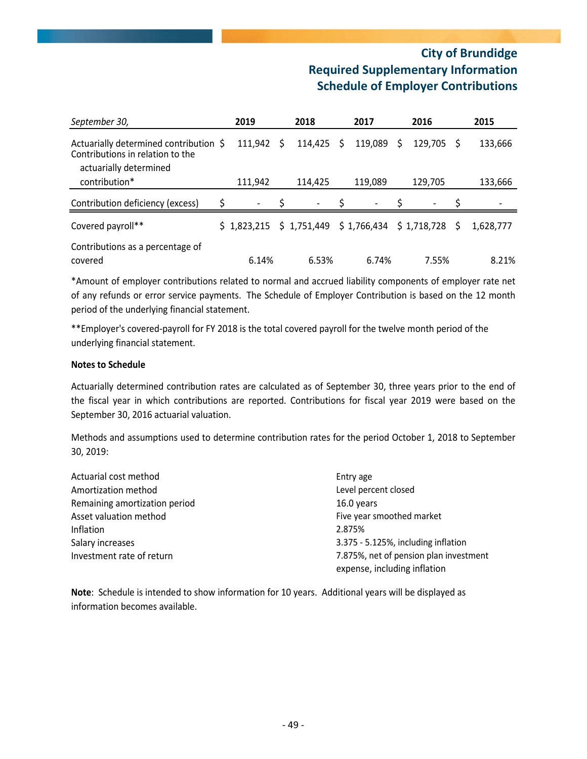# City of Brundidge
## Required Supplementary Information
## Schedule of Employer Contributions

| *September 30,* | 2019 | 2018 | 2017 | 2016 | 2015 |
|---|---|---|---|---|---|
| Actuarially determined contribution | $ 111,942 | $ 114,425 | $ 119,089 | $ 129,705 | $ 133,666 |
| Contributions in relation to the actuarially determined contribution* | 111,942 | 114,425 | 119,089 | 129,705 | 133,666 |
| Contribution deficiency (excess) | $ - | $ - | $ - | $ - | $ - |
| Covered payroll** | $ 1,823,215 | $ 1,751,449 | $ 1,766,434 | $ 1,718,728 | $ 1,628,777 |
| Contributions as a percentage of covered | 6.14% | 6.53% | 6.74% | 7.55% | 8.21% |

*Amount of employer contributions related to normal and accrued liability components of employer rate net of any refunds or error service payments. The Schedule of Employer Contribution is based on the 12 month period of the underlying financial statement.

**Employer's covered-payroll for FY 2018 is the total covered payroll for the twelve month period of the underlying financial statement.

**Notes to Schedule**

Actuarially determined contribution rates are calculated as of September 30, three years prior to the end of the fiscal year in which contributions are reported. Contributions for fiscal year 2019 were based on the September 30, 2016 actuarial valuation.

Methods and assumptions used to determine contribution rates for the period October 1, 2018 to September 30, 2019:

| | |
|---|---|
| Actuarial cost method | Entry age |
| Amortization method | Level percent closed |
| Remaining amortization period | 16.0 years |
| Asset valuation method | Five year smoothed market |
| Inflation | 2.875% |
| Salary increases | 3.375 - 5.125%, including inflation |
| Investment rate of return | 7.875%, net of pension plan investment expense, including inflation |

**Note**: Schedule is intended to show information for 10 years. Additional years will be displayed as information becomes available.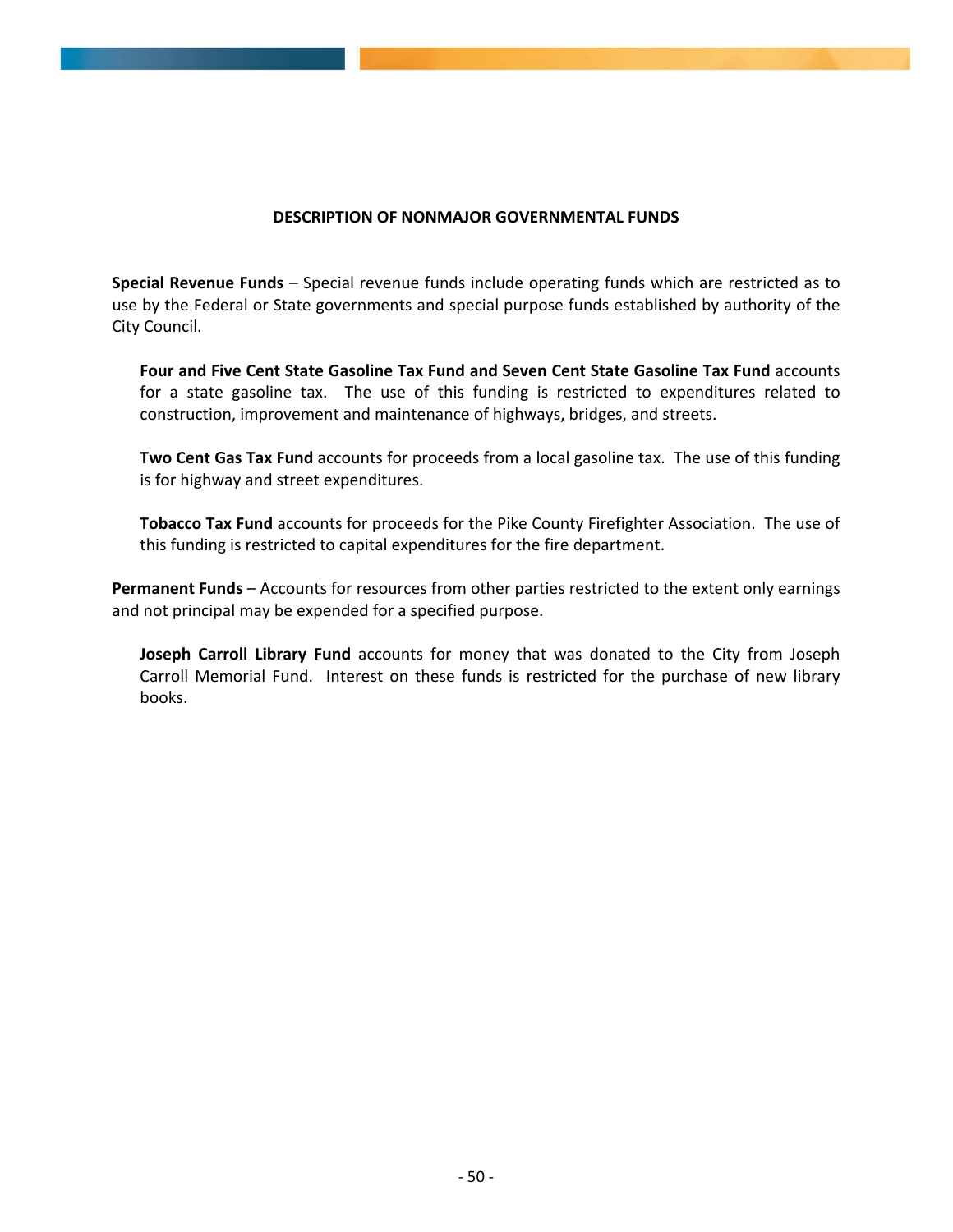# DESCRIPTION OF NONMAJOR GOVERNMENTAL FUNDS

**Special Revenue Funds** – Special revenue funds include operating funds which are restricted as to use by the Federal or State governments and special purpose funds established by authority of the City Council.

**Four and Five Cent State Gasoline Tax Fund and Seven Cent State Gasoline Tax Fund** accounts for a state gasoline tax. The use of this funding is restricted to expenditures related to construction, improvement and maintenance of highways, bridges, and streets.

**Two Cent Gas Tax Fund** accounts for proceeds from a local gasoline tax. The use of this funding is for highway and street expenditures.

**Tobacco Tax Fund** accounts for proceeds for the Pike County Firefighter Association. The use of this funding is restricted to capital expenditures for the fire department.

**Permanent Funds** – Accounts for resources from other parties restricted to the extent only earnings and not principal may be expended for a specified purpose.

**Joseph Carroll Library Fund** accounts for money that was donated to the City from Joseph Carroll Memorial Fund. Interest on these funds is restricted for the purchase of new library books.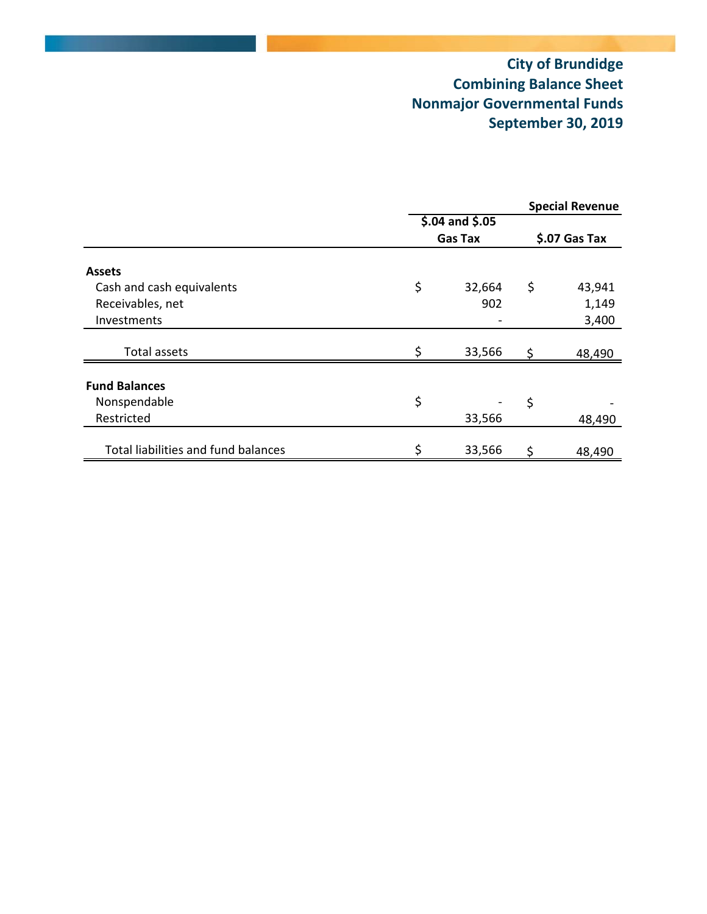# City of Brundidge
# Combining Balance Sheet
# Nonmajor Governmental Funds
# September 30, 2019

| | Special Revenue | |
|---|---|---|
| | $.04 and $.05 Gas Tax | $.07 Gas Tax |
| **Assets** | | |
| Cash and cash equivalents | $ 32,664 | $ 43,941 |
| Receivables, net | 902 | 1,149 |
| Investments | - | 3,400 |
| Total assets | $ 33,566 | $ 48,490 |
| **Fund Balances** | | |
| Nonspendable | $ - | $ - |
| Restricted | 33,566 | 48,490 |
| Total liabilities and fund balances | $ 33,566 | $ 48,490 |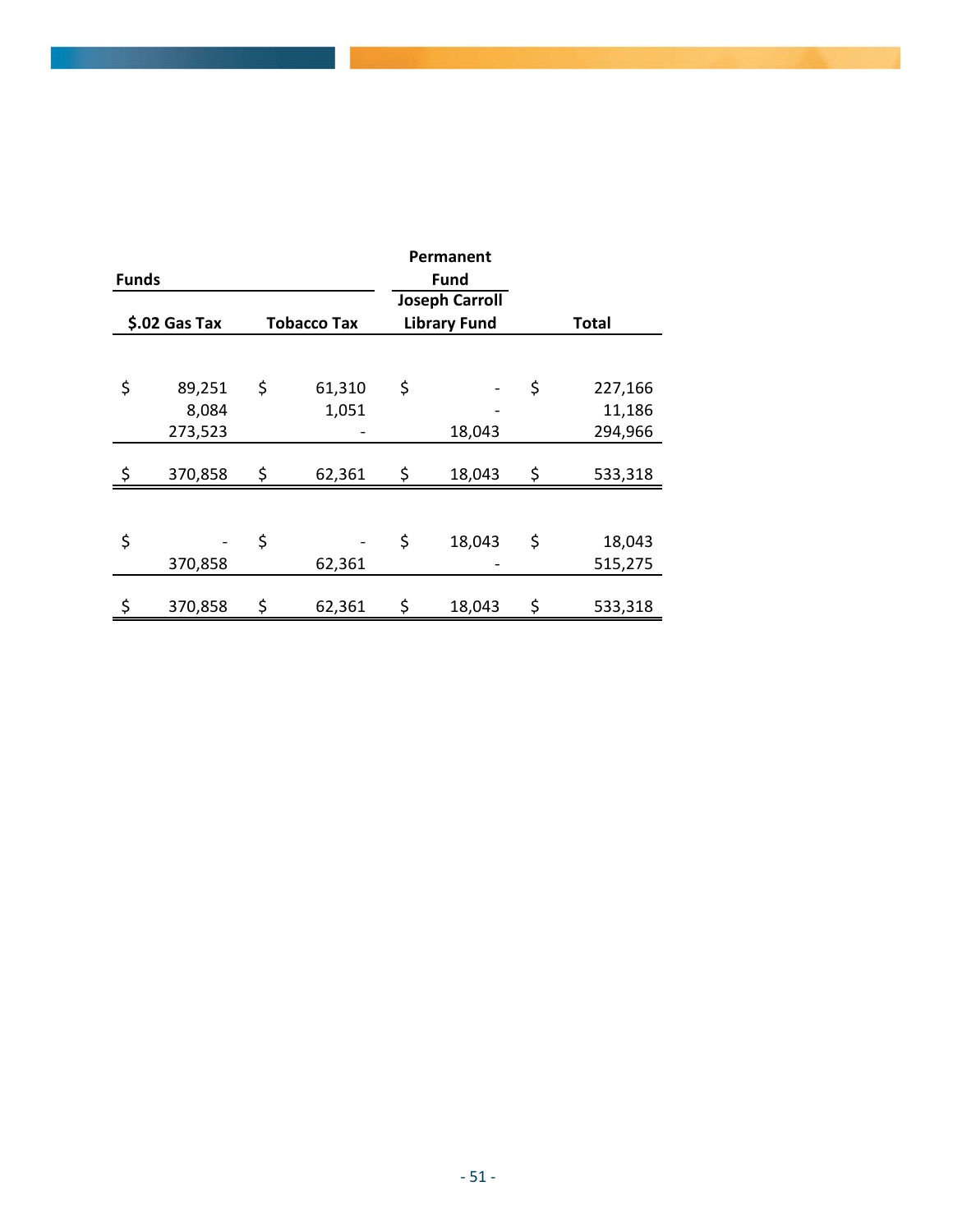| Funds | | Permanent Fund | |
|---|---|---|---|
| $.02 Gas Tax | Tobacco Tax | Joseph Carroll Library Fund | Total |
| | | | |
| $ 89,251 | $ 61,310 | $ - | $ 227,166 |
| 8,084 | 1,051 | - | 11,186 |
| 273,523 | - | 18,043 | 294,966 |
| $ 370,858 | $ 62,361 | $ 18,043 | $ 533,318 |
| | | | |
| $ - | $ - | $ 18,043 | $ 18,043 |
| 370,858 | 62,361 | - | 515,275 |
| $ 370,858 | $ 62,361 | $ 18,043 | $ 533,318 |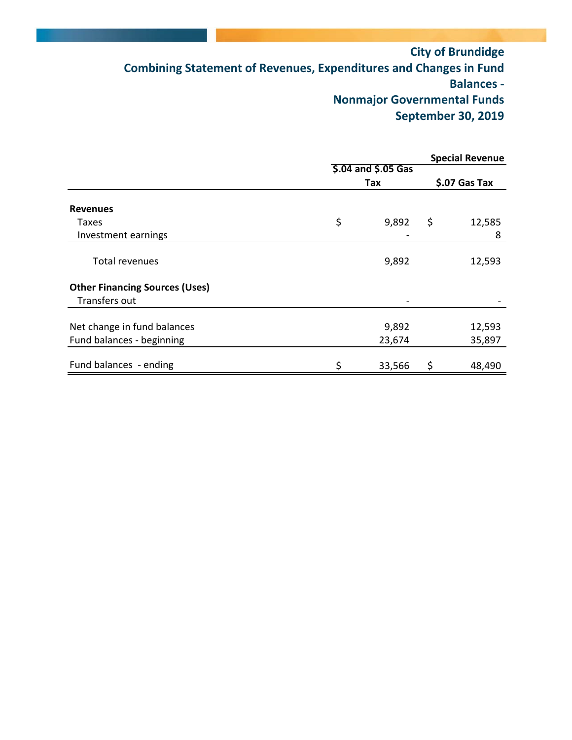# City of Brundidge

## Combining Statement of Revenues, Expenditures and Changes in Fund Balances - Nonmajor Governmental Funds

## September 30, 2019

| | Special Revenue | |
|---|---|---|
| | $.04 and $.05 Gas Tax | $.07 Gas Tax |
| **Revenues** | | |
| Taxes | $ 9,892 | $ 12,585 |
| Investment earnings | - | 8 |
| Total revenues | 9,892 | 12,593 |
| **Other Financing Sources (Uses)** | | |
| Transfers out | - | - |
| Net change in fund balances | 9,892 | 12,593 |
| Fund balances - beginning | 23,674 | 35,897 |
| Fund balances - ending | $ 33,566 | $ 48,490 |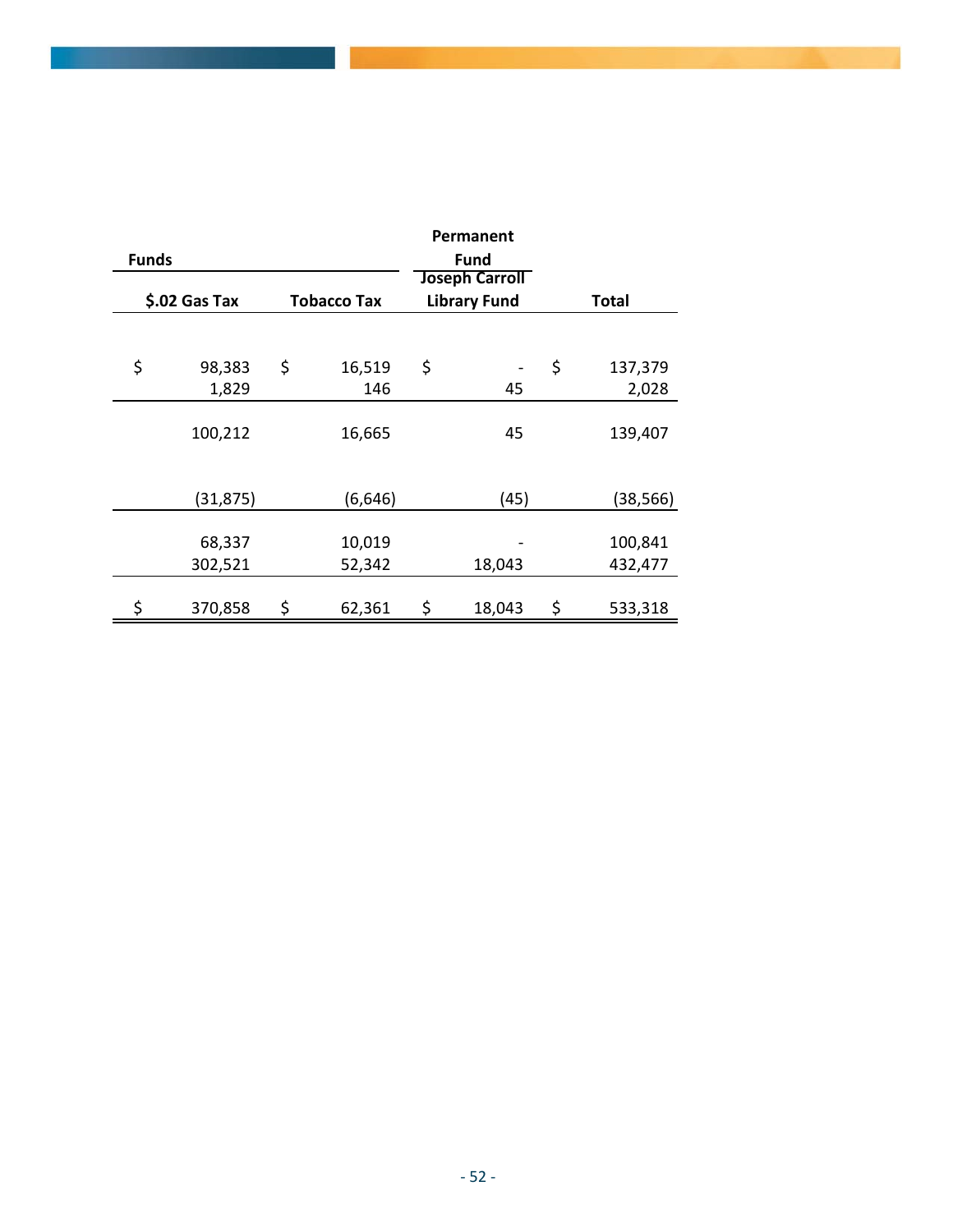| Funds | | Permanent Fund | |
|---|---|---|---|
| $.02 Gas Tax | Tobacco Tax | Joseph Carroll Library Fund | Total |
| | | | |
| $ 98,383 | $ 16,519 | $ - | $ 137,379 |
| 1,829 | 146 | 45 | 2,028 |
| 100,212 | 16,665 | 45 | 139,407 |
| (31,875) | (6,646) | (45) | (38,566) |
| 68,337 | 10,019 | - | 100,841 |
| 302,521 | 52,342 | 18,043 | 432,477 |
| $ 370,858 | $ 62,361 | $ 18,043 | $ 533,318 |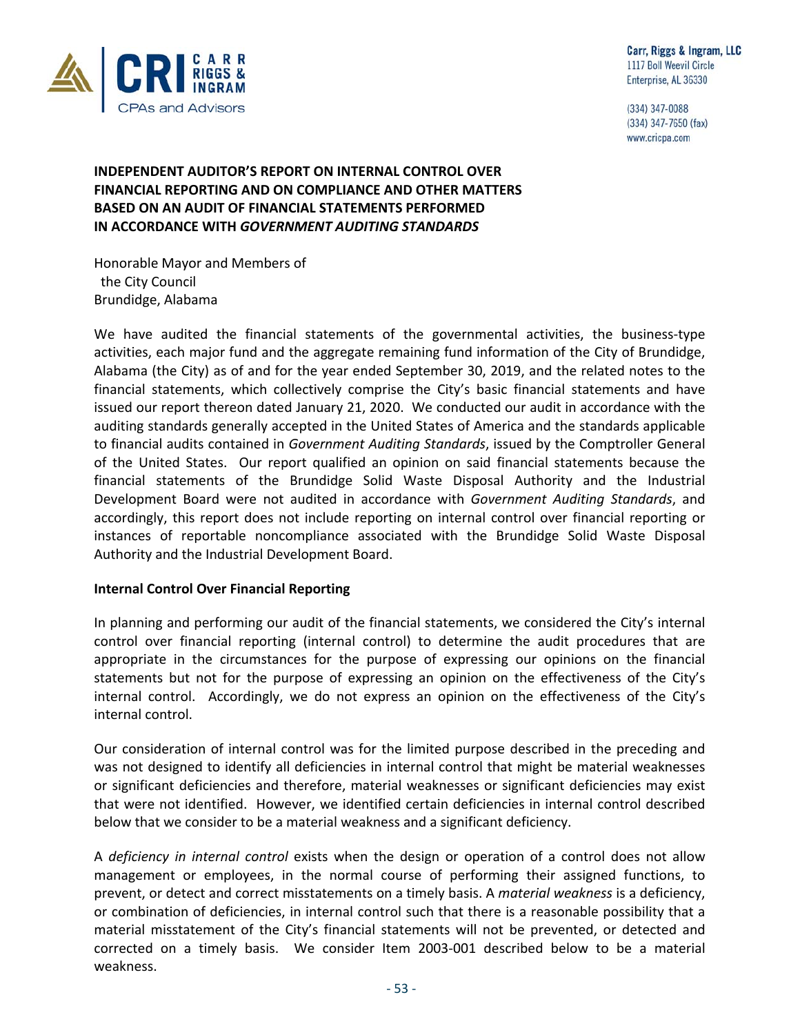Carr, Riggs & Ingram, LLC
1117 Boll Weevil Circle
Enterprise, AL 36330

(334) 347-0088
(334) 347-7650 (fax)
www.cricpa.com

**INDEPENDENT AUDITOR'S REPORT ON INTERNAL CONTROL OVER FINANCIAL REPORTING AND ON COMPLIANCE AND OTHER MATTERS BASED ON AN AUDIT OF FINANCIAL STATEMENTS PERFORMED IN ACCORDANCE WITH *GOVERNMENT AUDITING STANDARDS***

Honorable Mayor and Members of
the City Council
Brundidge, Alabama

We have audited the financial statements of the governmental activities, the business-type activities, each major fund and the aggregate remaining fund information of the City of Brundidge, Alabama (the City) as of and for the year ended September 30, 2019, and the related notes to the financial statements, which collectively comprise the City's basic financial statements and have issued our report thereon dated January 21, 2020. We conducted our audit in accordance with the auditing standards generally accepted in the United States of America and the standards applicable to financial audits contained in *Government Auditing Standards*, issued by the Comptroller General of the United States. Our report qualified an opinion on said financial statements because the financial statements of the Brundidge Solid Waste Disposal Authority and the Industrial Development Board were not audited in accordance with *Government Auditing Standards*, and accordingly, this report does not include reporting on internal control over financial reporting or instances of reportable noncompliance associated with the Brundidge Solid Waste Disposal Authority and the Industrial Development Board.

**Internal Control Over Financial Reporting**

In planning and performing our audit of the financial statements, we considered the City's internal control over financial reporting (internal control) to determine the audit procedures that are appropriate in the circumstances for the purpose of expressing our opinions on the financial statements but not for the purpose of expressing an opinion on the effectiveness of the City's internal control. Accordingly, we do not express an opinion on the effectiveness of the City's internal control.

Our consideration of internal control was for the limited purpose described in the preceding and was not designed to identify all deficiencies in internal control that might be material weaknesses or significant deficiencies and therefore, material weaknesses or significant deficiencies may exist that were not identified. However, we identified certain deficiencies in internal control described below that we consider to be a material weakness and a significant deficiency.

A *deficiency in internal control* exists when the design or operation of a control does not allow management or employees, in the normal course of performing their assigned functions, to prevent, or detect and correct misstatements on a timely basis. A *material weakness* is a deficiency, or combination of deficiencies, in internal control such that there is a reasonable possibility that a material misstatement of the City's financial statements will not be prevented, or detected and corrected on a timely basis. We consider Item 2003-001 described below to be a material weakness.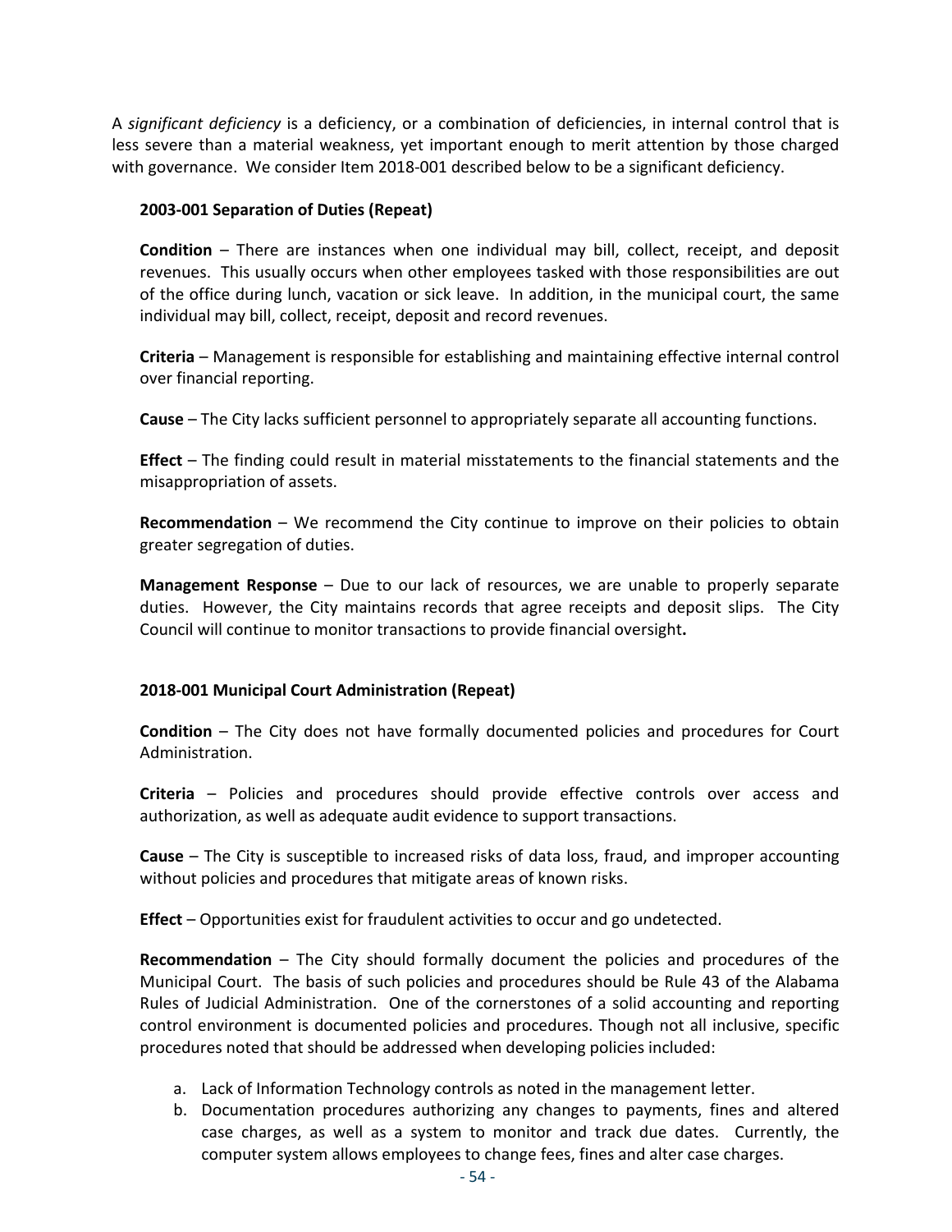A *significant deficiency* is a deficiency, or a combination of deficiencies, in internal control that is less severe than a material weakness, yet important enough to merit attention by those charged with governance. We consider Item 2018-001 described below to be a significant deficiency.

**2003-001 Separation of Duties (Repeat)**

**Condition** – There are instances when one individual may bill, collect, receipt, and deposit revenues. This usually occurs when other employees tasked with those responsibilities are out of the office during lunch, vacation or sick leave. In addition, in the municipal court, the same individual may bill, collect, receipt, deposit and record revenues.

**Criteria** – Management is responsible for establishing and maintaining effective internal control over financial reporting.

**Cause** – The City lacks sufficient personnel to appropriately separate all accounting functions.

**Effect** – The finding could result in material misstatements to the financial statements and the misappropriation of assets.

**Recommendation** – We recommend the City continue to improve on their policies to obtain greater segregation of duties.

**Management Response** – Due to our lack of resources, we are unable to properly separate duties. However, the City maintains records that agree receipts and deposit slips. The City Council will continue to monitor transactions to provide financial oversight**.**

**2018-001 Municipal Court Administration (Repeat)**

**Condition** – The City does not have formally documented policies and procedures for Court Administration.

**Criteria** – Policies and procedures should provide effective controls over access and authorization, as well as adequate audit evidence to support transactions.

**Cause** – The City is susceptible to increased risks of data loss, fraud, and improper accounting without policies and procedures that mitigate areas of known risks.

**Effect** – Opportunities exist for fraudulent activities to occur and go undetected.

**Recommendation** – The City should formally document the policies and procedures of the Municipal Court. The basis of such policies and procedures should be Rule 43 of the Alabama Rules of Judicial Administration. One of the cornerstones of a solid accounting and reporting control environment is documented policies and procedures. Though not all inclusive, specific procedures noted that should be addressed when developing policies included:

a. Lack of Information Technology controls as noted in the management letter.
b. Documentation procedures authorizing any changes to payments, fines and altered case charges, as well as a system to monitor and track due dates. Currently, the computer system allows employees to change fees, fines and alter case charges.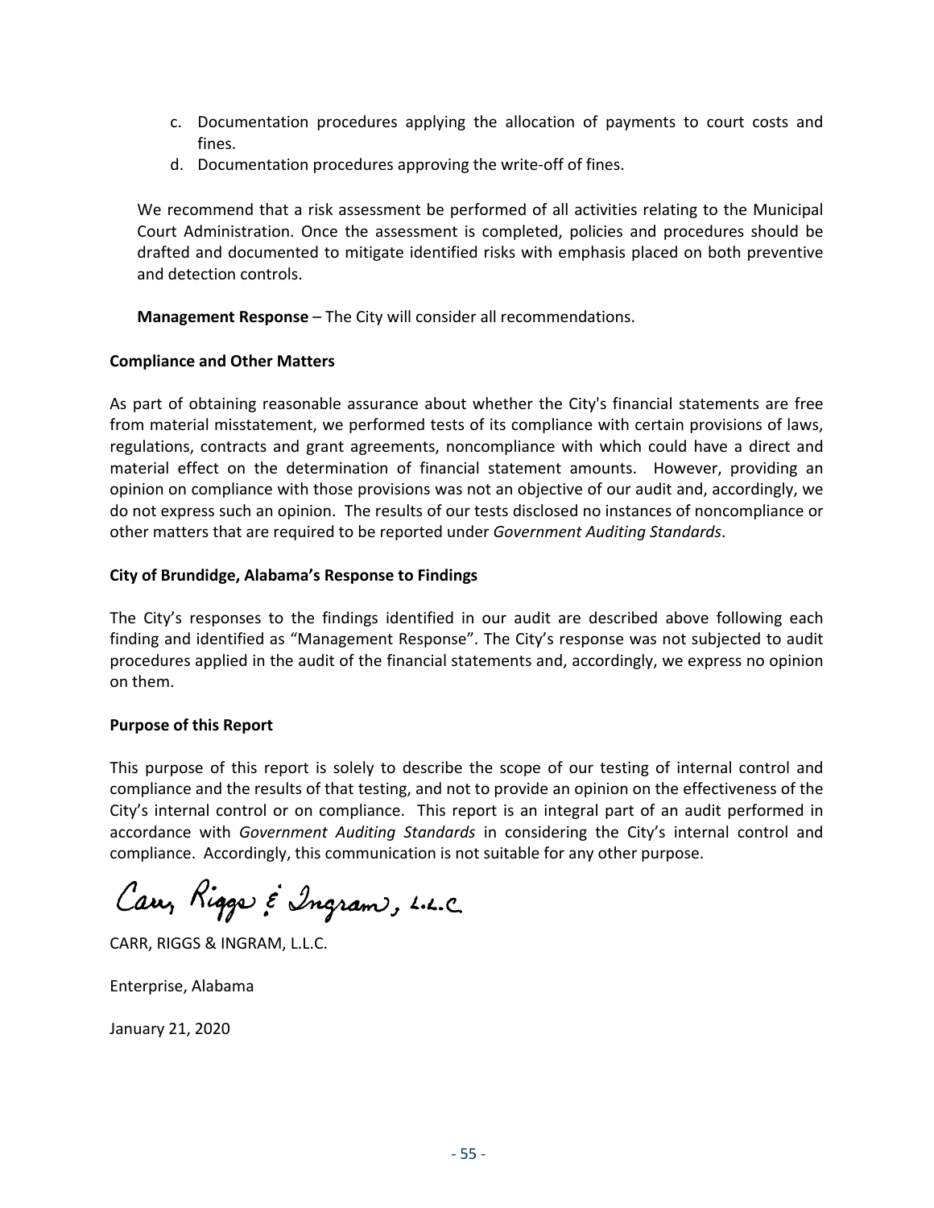c. Documentation procedures applying the allocation of payments to court costs and fines.
d. Documentation procedures approving the write-off of fines.

We recommend that a risk assessment be performed of all activities relating to the Municipal Court Administration. Once the assessment is completed, policies and procedures should be drafted and documented to mitigate identified risks with emphasis placed on both preventive and detection controls.

**Management Response** – The City will consider all recommendations.

**Compliance and Other Matters**

As part of obtaining reasonable assurance about whether the City's financial statements are free from material misstatement, we performed tests of its compliance with certain provisions of laws, regulations, contracts and grant agreements, noncompliance with which could have a direct and material effect on the determination of financial statement amounts. However, providing an opinion on compliance with those provisions was not an objective of our audit and, accordingly, we do not express such an opinion. The results of our tests disclosed no instances of noncompliance or other matters that are required to be reported under *Government Auditing Standards*.

**City of Brundidge, Alabama's Response to Findings**

The City's responses to the findings identified in our audit are described above following each finding and identified as "Management Response". The City's response was not subjected to audit procedures applied in the audit of the financial statements and, accordingly, we express no opinion on them.

**Purpose of this Report**

This purpose of this report is solely to describe the scope of our testing of internal control and compliance and the results of that testing, and not to provide an opinion on the effectiveness of the City's internal control or on compliance. This report is an integral part of an audit performed in accordance with *Government Auditing Standards* in considering the City's internal control and compliance. Accordingly, this communication is not suitable for any other purpose.

Carr, Riggs & Ingram, L.L.C.

CARR, RIGGS & INGRAM, L.L.C.

Enterprise, Alabama

January 21, 2020